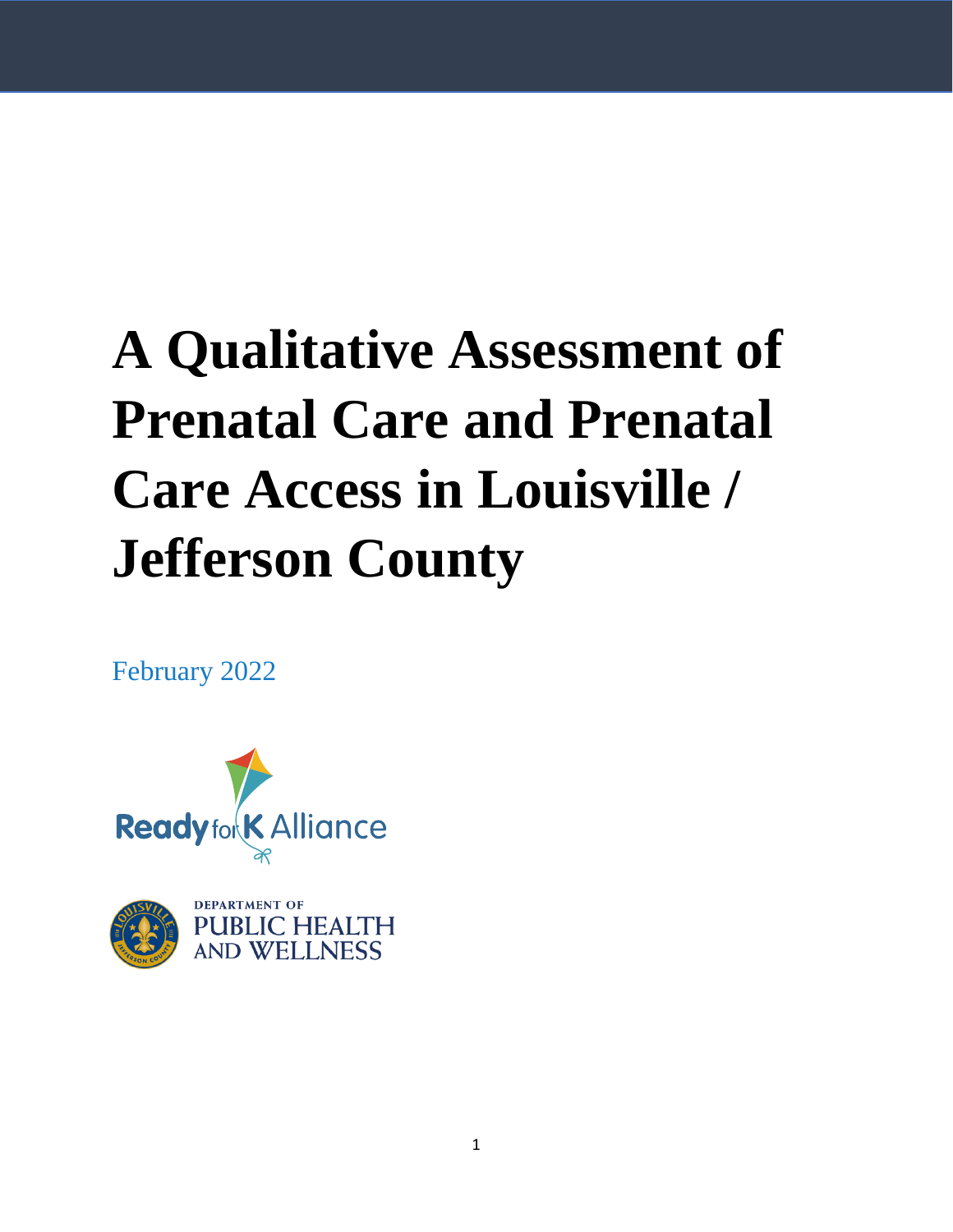# A Qualitative Assessment of Prenatal Care and Prenatal Care Access in Louisville / Jefferson County

February 2022

Ready for K Alliance

DEPARTMENT OF PUBLIC HEALTH AND WELLNESS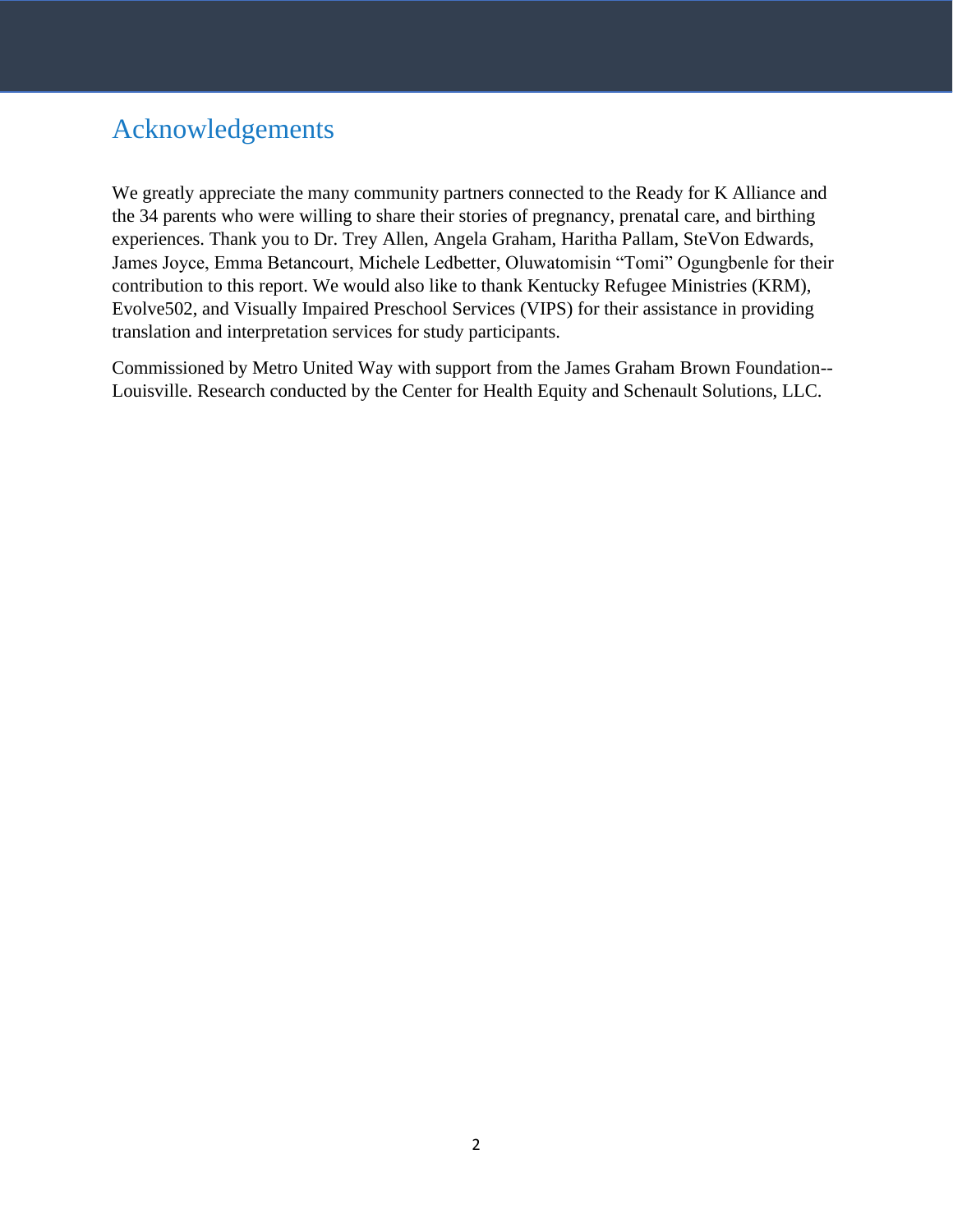# Acknowledgements

We greatly appreciate the many community partners connected to the Ready for K Alliance and the 34 parents who were willing to share their stories of pregnancy, prenatal care, and birthing experiences. Thank you to Dr. Trey Allen, Angela Graham, Haritha Pallam, SteVon Edwards, James Joyce, Emma Betancourt, Michele Ledbetter, Oluwatomisin "Tomi" Ogungbenle for their contribution to this report. We would also like to thank Kentucky Refugee Ministries (KRM), Evolve502, and Visually Impaired Preschool Services (VIPS) for their assistance in providing translation and interpretation services for study participants.

Commissioned by Metro United Way with support from the James Graham Brown Foundation--Louisville. Research conducted by the Center for Health Equity and Schenault Solutions, LLC.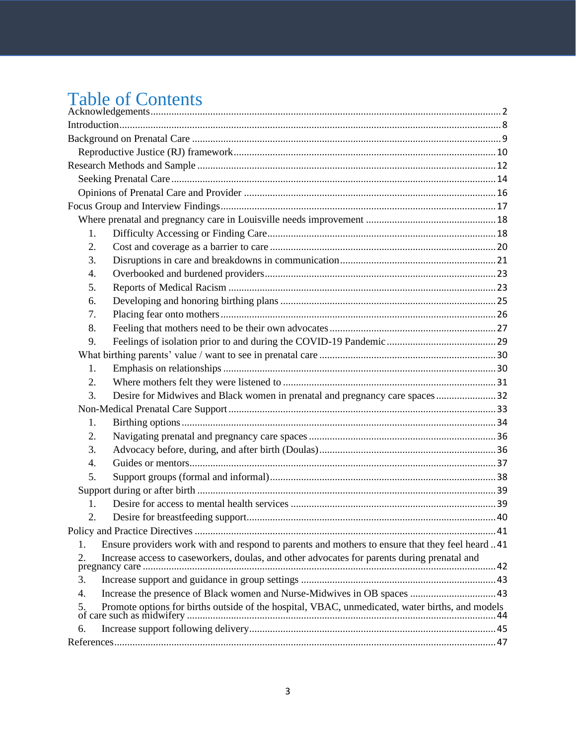# Table of Contents

Acknowledgements ..... 2

Introduction ..... 8

Background on Prenatal Care ..... 9

- Reproductive Justice (RJ) framework ..... 10

Research Methods and Sample ..... 12

- Seeking Prenatal Care ..... 14
- Opinions of Prenatal Care and Provider ..... 16

Focus Group and Interview Findings ..... 17

- Where prenatal and pregnancy care in Louisville needs improvement ..... 18
  1. Difficulty Accessing or Finding Care ..... 18
  2. Cost and coverage as a barrier to care ..... 20
  3. Disruptions in care and breakdowns in communication ..... 21
  4. Overbooked and burdened providers ..... 23
  5. Reports of Medical Racism ..... 23
  6. Developing and honoring birthing plans ..... 25
  7. Placing fear onto mothers ..... 26
  8. Feeling that mothers need to be their own advocates ..... 27
  9. Feelings of isolation prior to and during the COVID-19 Pandemic ..... 29
- What birthing parents' value / want to see in prenatal care ..... 30
  1. Emphasis on relationships ..... 30
  2. Where mothers felt they were listened to ..... 31
  3. Desire for Midwives and Black women in prenatal and pregnancy care spaces ..... 32
- Non-Medical Prenatal Care Support ..... 33
  1. Birthing options ..... 34
  2. Navigating prenatal and pregnancy care spaces ..... 36
  3. Advocacy before, during, and after birth (Doulas) ..... 36
  4. Guides or mentors ..... 37
  5. Support groups (formal and informal) ..... 38
- Support during or after birth ..... 39
  1. Desire for access to mental health services ..... 39
  2. Desire for breastfeeding support ..... 40

Policy and Practice Directives ..... 41

1. Ensure providers work with and respond to parents and mothers to ensure that they feel heard ..... 41
2. Increase access to caseworkers, doulas, and other advocates for parents during prenatal and pregnancy care ..... 42
3. Increase support and guidance in group settings ..... 43
4. Increase the presence of Black women and Nurse-Midwives in OB spaces ..... 43
5. Promote options for births outside of the hospital, VBAC, unmedicated, water births, and models of care such as midwifery ..... 44
6. Increase support following delivery ..... 45

References ..... 47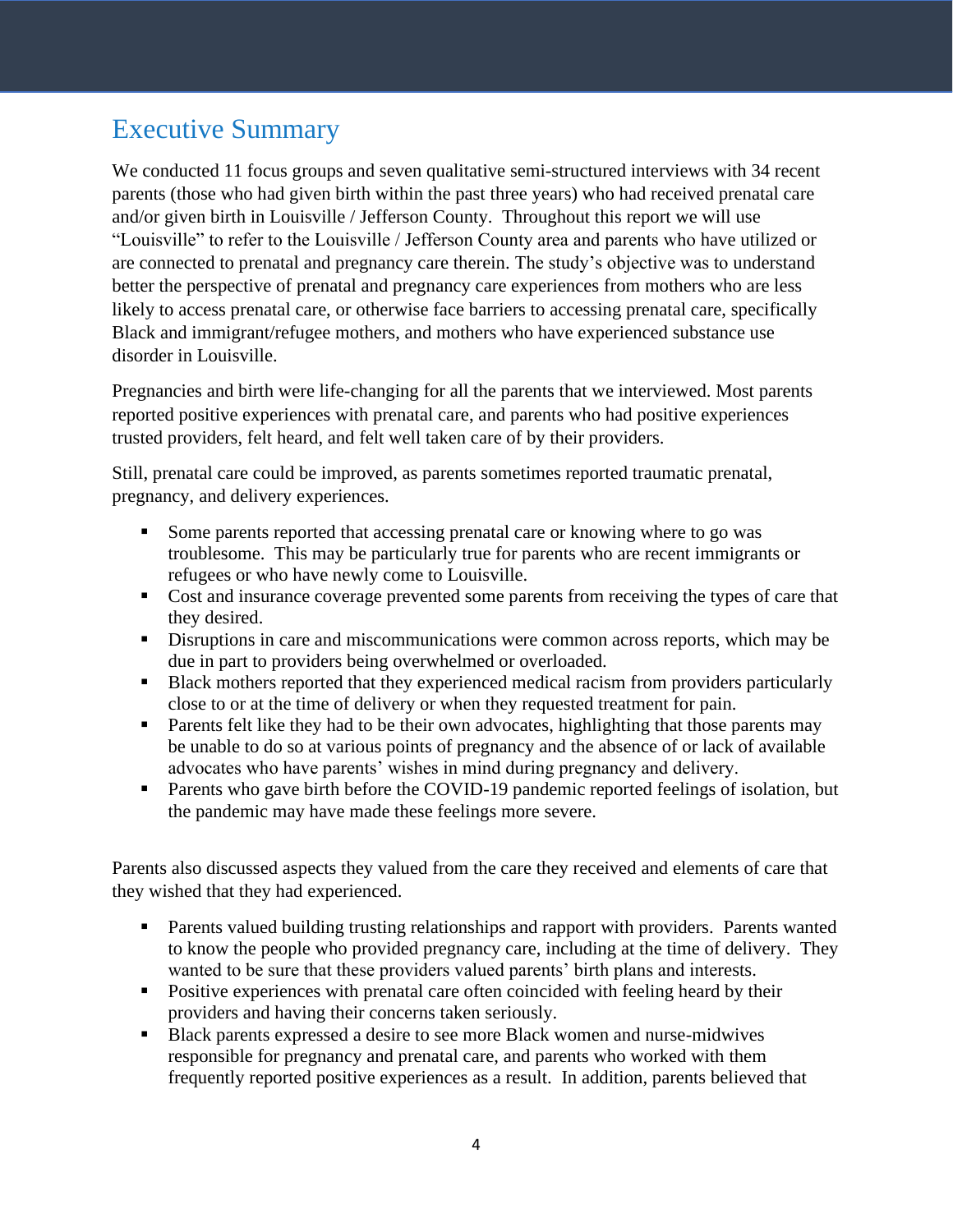# Executive Summary

We conducted 11 focus groups and seven qualitative semi-structured interviews with 34 recent parents (those who had given birth within the past three years) who had received prenatal care and/or given birth in Louisville / Jefferson County. Throughout this report we will use "Louisville" to refer to the Louisville / Jefferson County area and parents who have utilized or are connected to prenatal and pregnancy care therein. The study's objective was to understand better the perspective of prenatal and pregnancy care experiences from mothers who are less likely to access prenatal care, or otherwise face barriers to accessing prenatal care, specifically Black and immigrant/refugee mothers, and mothers who have experienced substance use disorder in Louisville.

Pregnancies and birth were life-changing for all the parents that we interviewed. Most parents reported positive experiences with prenatal care, and parents who had positive experiences trusted providers, felt heard, and felt well taken care of by their providers.

Still, prenatal care could be improved, as parents sometimes reported traumatic prenatal, pregnancy, and delivery experiences.

- Some parents reported that accessing prenatal care or knowing where to go was troublesome. This may be particularly true for parents who are recent immigrants or refugees or who have newly come to Louisville.
- Cost and insurance coverage prevented some parents from receiving the types of care that they desired.
- Disruptions in care and miscommunications were common across reports, which may be due in part to providers being overwhelmed or overloaded.
- Black mothers reported that they experienced medical racism from providers particularly close to or at the time of delivery or when they requested treatment for pain.
- Parents felt like they had to be their own advocates, highlighting that those parents may be unable to do so at various points of pregnancy and the absence of or lack of available advocates who have parents' wishes in mind during pregnancy and delivery.
- Parents who gave birth before the COVID-19 pandemic reported feelings of isolation, but the pandemic may have made these feelings more severe.

Parents also discussed aspects they valued from the care they received and elements of care that they wished that they had experienced.

- Parents valued building trusting relationships and rapport with providers. Parents wanted to know the people who provided pregnancy care, including at the time of delivery. They wanted to be sure that these providers valued parents' birth plans and interests.
- Positive experiences with prenatal care often coincided with feeling heard by their providers and having their concerns taken seriously.
- Black parents expressed a desire to see more Black women and nurse-midwives responsible for pregnancy and prenatal care, and parents who worked with them frequently reported positive experiences as a result. In addition, parents believed that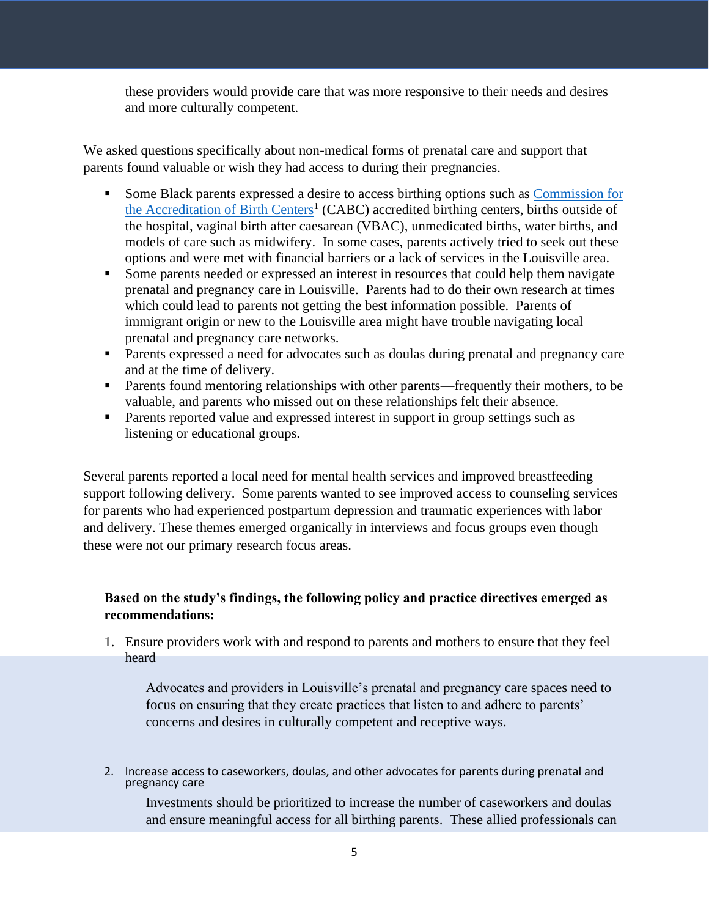these providers would provide care that was more responsive to their needs and desires and more culturally competent.

We asked questions specifically about non-medical forms of prenatal care and support that parents found valuable or wish they had access to during their pregnancies.

- Some Black parents expressed a desire to access birthing options such as Commission for the Accreditation of Birth Centers[1] (CABC) accredited birthing centers, births outside of the hospital, vaginal birth after caesarean (VBAC), unmedicated births, water births, and models of care such as midwifery. In some cases, parents actively tried to seek out these options and were met with financial barriers or a lack of services in the Louisville area.
- Some parents needed or expressed an interest in resources that could help them navigate prenatal and pregnancy care in Louisville. Parents had to do their own research at times which could lead to parents not getting the best information possible. Parents of immigrant origin or new to the Louisville area might have trouble navigating local prenatal and pregnancy care networks.
- Parents expressed a need for advocates such as doulas during prenatal and pregnancy care and at the time of delivery.
- Parents found mentoring relationships with other parents—frequently their mothers, to be valuable, and parents who missed out on these relationships felt their absence.
- Parents reported value and expressed interest in support in group settings such as listening or educational groups.

Several parents reported a local need for mental health services and improved breastfeeding support following delivery. Some parents wanted to see improved access to counseling services for parents who had experienced postpartum depression and traumatic experiences with labor and delivery. These themes emerged organically in interviews and focus groups even though these were not our primary research focus areas.

**Based on the study's findings, the following policy and practice directives emerged as recommendations:**

1. Ensure providers work with and respond to parents and mothers to ensure that they feel heard

   Advocates and providers in Louisville's prenatal and pregnancy care spaces need to focus on ensuring that they create practices that listen to and adhere to parents' concerns and desires in culturally competent and receptive ways.

2. Increase access to caseworkers, doulas, and other advocates for parents during prenatal and pregnancy care

   Investments should be prioritized to increase the number of caseworkers and doulas and ensure meaningful access for all birthing parents. These allied professionals can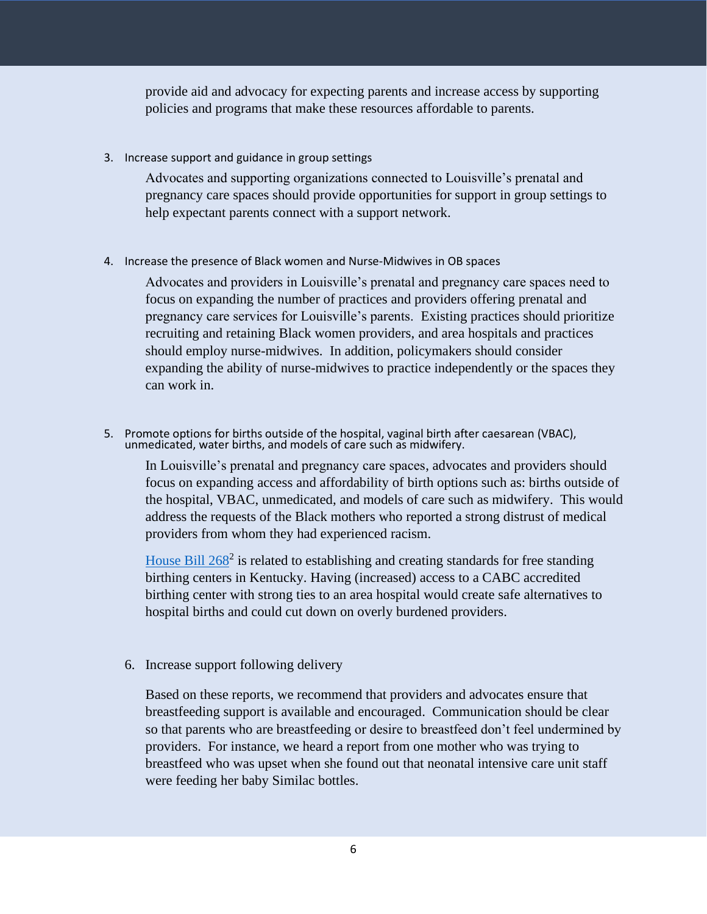provide aid and advocacy for expecting parents and increase access by supporting policies and programs that make these resources affordable to parents.

3. Increase support and guidance in group settings

   Advocates and supporting organizations connected to Louisville's prenatal and pregnancy care spaces should provide opportunities for support in group settings to help expectant parents connect with a support network.

4. Increase the presence of Black women and Nurse-Midwives in OB spaces

   Advocates and providers in Louisville's prenatal and pregnancy care spaces need to focus on expanding the number of practices and providers offering prenatal and pregnancy care services for Louisville's parents. Existing practices should prioritize recruiting and retaining Black women providers, and area hospitals and practices should employ nurse-midwives. In addition, policymakers should consider expanding the ability of nurse-midwives to practice independently or the spaces they can work in.

5. Promote options for births outside of the hospital, vaginal birth after caesarean (VBAC), unmedicated, water births, and models of care such as midwifery.

   In Louisville's prenatal and pregnancy care spaces, advocates and providers should focus on expanding access and affordability of birth options such as: births outside of the hospital, VBAC, unmedicated, and models of care such as midwifery. This would address the requests of the Black mothers who reported a strong distrust of medical providers from whom they had experienced racism.

   House Bill 268[2] is related to establishing and creating standards for free standing birthing centers in Kentucky. Having (increased) access to a CABC accredited birthing center with strong ties to an area hospital would create safe alternatives to hospital births and could cut down on overly burdened providers.

6. Increase support following delivery

   Based on these reports, we recommend that providers and advocates ensure that breastfeeding support is available and encouraged. Communication should be clear so that parents who are breastfeeding or desire to breastfeed don't feel undermined by providers. For instance, we heard a report from one mother who was trying to breastfeed who was upset when she found out that neonatal intensive care unit staff were feeding her baby Similac bottles.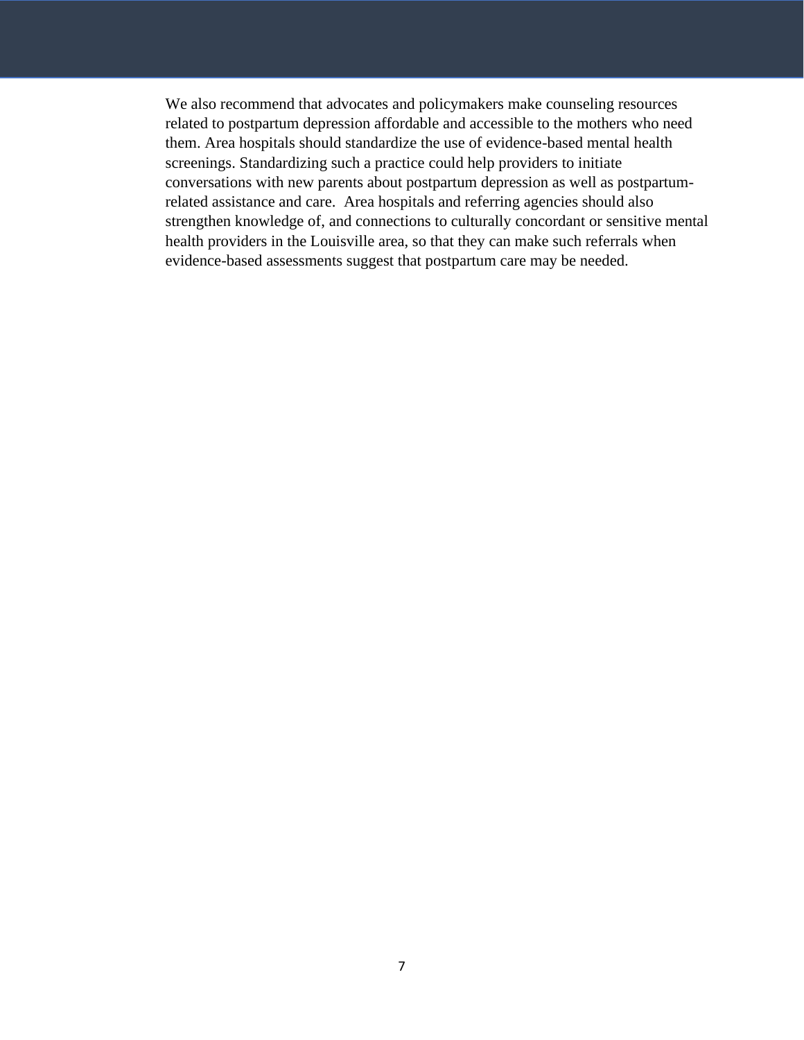We also recommend that advocates and policymakers make counseling resources related to postpartum depression affordable and accessible to the mothers who need them. Area hospitals should standardize the use of evidence-based mental health screenings. Standardizing such a practice could help providers to initiate conversations with new parents about postpartum depression as well as postpartum-related assistance and care. Area hospitals and referring agencies should also strengthen knowledge of, and connections to culturally concordant or sensitive mental health providers in the Louisville area, so that they can make such referrals when evidence-based assessments suggest that postpartum care may be needed.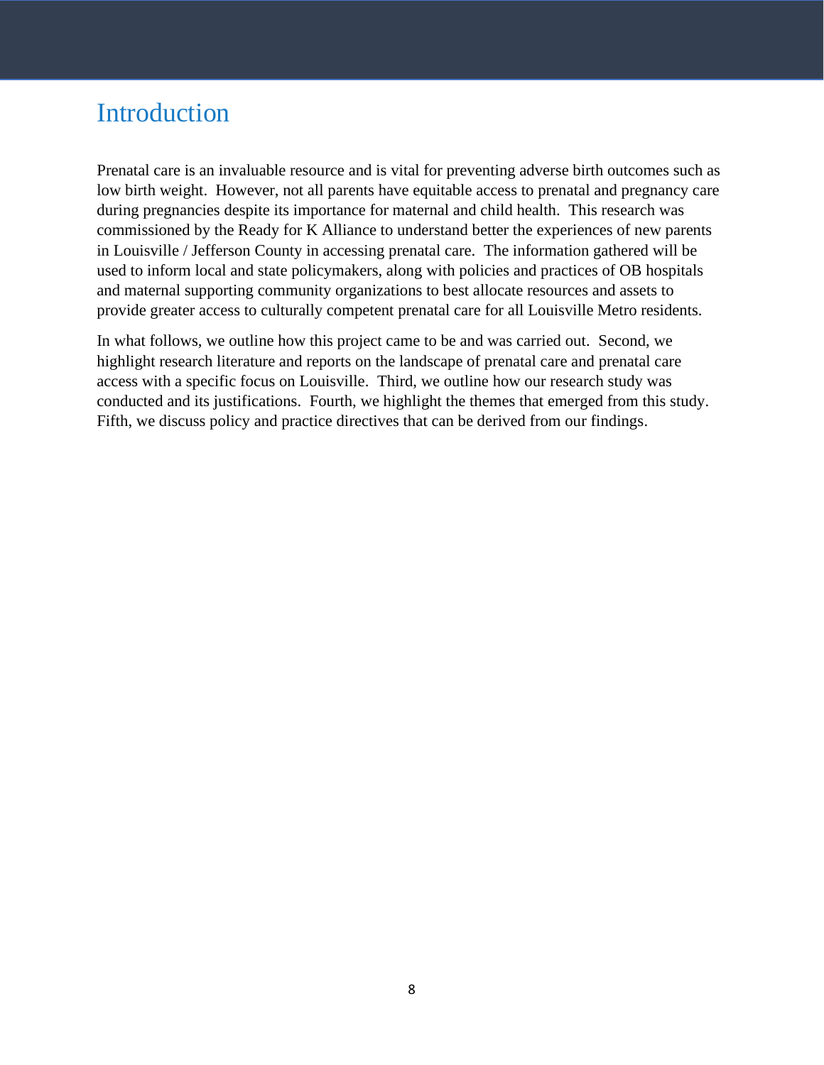# Introduction

Prenatal care is an invaluable resource and is vital for preventing adverse birth outcomes such as low birth weight. However, not all parents have equitable access to prenatal and pregnancy care during pregnancies despite its importance for maternal and child health. This research was commissioned by the Ready for K Alliance to understand better the experiences of new parents in Louisville / Jefferson County in accessing prenatal care. The information gathered will be used to inform local and state policymakers, along with policies and practices of OB hospitals and maternal supporting community organizations to best allocate resources and assets to provide greater access to culturally competent prenatal care for all Louisville Metro residents.

In what follows, we outline how this project came to be and was carried out. Second, we highlight research literature and reports on the landscape of prenatal care and prenatal care access with a specific focus on Louisville. Third, we outline how our research study was conducted and its justifications. Fourth, we highlight the themes that emerged from this study. Fifth, we discuss policy and practice directives that can be derived from our findings.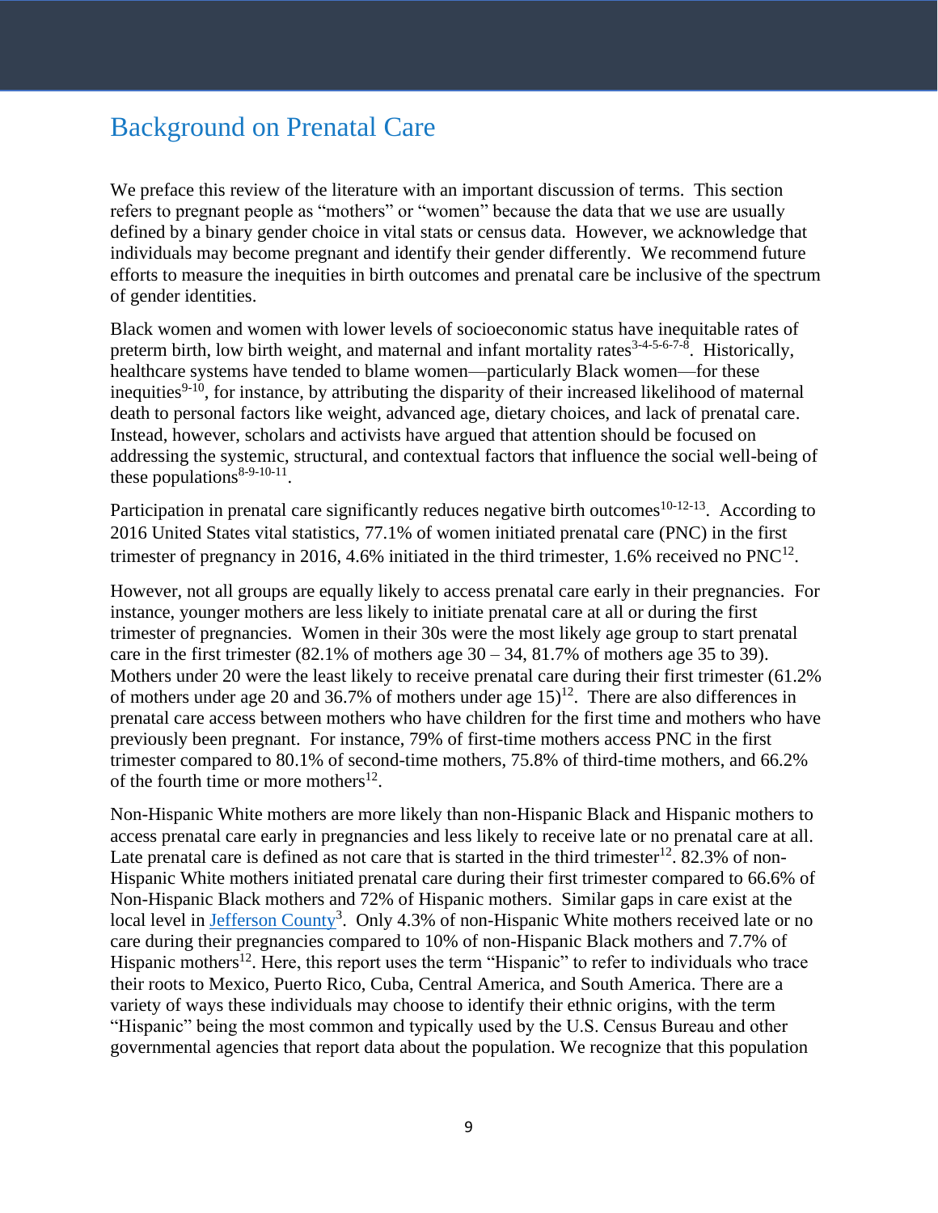# Background on Prenatal Care

We preface this review of the literature with an important discussion of terms. This section refers to pregnant people as "mothers" or "women" because the data that we use are usually defined by a binary gender choice in vital stats or census data. However, we acknowledge that individuals may become pregnant and identify their gender differently. We recommend future efforts to measure the inequities in birth outcomes and prenatal care be inclusive of the spectrum of gender identities.

Black women and women with lower levels of socioeconomic status have inequitable rates of preterm birth, low birth weight, and maternal and infant mortality rates[3-4-5-6-7-8]. Historically, healthcare systems have tended to blame women—particularly Black women—for these inequities[9-10], for instance, by attributing the disparity of their increased likelihood of maternal death to personal factors like weight, advanced age, dietary choices, and lack of prenatal care. Instead, however, scholars and activists have argued that attention should be focused on addressing the systemic, structural, and contextual factors that influence the social well-being of these populations[8-9-10-11].

Participation in prenatal care significantly reduces negative birth outcomes[10-12-13]. According to 2016 United States vital statistics, 77.1% of women initiated prenatal care (PNC) in the first trimester of pregnancy in 2016, 4.6% initiated in the third trimester, 1.6% received no PNC[12].

However, not all groups are equally likely to access prenatal care early in their pregnancies. For instance, younger mothers are less likely to initiate prenatal care at all or during the first trimester of pregnancies. Women in their 30s were the most likely age group to start prenatal care in the first trimester (82.1% of mothers age 30 – 34, 81.7% of mothers age 35 to 39). Mothers under 20 were the least likely to receive prenatal care during their first trimester (61.2% of mothers under age 20 and 36.7% of mothers under age 15)[12]. There are also differences in prenatal care access between mothers who have children for the first time and mothers who have previously been pregnant. For instance, 79% of first-time mothers access PNC in the first trimester compared to 80.1% of second-time mothers, 75.8% of third-time mothers, and 66.2% of the fourth time or more mothers[12].

Non-Hispanic White mothers are more likely than non-Hispanic Black and Hispanic mothers to access prenatal care early in pregnancies and less likely to receive late or no prenatal care at all. Late prenatal care is defined as not care that is started in the third trimester[12]. 82.3% of non-Hispanic White mothers initiated prenatal care during their first trimester compared to 66.6% of Non-Hispanic Black mothers and 72% of Hispanic mothers. Similar gaps in care exist at the local level in Jefferson County[3]. Only 4.3% of non-Hispanic White mothers received late or no care during their pregnancies compared to 10% of non-Hispanic Black mothers and 7.7% of Hispanic mothers[12]. Here, this report uses the term "Hispanic" to refer to individuals who trace their roots to Mexico, Puerto Rico, Cuba, Central America, and South America. There are a variety of ways these individuals may choose to identify their ethnic origins, with the term "Hispanic" being the most common and typically used by the U.S. Census Bureau and other governmental agencies that report data about the population. We recognize that this population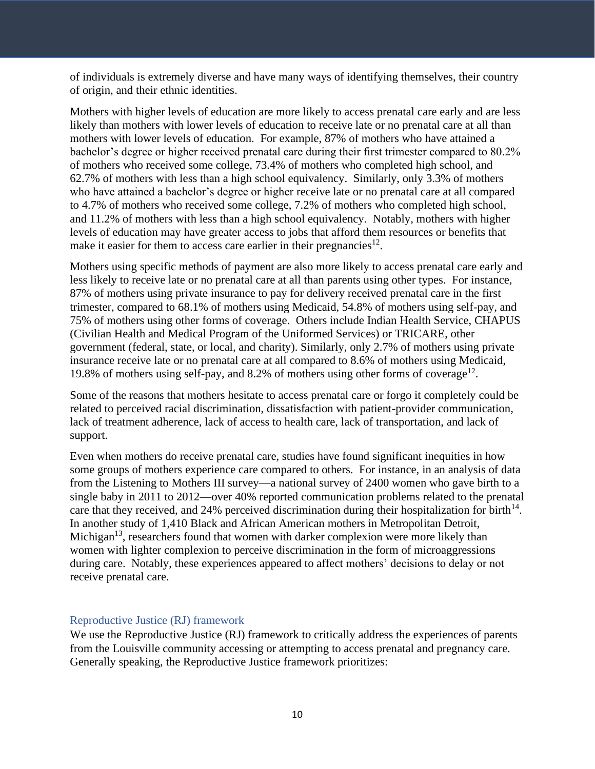of individuals is extremely diverse and have many ways of identifying themselves, their country of origin, and their ethnic identities.

Mothers with higher levels of education are more likely to access prenatal care early and are less likely than mothers with lower levels of education to receive late or no prenatal care at all than mothers with lower levels of education. For example, 87% of mothers who have attained a bachelor's degree or higher received prenatal care during their first trimester compared to 80.2% of mothers who received some college, 73.4% of mothers who completed high school, and 62.7% of mothers with less than a high school equivalency. Similarly, only 3.3% of mothers who have attained a bachelor's degree or higher receive late or no prenatal care at all compared to 4.7% of mothers who received some college, 7.2% of mothers who completed high school, and 11.2% of mothers with less than a high school equivalency. Notably, mothers with higher levels of education may have greater access to jobs that afford them resources or benefits that make it easier for them to access care earlier in their pregnancies[12].

Mothers using specific methods of payment are also more likely to access prenatal care early and less likely to receive late or no prenatal care at all than parents using other types. For instance, 87% of mothers using private insurance to pay for delivery received prenatal care in the first trimester, compared to 68.1% of mothers using Medicaid, 54.8% of mothers using self-pay, and 75% of mothers using other forms of coverage. Others include Indian Health Service, CHAPUS (Civilian Health and Medical Program of the Uniformed Services) or TRICARE, other government (federal, state, or local, and charity). Similarly, only 2.7% of mothers using private insurance receive late or no prenatal care at all compared to 8.6% of mothers using Medicaid, 19.8% of mothers using self-pay, and 8.2% of mothers using other forms of coverage[12].

Some of the reasons that mothers hesitate to access prenatal care or forgo it completely could be related to perceived racial discrimination, dissatisfaction with patient-provider communication, lack of treatment adherence, lack of access to health care, lack of transportation, and lack of support.

Even when mothers do receive prenatal care, studies have found significant inequities in how some groups of mothers experience care compared to others. For instance, in an analysis of data from the Listening to Mothers III survey—a national survey of 2400 women who gave birth to a single baby in 2011 to 2012—over 40% reported communication problems related to the prenatal care that they received, and 24% perceived discrimination during their hospitalization for birth[14]. In another study of 1,410 Black and African American mothers in Metropolitan Detroit, Michigan[13], researchers found that women with darker complexion were more likely than women with lighter complexion to perceive discrimination in the form of microaggressions during care. Notably, these experiences appeared to affect mothers' decisions to delay or not receive prenatal care.

### Reproductive Justice (RJ) framework

We use the Reproductive Justice (RJ) framework to critically address the experiences of parents from the Louisville community accessing or attempting to access prenatal and pregnancy care. Generally speaking, the Reproductive Justice framework prioritizes: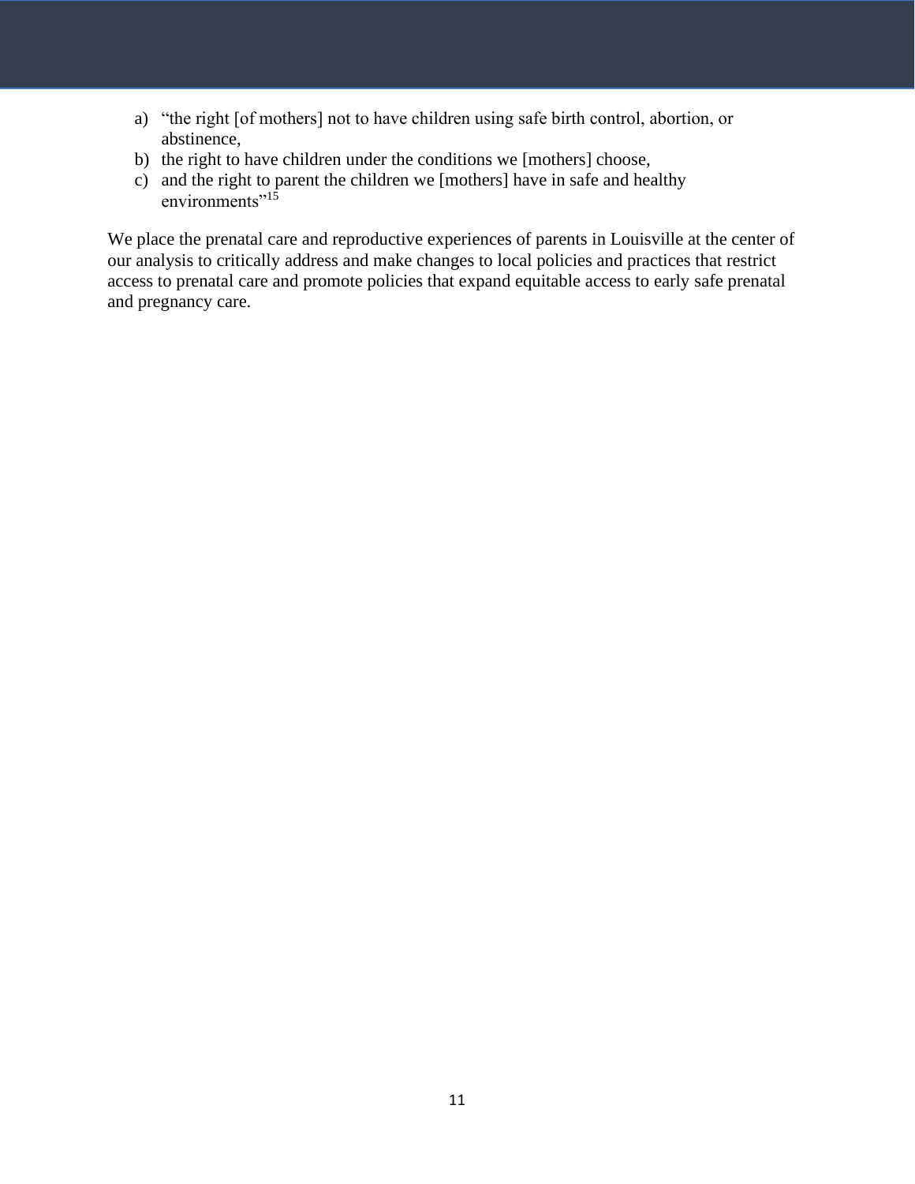a) "the right [of mothers] not to have children using safe birth control, abortion, or abstinence,
b) the right to have children under the conditions we [mothers] choose,
c) and the right to parent the children we [mothers] have in safe and healthy environments"[15]

We place the prenatal care and reproductive experiences of parents in Louisville at the center of our analysis to critically address and make changes to local policies and practices that restrict access to prenatal care and promote policies that expand equitable access to early safe prenatal and pregnancy care.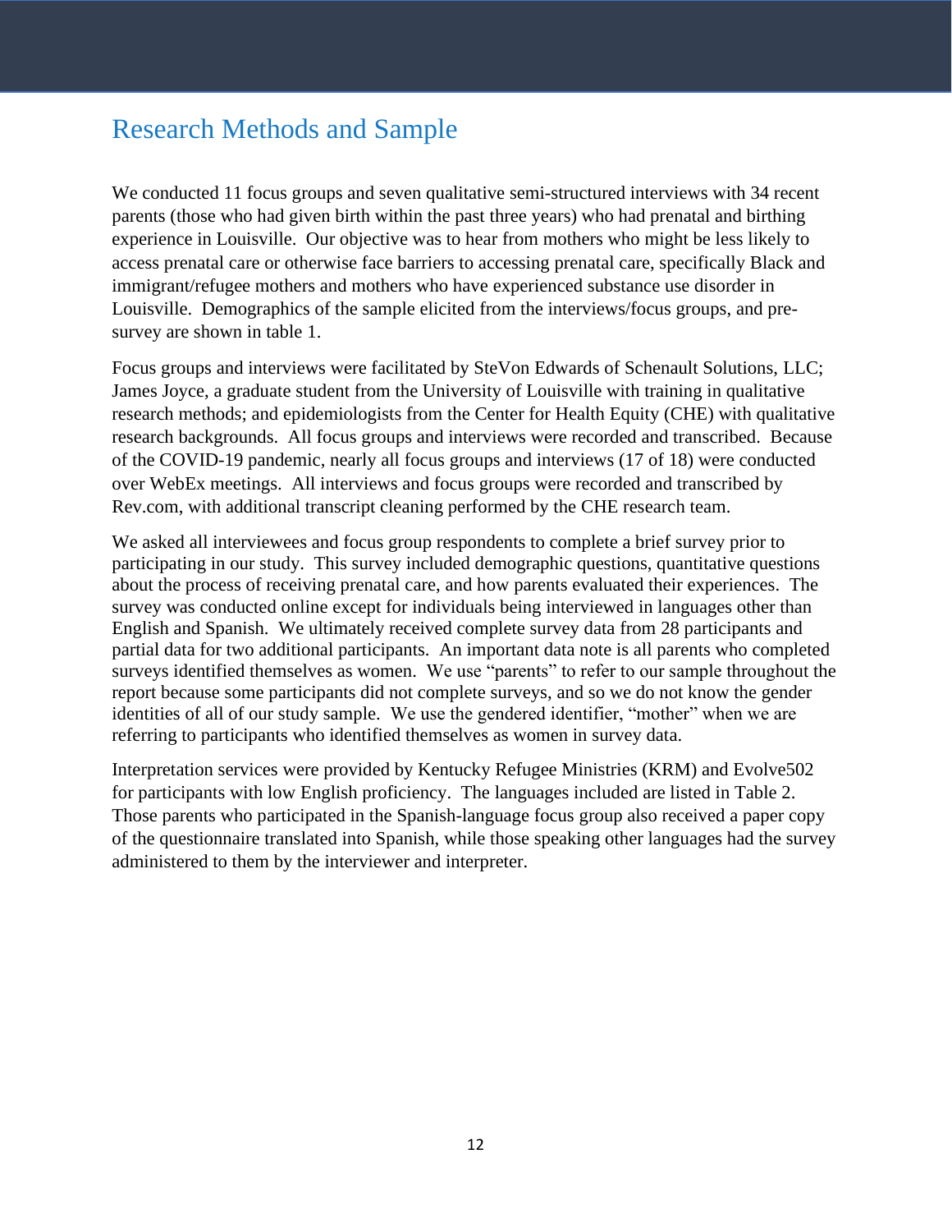## Research Methods and Sample

We conducted 11 focus groups and seven qualitative semi-structured interviews with 34 recent parents (those who had given birth within the past three years) who had prenatal and birthing experience in Louisville. Our objective was to hear from mothers who might be less likely to access prenatal care or otherwise face barriers to accessing prenatal care, specifically Black and immigrant/refugee mothers and mothers who have experienced substance use disorder in Louisville. Demographics of the sample elicited from the interviews/focus groups, and pre-survey are shown in table 1.

Focus groups and interviews were facilitated by SteVon Edwards of Schenault Solutions, LLC; James Joyce, a graduate student from the University of Louisville with training in qualitative research methods; and epidemiologists from the Center for Health Equity (CHE) with qualitative research backgrounds. All focus groups and interviews were recorded and transcribed. Because of the COVID-19 pandemic, nearly all focus groups and interviews (17 of 18) were conducted over WebEx meetings. All interviews and focus groups were recorded and transcribed by Rev.com, with additional transcript cleaning performed by the CHE research team.

We asked all interviewees and focus group respondents to complete a brief survey prior to participating in our study. This survey included demographic questions, quantitative questions about the process of receiving prenatal care, and how parents evaluated their experiences. The survey was conducted online except for individuals being interviewed in languages other than English and Spanish. We ultimately received complete survey data from 28 participants and partial data for two additional participants. An important data note is all parents who completed surveys identified themselves as women. We use "parents" to refer to our sample throughout the report because some participants did not complete surveys, and so we do not know the gender identities of all of our study sample. We use the gendered identifier, "mother" when we are referring to participants who identified themselves as women in survey data.

Interpretation services were provided by Kentucky Refugee Ministries (KRM) and Evolve502 for participants with low English proficiency. The languages included are listed in Table 2. Those parents who participated in the Spanish-language focus group also received a paper copy of the questionnaire translated into Spanish, while those speaking other languages had the survey administered to them by the interviewer and interpreter.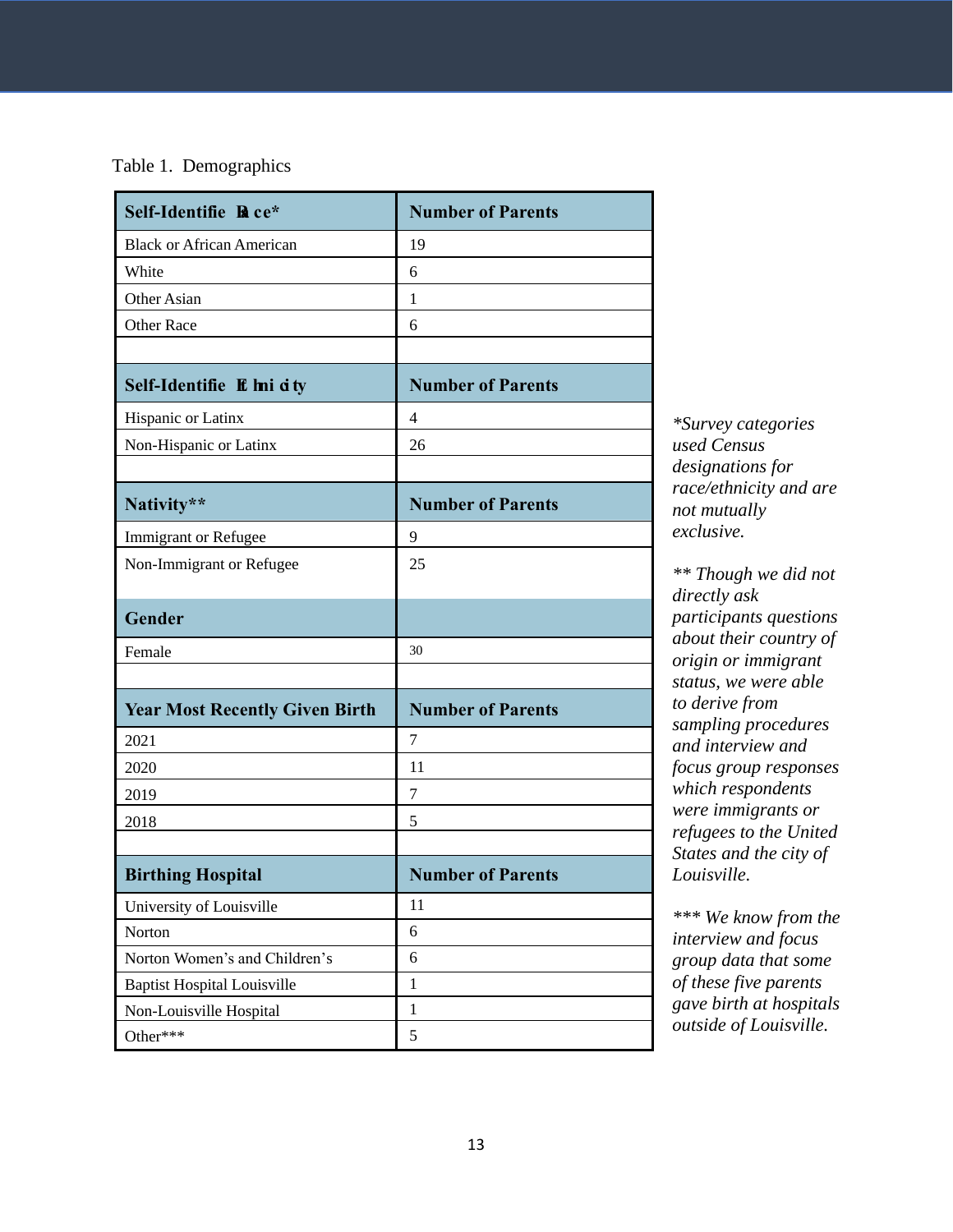Table 1. Demographics

| Self-Identified Race* | Number of Parents |
|---|---|
| Black or African American | 19 |
| White | 6 |
| Other Asian | 1 |
| Other Race | 6 |
| | |
| **Self-Identified Ethnicity** | **Number of Parents** |
| Hispanic or Latinx | 4 |
| Non-Hispanic or Latinx | 26 |
| | |
| **Nativity**** | **Number of Parents** |
| Immigrant or Refugee | 9 |
| Non-Immigrant or Refugee | 25 |
| **Gender** | |
| Female | 30 |
| | |
| **Year Most Recently Given Birth** | **Number of Parents** |
| 2021 | 7 |
| 2020 | 11 |
| 2019 | 7 |
| 2018 | 5 |
| | |
| **Birthing Hospital** | **Number of Parents** |
| University of Louisville | 11 |
| Norton | 6 |
| Norton Women's and Children's | 6 |
| Baptist Hospital Louisville | 1 |
| Non-Louisville Hospital | 1 |
| Other*** | 5 |

*\*Survey categories used Census designations for race/ethnicity and are not mutually exclusive.*

*\*\* Though we did not directly ask participants questions about their country of origin or immigrant status, we were able to derive from sampling procedures and interview and focus group responses which respondents were immigrants or refugees to the United States and the city of Louisville.*

*\*\*\* We know from the interview and focus group data that some of these five parents gave birth at hospitals outside of Louisville.*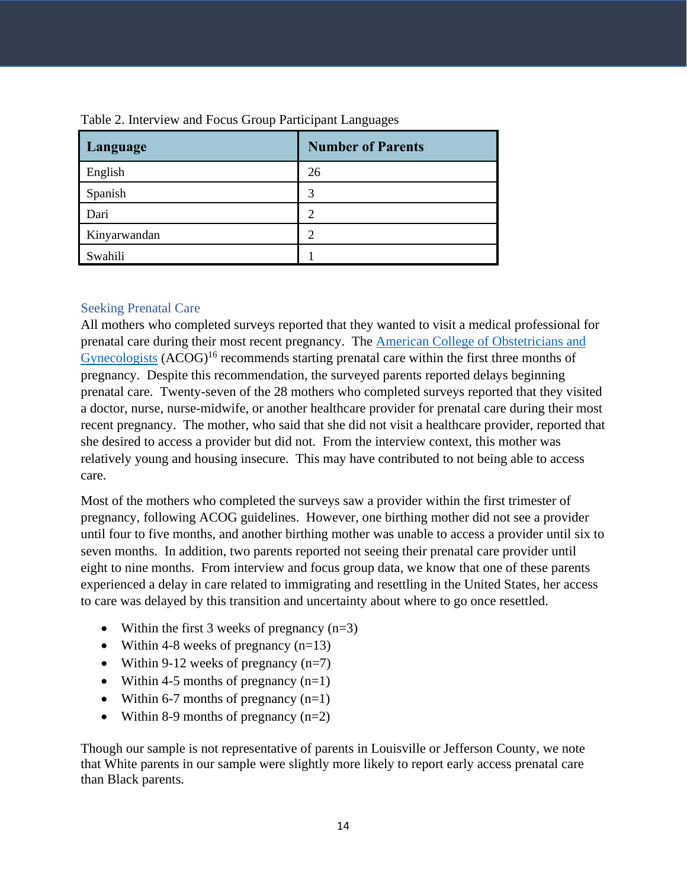Table 2. Interview and Focus Group Participant Languages

| Language | Number of Parents |
|---|---|
| English | 26 |
| Spanish | 3 |
| Dari | 2 |
| Kinyarwandan | 2 |
| Swahili | 1 |

### Seeking Prenatal Care

All mothers who completed surveys reported that they wanted to visit a medical professional for prenatal care during their most recent pregnancy. The American College of Obstetricians and Gynecologists (ACOG)[16] recommends starting prenatal care within the first three months of pregnancy. Despite this recommendation, the surveyed parents reported delays beginning prenatal care. Twenty-seven of the 28 mothers who completed surveys reported that they visited a doctor, nurse, nurse-midwife, or another healthcare provider for prenatal care during their most recent pregnancy. The mother, who said that she did not visit a healthcare provider, reported that she desired to access a provider but did not. From the interview context, this mother was relatively young and housing insecure. This may have contributed to not being able to access care.

Most of the mothers who completed the surveys saw a provider within the first trimester of pregnancy, following ACOG guidelines. However, one birthing mother did not see a provider until four to five months, and another birthing mother was unable to access a provider until six to seven months. In addition, two parents reported not seeing their prenatal care provider until eight to nine months. From interview and focus group data, we know that one of these parents experienced a delay in care related to immigrating and resettling in the United States, her access to care was delayed by this transition and uncertainty about where to go once resettled.

- Within the first 3 weeks of pregnancy (n=3)
- Within 4-8 weeks of pregnancy (n=13)
- Within 9-12 weeks of pregnancy (n=7)
- Within 4-5 months of pregnancy (n=1)
- Within 6-7 months of pregnancy (n=1)
- Within 8-9 months of pregnancy (n=2)

Though our sample is not representative of parents in Louisville or Jefferson County, we note that White parents in our sample were slightly more likely to report early access prenatal care than Black parents.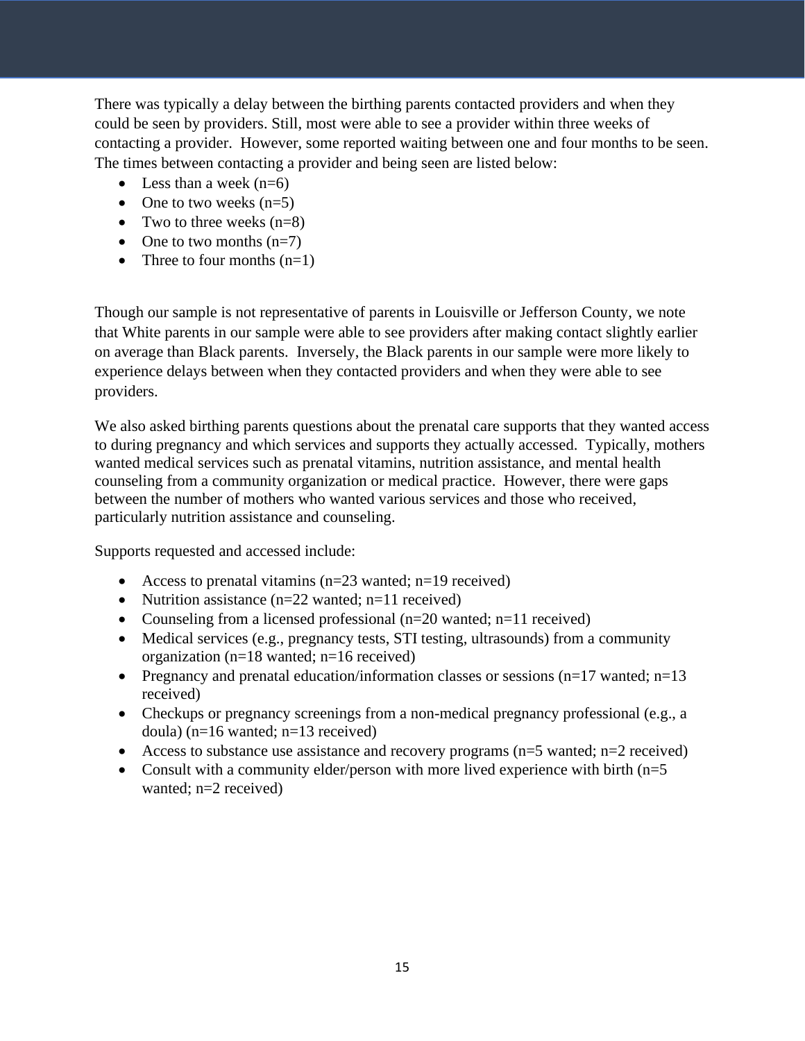There was typically a delay between the birthing parents contacted providers and when they could be seen by providers. Still, most were able to see a provider within three weeks of contacting a provider. However, some reported waiting between one and four months to be seen. The times between contacting a provider and being seen are listed below:

- Less than a week (n=6)
- One to two weeks (n=5)
- Two to three weeks (n=8)
- One to two months (n=7)
- Three to four months (n=1)

Though our sample is not representative of parents in Louisville or Jefferson County, we note that White parents in our sample were able to see providers after making contact slightly earlier on average than Black parents. Inversely, the Black parents in our sample were more likely to experience delays between when they contacted providers and when they were able to see providers.

We also asked birthing parents questions about the prenatal care supports that they wanted access to during pregnancy and which services and supports they actually accessed. Typically, mothers wanted medical services such as prenatal vitamins, nutrition assistance, and mental health counseling from a community organization or medical practice. However, there were gaps between the number of mothers who wanted various services and those who received, particularly nutrition assistance and counseling.

Supports requested and accessed include:

- Access to prenatal vitamins (n=23 wanted; n=19 received)
- Nutrition assistance (n=22 wanted; n=11 received)
- Counseling from a licensed professional (n=20 wanted; n=11 received)
- Medical services (e.g., pregnancy tests, STI testing, ultrasounds) from a community organization (n=18 wanted; n=16 received)
- Pregnancy and prenatal education/information classes or sessions (n=17 wanted; n=13 received)
- Checkups or pregnancy screenings from a non-medical pregnancy professional (e.g., a doula) (n=16 wanted; n=13 received)
- Access to substance use assistance and recovery programs (n=5 wanted; n=2 received)
- Consult with a community elder/person with more lived experience with birth (n=5 wanted; n=2 received)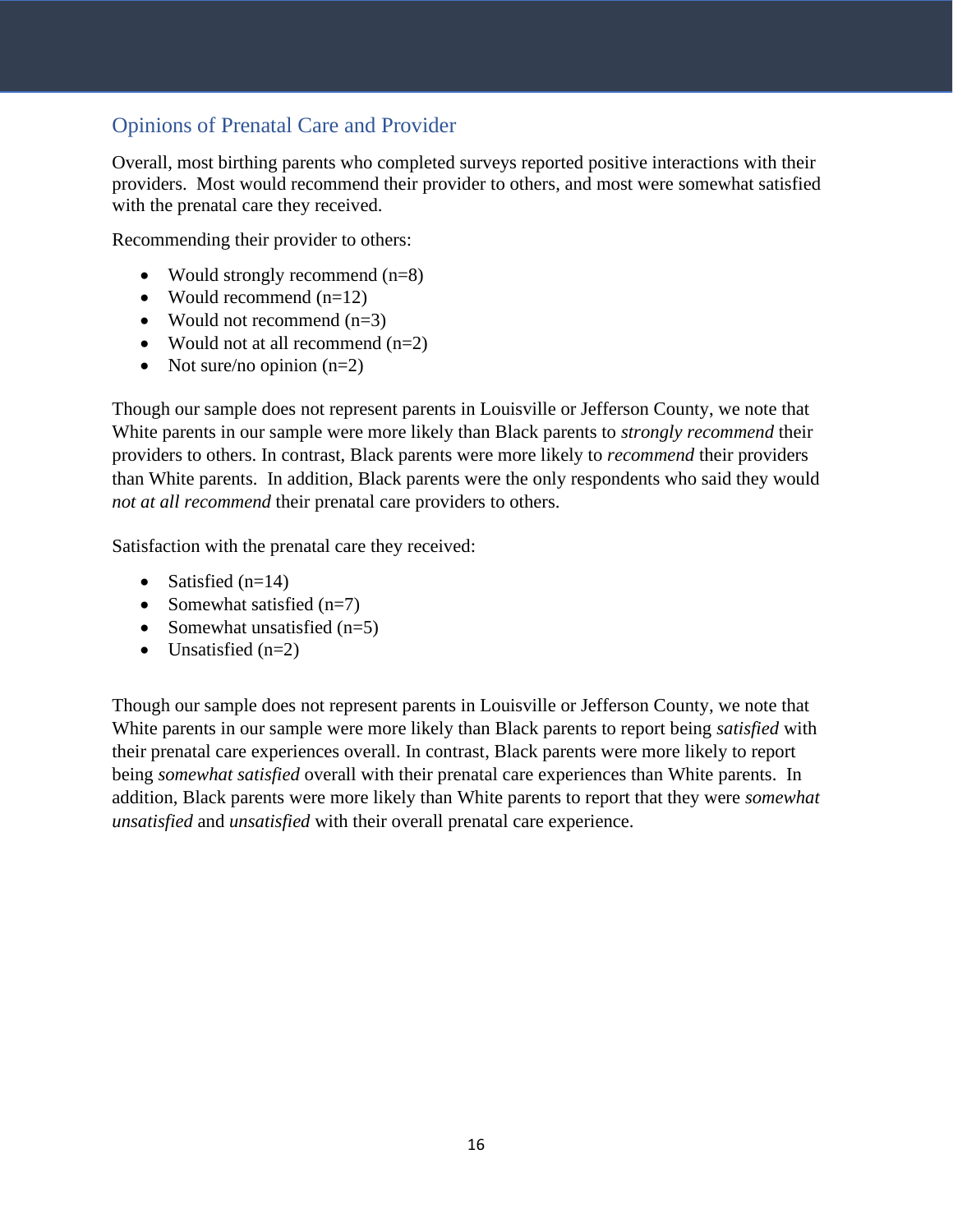## Opinions of Prenatal Care and Provider

Overall, most birthing parents who completed surveys reported positive interactions with their providers. Most would recommend their provider to others, and most were somewhat satisfied with the prenatal care they received.

Recommending their provider to others:

- Would strongly recommend (n=8)
- Would recommend (n=12)
- Would not recommend (n=3)
- Would not at all recommend (n=2)
- Not sure/no opinion (n=2)

Though our sample does not represent parents in Louisville or Jefferson County, we note that White parents in our sample were more likely than Black parents to *strongly recommend* their providers to others. In contrast, Black parents were more likely to *recommend* their providers than White parents. In addition, Black parents were the only respondents who said they would *not at all recommend* their prenatal care providers to others.

Satisfaction with the prenatal care they received:

- Satisfied (n=14)
- Somewhat satisfied (n=7)
- Somewhat unsatisfied (n=5)
- Unsatisfied (n=2)

Though our sample does not represent parents in Louisville or Jefferson County, we note that White parents in our sample were more likely than Black parents to report being *satisfied* with their prenatal care experiences overall. In contrast, Black parents were more likely to report being *somewhat satisfied* overall with their prenatal care experiences than White parents. In addition, Black parents were more likely than White parents to report that they were *somewhat unsatisfied* and *unsatisfied* with their overall prenatal care experience.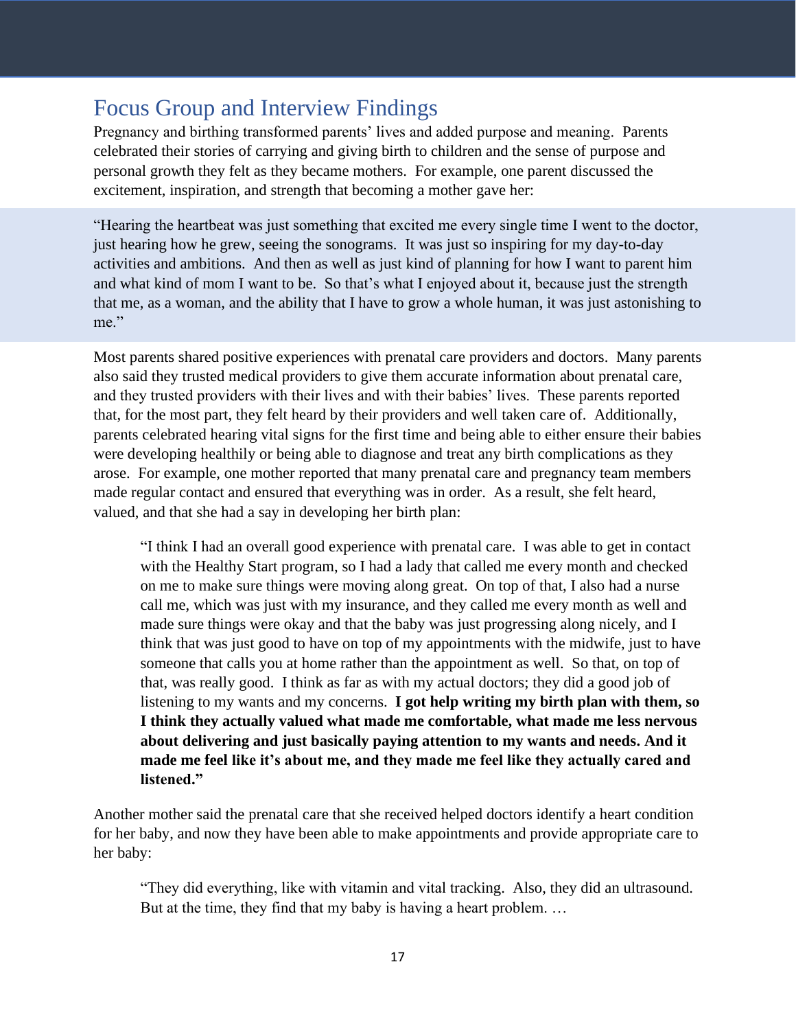## Focus Group and Interview Findings

Pregnancy and birthing transformed parents' lives and added purpose and meaning. Parents celebrated their stories of carrying and giving birth to children and the sense of purpose and personal growth they felt as they became mothers. For example, one parent discussed the excitement, inspiration, and strength that becoming a mother gave her:

> "Hearing the heartbeat was just something that excited me every single time I went to the doctor, just hearing how he grew, seeing the sonograms. It was just so inspiring for my day-to-day activities and ambitions. And then as well as just kind of planning for how I want to parent him and what kind of mom I want to be. So that's what I enjoyed about it, because just the strength that me, as a woman, and the ability that I have to grow a whole human, it was just astonishing to me."

Most parents shared positive experiences with prenatal care providers and doctors. Many parents also said they trusted medical providers to give them accurate information about prenatal care, and they trusted providers with their lives and with their babies' lives. These parents reported that, for the most part, they felt heard by their providers and well taken care of. Additionally, parents celebrated hearing vital signs for the first time and being able to either ensure their babies were developing healthily or being able to diagnose and treat any birth complications as they arose. For example, one mother reported that many prenatal care and pregnancy team members made regular contact and ensured that everything was in order. As a result, she felt heard, valued, and that she had a say in developing her birth plan:

> "I think I had an overall good experience with prenatal care. I was able to get in contact with the Healthy Start program, so I had a lady that called me every month and checked on me to make sure things were moving along great. On top of that, I also had a nurse call me, which was just with my insurance, and they called me every month as well and made sure things were okay and that the baby was just progressing along nicely, and I think that was just good to have on top of my appointments with the midwife, just to have someone that calls you at home rather than the appointment as well. So that, on top of that, was really good. I think as far as with my actual doctors; they did a good job of listening to my wants and my concerns. **I got help writing my birth plan with them, so I think they actually valued what made me comfortable, what made me less nervous about delivering and just basically paying attention to my wants and needs. And it made me feel like it's about me, and they made me feel like they actually cared and listened."**

Another mother said the prenatal care that she received helped doctors identify a heart condition for her baby, and now they have been able to make appointments and provide appropriate care to her baby:

> "They did everything, like with vitamin and vital tracking. Also, they did an ultrasound. But at the time, they find that my baby is having a heart problem. …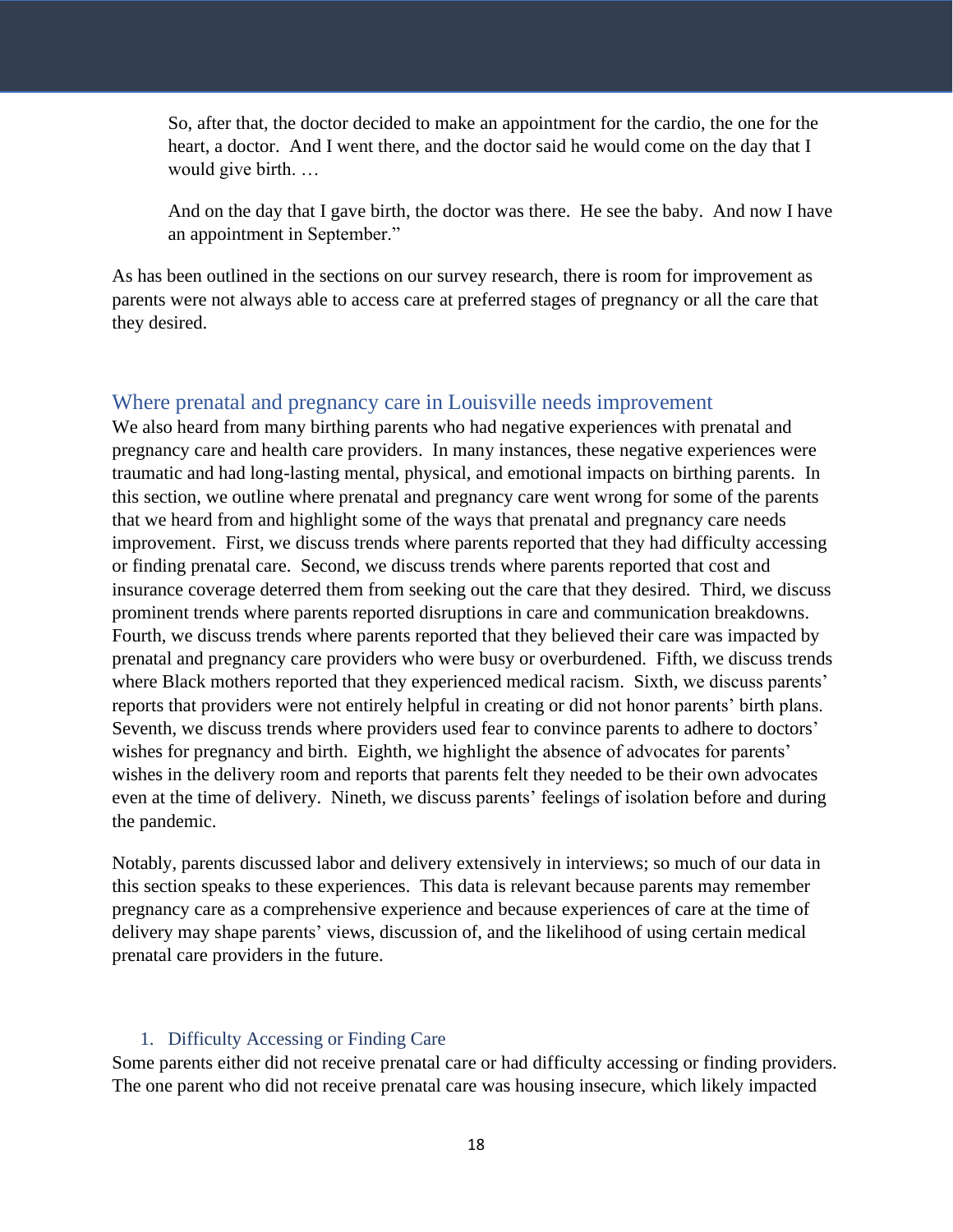> So, after that, the doctor decided to make an appointment for the cardio, the one for the heart, a doctor. And I went there, and the doctor said he would come on the day that I would give birth. …
>
> And on the day that I gave birth, the doctor was there. He see the baby. And now I have an appointment in September."

As has been outlined in the sections on our survey research, there is room for improvement as parents were not always able to access care at preferred stages of pregnancy or all the care that they desired.

## Where prenatal and pregnancy care in Louisville needs improvement

We also heard from many birthing parents who had negative experiences with prenatal and pregnancy care and health care providers. In many instances, these negative experiences were traumatic and had long-lasting mental, physical, and emotional impacts on birthing parents. In this section, we outline where prenatal and pregnancy care went wrong for some of the parents that we heard from and highlight some of the ways that prenatal and pregnancy care needs improvement. First, we discuss trends where parents reported that they had difficulty accessing or finding prenatal care. Second, we discuss trends where parents reported that cost and insurance coverage deterred them from seeking out the care that they desired. Third, we discuss prominent trends where parents reported disruptions in care and communication breakdowns. Fourth, we discuss trends where parents reported that they believed their care was impacted by prenatal and pregnancy care providers who were busy or overburdened. Fifth, we discuss trends where Black mothers reported that they experienced medical racism. Sixth, we discuss parents' reports that providers were not entirely helpful in creating or did not honor parents' birth plans. Seventh, we discuss trends where providers used fear to convince parents to adhere to doctors' wishes for pregnancy and birth. Eighth, we highlight the absence of advocates for parents' wishes in the delivery room and reports that parents felt they needed to be their own advocates even at the time of delivery. Nineth, we discuss parents' feelings of isolation before and during the pandemic.

Notably, parents discussed labor and delivery extensively in interviews; so much of our data in this section speaks to these experiences. This data is relevant because parents may remember pregnancy care as a comprehensive experience and because experiences of care at the time of delivery may shape parents' views, discussion of, and the likelihood of using certain medical prenatal care providers in the future.

### 1. Difficulty Accessing or Finding Care

Some parents either did not receive prenatal care or had difficulty accessing or finding providers. The one parent who did not receive prenatal care was housing insecure, which likely impacted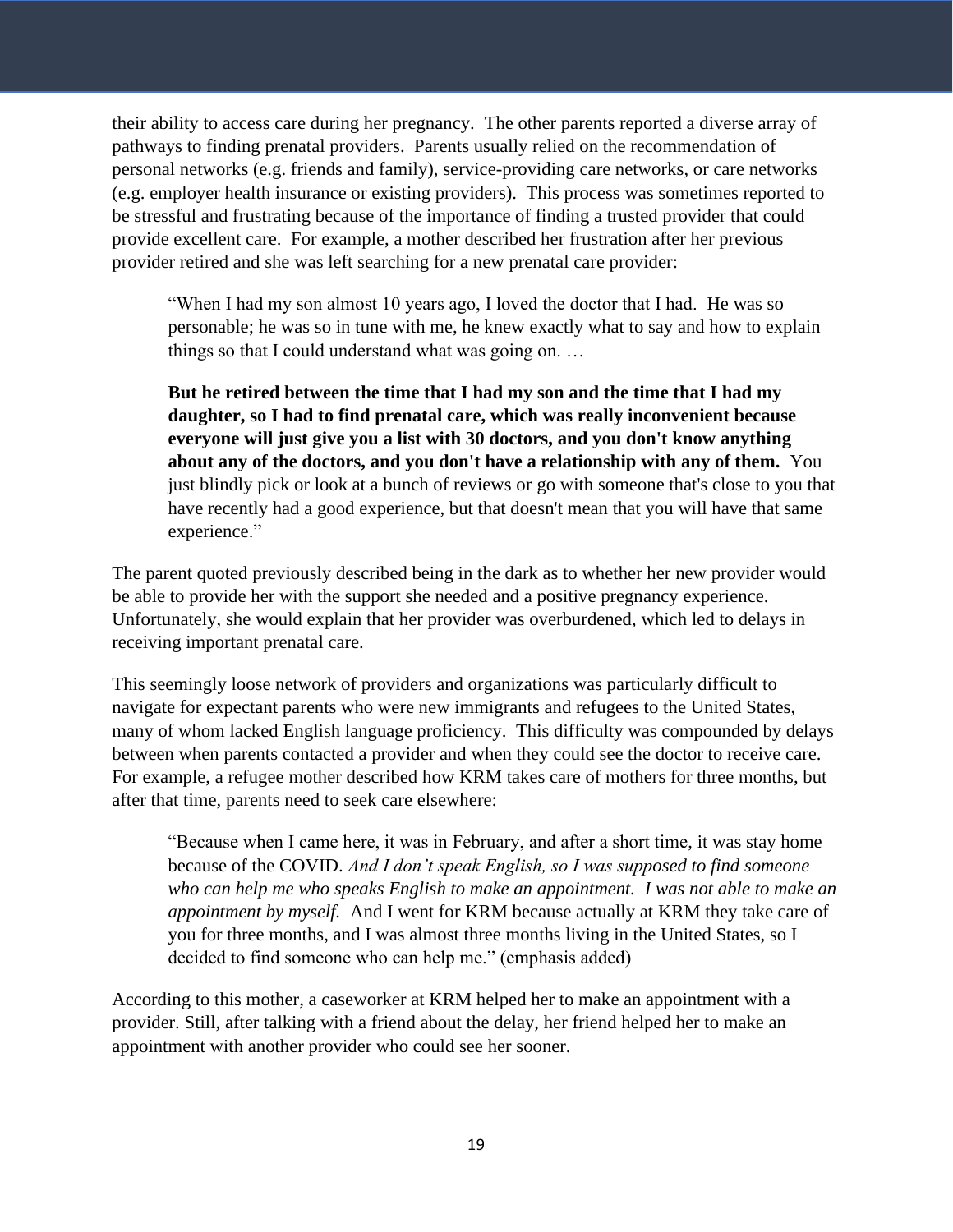their ability to access care during her pregnancy. The other parents reported a diverse array of pathways to finding prenatal providers. Parents usually relied on the recommendation of personal networks (e.g. friends and family), service-providing care networks, or care networks (e.g. employer health insurance or existing providers). This process was sometimes reported to be stressful and frustrating because of the importance of finding a trusted provider that could provide excellent care. For example, a mother described her frustration after her previous provider retired and she was left searching for a new prenatal care provider:

> "When I had my son almost 10 years ago, I loved the doctor that I had. He was so personable; he was so in tune with me, he knew exactly what to say and how to explain things so that I could understand what was going on. …
>
> **But he retired between the time that I had my son and the time that I had my daughter, so I had to find prenatal care, which was really inconvenient because everyone will just give you a list with 30 doctors, and you don't know anything about any of the doctors, and you don't have a relationship with any of them.** You just blindly pick or look at a bunch of reviews or go with someone that's close to you that have recently had a good experience, but that doesn't mean that you will have that same experience."

The parent quoted previously described being in the dark as to whether her new provider would be able to provide her with the support she needed and a positive pregnancy experience. Unfortunately, she would explain that her provider was overburdened, which led to delays in receiving important prenatal care.

This seemingly loose network of providers and organizations was particularly difficult to navigate for expectant parents who were new immigrants and refugees to the United States, many of whom lacked English language proficiency. This difficulty was compounded by delays between when parents contacted a provider and when they could see the doctor to receive care. For example, a refugee mother described how KRM takes care of mothers for three months, but after that time, parents need to seek care elsewhere:

> "Because when I came here, it was in February, and after a short time, it was stay home because of the COVID. *And I don't speak English, so I was supposed to find someone who can help me who speaks English to make an appointment. I was not able to make an appointment by myself.* And I went for KRM because actually at KRM they take care of you for three months, and I was almost three months living in the United States, so I decided to find someone who can help me." (emphasis added)

According to this mother, a caseworker at KRM helped her to make an appointment with a provider. Still, after talking with a friend about the delay, her friend helped her to make an appointment with another provider who could see her sooner.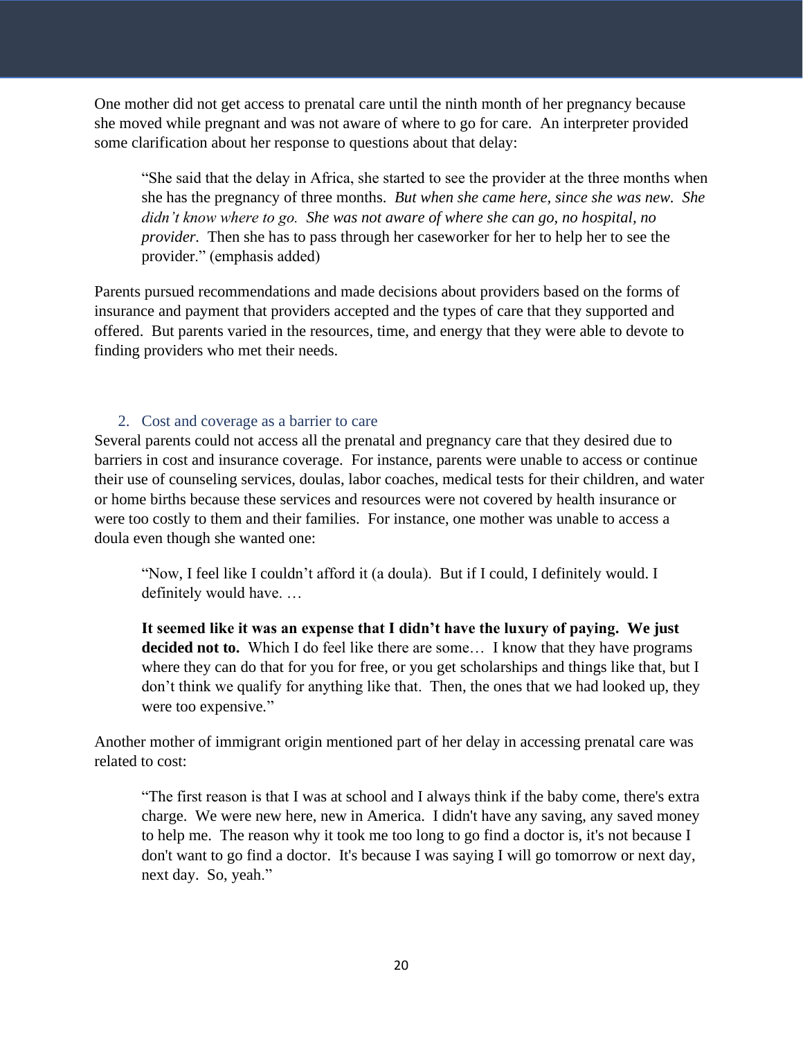One mother did not get access to prenatal care until the ninth month of her pregnancy because she moved while pregnant and was not aware of where to go for care. An interpreter provided some clarification about her response to questions about that delay:

> "She said that the delay in Africa, she started to see the provider at the three months when she has the pregnancy of three months. *But when she came here, since she was new. She didn't know where to go. She was not aware of where she can go, no hospital, no provider.* Then she has to pass through her caseworker for her to help her to see the provider." (emphasis added)

Parents pursued recommendations and made decisions about providers based on the forms of insurance and payment that providers accepted and the types of care that they supported and offered. But parents varied in the resources, time, and energy that they were able to devote to finding providers who met their needs.

### 2. Cost and coverage as a barrier to care

Several parents could not access all the prenatal and pregnancy care that they desired due to barriers in cost and insurance coverage. For instance, parents were unable to access or continue their use of counseling services, doulas, labor coaches, medical tests for their children, and water or home births because these services and resources were not covered by health insurance or were too costly to them and their families. For instance, one mother was unable to access a doula even though she wanted one:

> "Now, I feel like I couldn't afford it (a doula). But if I could, I definitely would. I definitely would have. …
>
> **It seemed like it was an expense that I didn't have the luxury of paying. We just decided not to.** Which I do feel like there are some… I know that they have programs where they can do that for you for free, or you get scholarships and things like that, but I don't think we qualify for anything like that. Then, the ones that we had looked up, they were too expensive."

Another mother of immigrant origin mentioned part of her delay in accessing prenatal care was related to cost:

> "The first reason is that I was at school and I always think if the baby come, there's extra charge. We were new here, new in America. I didn't have any saving, any saved money to help me. The reason why it took me too long to go find a doctor is, it's not because I don't want to go find a doctor. It's because I was saying I will go tomorrow or next day, next day. So, yeah."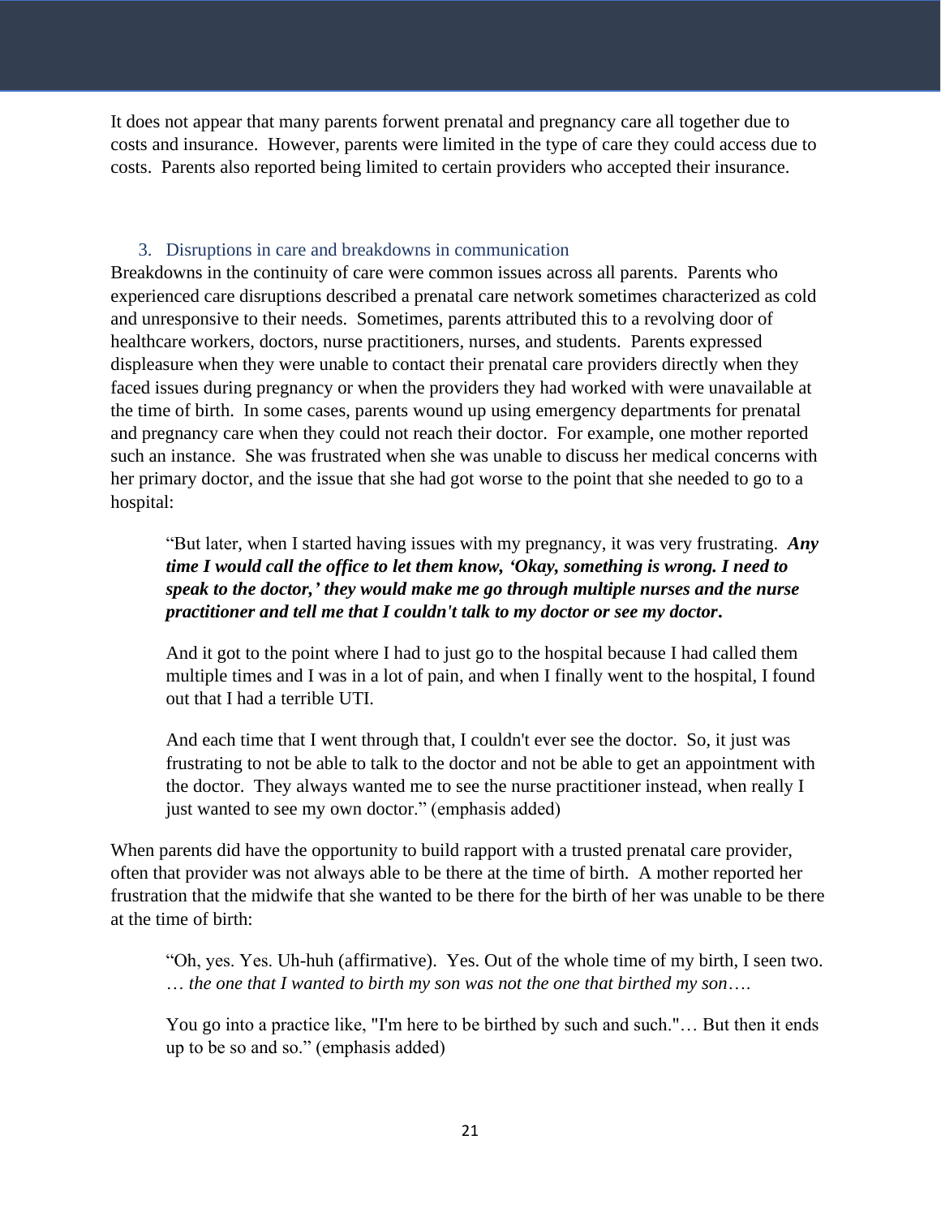It does not appear that many parents forwent prenatal and pregnancy care all together due to costs and insurance. However, parents were limited in the type of care they could access due to costs. Parents also reported being limited to certain providers who accepted their insurance.

### 3. Disruptions in care and breakdowns in communication

Breakdowns in the continuity of care were common issues across all parents. Parents who experienced care disruptions described a prenatal care network sometimes characterized as cold and unresponsive to their needs. Sometimes, parents attributed this to a revolving door of healthcare workers, doctors, nurse practitioners, nurses, and students. Parents expressed displeasure when they were unable to contact their prenatal care providers directly when they faced issues during pregnancy or when the providers they had worked with were unavailable at the time of birth. In some cases, parents wound up using emergency departments for prenatal and pregnancy care when they could not reach their doctor. For example, one mother reported such an instance. She was frustrated when she was unable to discuss her medical concerns with her primary doctor, and the issue that she had got worse to the point that she needed to go to a hospital:

> "But later, when I started having issues with my pregnancy, it was very frustrating. ***Any time I would call the office to let them know, 'Okay, something is wrong. I need to speak to the doctor,' they would make me go through multiple nurses and the nurse practitioner and tell me that I couldn't talk to my doctor or see my doctor*.**
>
> And it got to the point where I had to just go to the hospital because I had called them multiple times and I was in a lot of pain, and when I finally went to the hospital, I found out that I had a terrible UTI.
>
> And each time that I went through that, I couldn't ever see the doctor. So, it just was frustrating to not be able to talk to the doctor and not be able to get an appointment with the doctor. They always wanted me to see the nurse practitioner instead, when really I just wanted to see my own doctor." (emphasis added)

When parents did have the opportunity to build rapport with a trusted prenatal care provider, often that provider was not always able to be there at the time of birth. A mother reported her frustration that the midwife that she wanted to be there for the birth of her was unable to be there at the time of birth:

> "Oh, yes. Yes. Uh-huh (affirmative). Yes. Out of the whole time of my birth, I seen two. … *the one that I wanted to birth my son was not the one that birthed my son*….
>
> You go into a practice like, "I'm here to be birthed by such and such."… But then it ends up to be so and so." (emphasis added)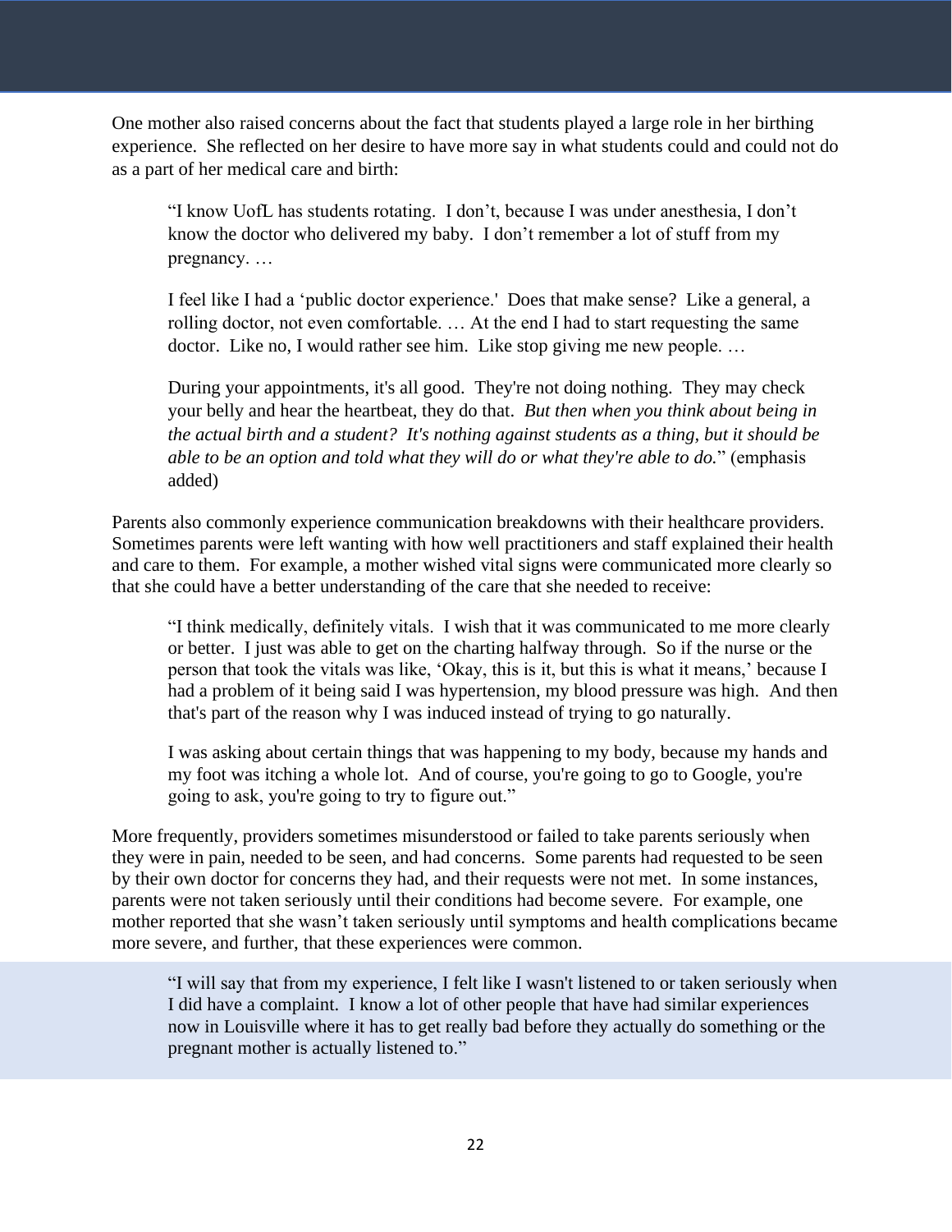One mother also raised concerns about the fact that students played a large role in her birthing experience. She reflected on her desire to have more say in what students could and could not do as a part of her medical care and birth:

> "I know UofL has students rotating. I don't, because I was under anesthesia, I don't know the doctor who delivered my baby. I don't remember a lot of stuff from my pregnancy. …
>
> I feel like I had a 'public doctor experience.' Does that make sense? Like a general, a rolling doctor, not even comfortable. … At the end I had to start requesting the same doctor. Like no, I would rather see him. Like stop giving me new people. …
>
> During your appointments, it's all good. They're not doing nothing. They may check your belly and hear the heartbeat, they do that. *But then when you think about being in the actual birth and a student? It's nothing against students as a thing, but it should be able to be an option and told what they will do or what they're able to do.*" (emphasis added)

Parents also commonly experience communication breakdowns with their healthcare providers. Sometimes parents were left wanting with how well practitioners and staff explained their health and care to them. For example, a mother wished vital signs were communicated more clearly so that she could have a better understanding of the care that she needed to receive:

> "I think medically, definitely vitals. I wish that it was communicated to me more clearly or better. I just was able to get on the charting halfway through. So if the nurse or the person that took the vitals was like, 'Okay, this is it, but this is what it means,' because I had a problem of it being said I was hypertension, my blood pressure was high. And then that's part of the reason why I was induced instead of trying to go naturally.
>
> I was asking about certain things that was happening to my body, because my hands and my foot was itching a whole lot. And of course, you're going to go to Google, you're going to ask, you're going to try to figure out."

More frequently, providers sometimes misunderstood or failed to take parents seriously when they were in pain, needed to be seen, and had concerns. Some parents had requested to be seen by their own doctor for concerns they had, and their requests were not met. In some instances, parents were not taken seriously until their conditions had become severe. For example, one mother reported that she wasn't taken seriously until symptoms and health complications became more severe, and further, that these experiences were common.

> "I will say that from my experience, I felt like I wasn't listened to or taken seriously when I did have a complaint. I know a lot of other people that have had similar experiences now in Louisville where it has to get really bad before they actually do something or the pregnant mother is actually listened to."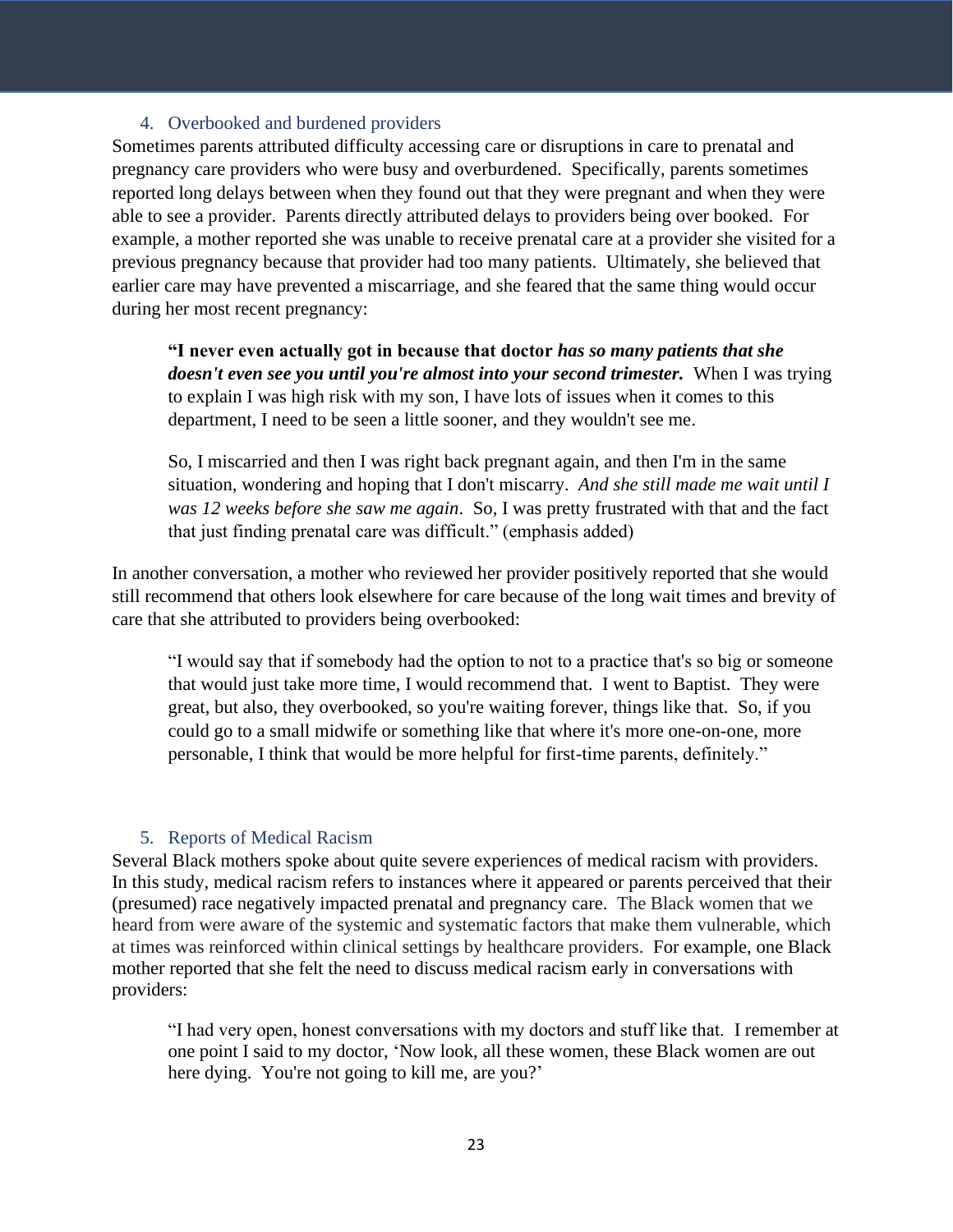### 4. Overbooked and burdened providers

Sometimes parents attributed difficulty accessing care or disruptions in care to prenatal and pregnancy care providers who were busy and overburdened. Specifically, parents sometimes reported long delays between when they found out that they were pregnant and when they were able to see a provider. Parents directly attributed delays to providers being over booked. For example, a mother reported she was unable to receive prenatal care at a provider she visited for a previous pregnancy because that provider had too many patients. Ultimately, she believed that earlier care may have prevented a miscarriage, and she feared that the same thing would occur during her most recent pregnancy:

> **"I never even actually got in because that doctor *has so many patients that she doesn't even see you until you're almost into your second trimester.*** When I was trying to explain I was high risk with my son, I have lots of issues when it comes to this department, I need to be seen a little sooner, and they wouldn't see me.
>
> So, I miscarried and then I was right back pregnant again, and then I'm in the same situation, wondering and hoping that I don't miscarry. *And she still made me wait until I was 12 weeks before she saw me again*. So, I was pretty frustrated with that and the fact that just finding prenatal care was difficult." (emphasis added)

In another conversation, a mother who reviewed her provider positively reported that she would still recommend that others look elsewhere for care because of the long wait times and brevity of care that she attributed to providers being overbooked:

> "I would say that if somebody had the option to not to a practice that's so big or someone that would just take more time, I would recommend that. I went to Baptist. They were great, but also, they overbooked, so you're waiting forever, things like that. So, if you could go to a small midwife or something like that where it's more one-on-one, more personable, I think that would be more helpful for first-time parents, definitely."

### 5. Reports of Medical Racism

Several Black mothers spoke about quite severe experiences of medical racism with providers. In this study, medical racism refers to instances where it appeared or parents perceived that their (presumed) race negatively impacted prenatal and pregnancy care. The Black women that we heard from were aware of the systemic and systematic factors that make them vulnerable, which at times was reinforced within clinical settings by healthcare providers. For example, one Black mother reported that she felt the need to discuss medical racism early in conversations with providers:

> "I had very open, honest conversations with my doctors and stuff like that. I remember at one point I said to my doctor, 'Now look, all these women, these Black women are out here dying. You're not going to kill me, are you?'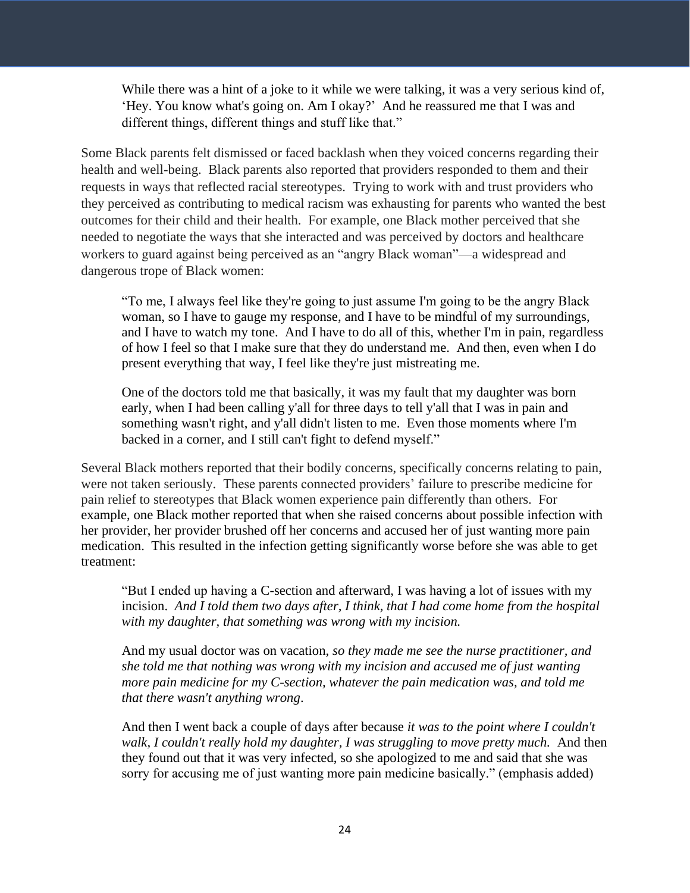> While there was a hint of a joke to it while we were talking, it was a very serious kind of, 'Hey. You know what's going on. Am I okay?' And he reassured me that I was and different things, different things and stuff like that."

Some Black parents felt dismissed or faced backlash when they voiced concerns regarding their health and well-being. Black parents also reported that providers responded to them and their requests in ways that reflected racial stereotypes. Trying to work with and trust providers who they perceived as contributing to medical racism was exhausting for parents who wanted the best outcomes for their child and their health. For example, one Black mother perceived that she needed to negotiate the ways that she interacted and was perceived by doctors and healthcare workers to guard against being perceived as an "angry Black woman"—a widespread and dangerous trope of Black women:

> "To me, I always feel like they're going to just assume I'm going to be the angry Black woman, so I have to gauge my response, and I have to be mindful of my surroundings, and I have to watch my tone. And I have to do all of this, whether I'm in pain, regardless of how I feel so that I make sure that they do understand me. And then, even when I do present everything that way, I feel like they're just mistreating me.
>
> One of the doctors told me that basically, it was my fault that my daughter was born early, when I had been calling y'all for three days to tell y'all that I was in pain and something wasn't right, and y'all didn't listen to me. Even those moments where I'm backed in a corner, and I still can't fight to defend myself."

Several Black mothers reported that their bodily concerns, specifically concerns relating to pain, were not taken seriously. These parents connected providers' failure to prescribe medicine for pain relief to stereotypes that Black women experience pain differently than others. For example, one Black mother reported that when she raised concerns about possible infection with her provider, her provider brushed off her concerns and accused her of just wanting more pain medication. This resulted in the infection getting significantly worse before she was able to get treatment:

> "But I ended up having a C-section and afterward, I was having a lot of issues with my incision. *And I told them two days after, I think, that I had come home from the hospital with my daughter, that something was wrong with my incision.*
>
> And my usual doctor was on vacation, *so they made me see the nurse practitioner, and she told me that nothing was wrong with my incision and accused me of just wanting more pain medicine for my C-section, whatever the pain medication was, and told me that there wasn't anything wrong*.
>
> And then I went back a couple of days after because *it was to the point where I couldn't walk, I couldn't really hold my daughter, I was struggling to move pretty much.* And then they found out that it was very infected, so she apologized to me and said that she was sorry for accusing me of just wanting more pain medicine basically." (emphasis added)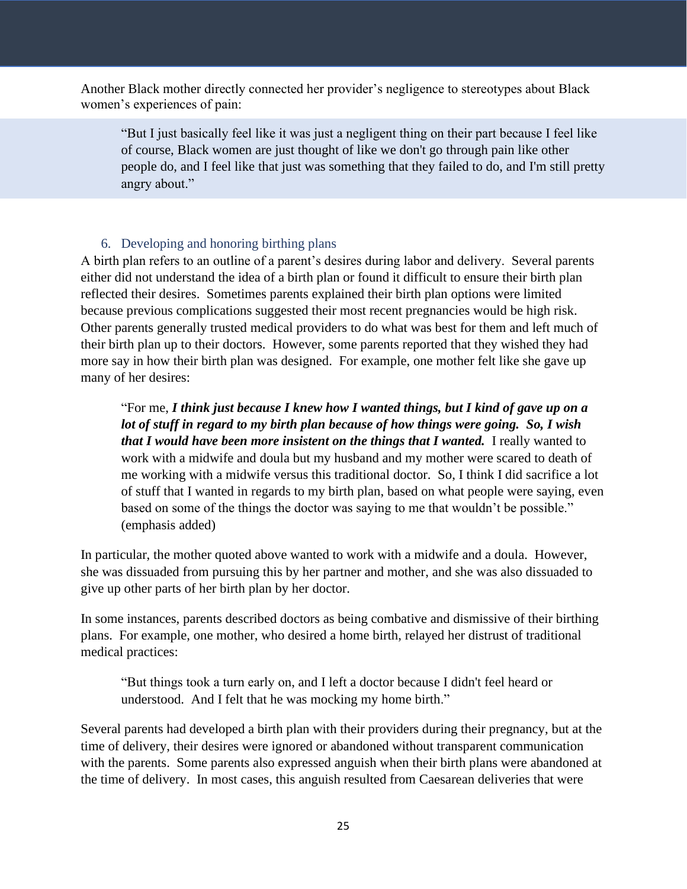Another Black mother directly connected her provider's negligence to stereotypes about Black women's experiences of pain:

> "But I just basically feel like it was just a negligent thing on their part because I feel like of course, Black women are just thought of like we don't go through pain like other people do, and I feel like that just was something that they failed to do, and I'm still pretty angry about."

### 6. Developing and honoring birthing plans

A birth plan refers to an outline of a parent's desires during labor and delivery. Several parents either did not understand the idea of a birth plan or found it difficult to ensure their birth plan reflected their desires. Sometimes parents explained their birth plan options were limited because previous complications suggested their most recent pregnancies would be high risk. Other parents generally trusted medical providers to do what was best for them and left much of their birth plan up to their doctors. However, some parents reported that they wished they had more say in how their birth plan was designed. For example, one mother felt like she gave up many of her desires:

> "For me, ***I think just because I knew how I wanted things, but I kind of gave up on a lot of stuff in regard to my birth plan because of how things were going. So, I wish that I would have been more insistent on the things that I wanted.*** I really wanted to work with a midwife and doula but my husband and my mother were scared to death of me working with a midwife versus this traditional doctor. So, I think I did sacrifice a lot of stuff that I wanted in regards to my birth plan, based on what people were saying, even based on some of the things the doctor was saying to me that wouldn't be possible." (emphasis added)

In particular, the mother quoted above wanted to work with a midwife and a doula. However, she was dissuaded from pursuing this by her partner and mother, and she was also dissuaded to give up other parts of her birth plan by her doctor.

In some instances, parents described doctors as being combative and dismissive of their birthing plans. For example, one mother, who desired a home birth, relayed her distrust of traditional medical practices:

> "But things took a turn early on, and I left a doctor because I didn't feel heard or understood. And I felt that he was mocking my home birth."

Several parents had developed a birth plan with their providers during their pregnancy, but at the time of delivery, their desires were ignored or abandoned without transparent communication with the parents. Some parents also expressed anguish when their birth plans were abandoned at the time of delivery. In most cases, this anguish resulted from Caesarean deliveries that were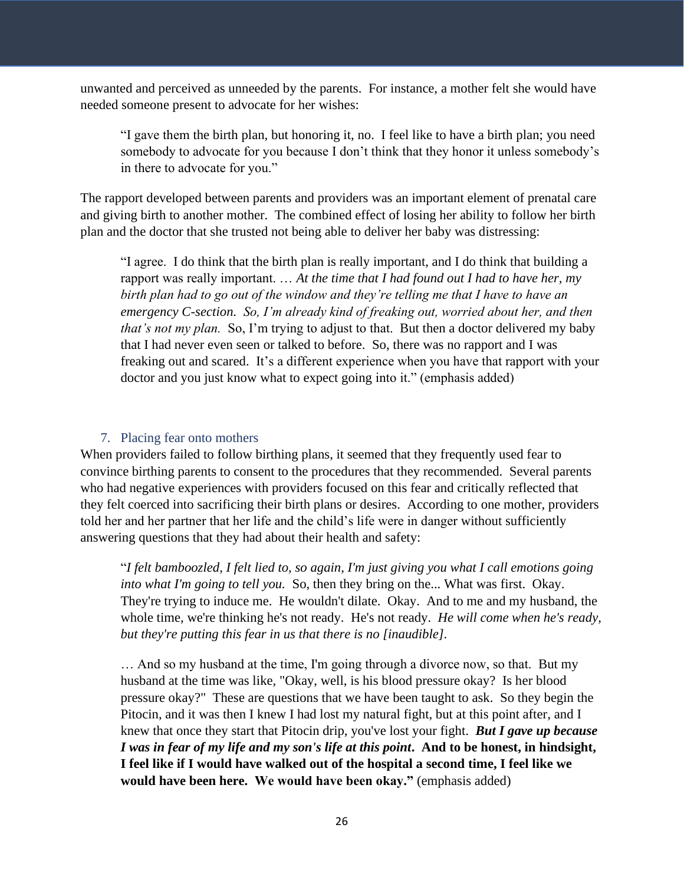unwanted and perceived as unneeded by the parents. For instance, a mother felt she would have needed someone present to advocate for her wishes:

> "I gave them the birth plan, but honoring it, no. I feel like to have a birth plan; you need somebody to advocate for you because I don't think that they honor it unless somebody's in there to advocate for you."

The rapport developed between parents and providers was an important element of prenatal care and giving birth to another mother. The combined effect of losing her ability to follow her birth plan and the doctor that she trusted not being able to deliver her baby was distressing:

> "I agree. I do think that the birth plan is really important, and I do think that building a rapport was really important. … *At the time that I had found out I had to have her, my birth plan had to go out of the window and they're telling me that I have to have an emergency C-section. So, I'm already kind of freaking out, worried about her, and then that's not my plan.* So, I'm trying to adjust to that. But then a doctor delivered my baby that I had never even seen or talked to before. So, there was no rapport and I was freaking out and scared. It's a different experience when you have that rapport with your doctor and you just know what to expect going into it." (emphasis added)

### 7. Placing fear onto mothers

When providers failed to follow birthing plans, it seemed that they frequently used fear to convince birthing parents to consent to the procedures that they recommended. Several parents who had negative experiences with providers focused on this fear and critically reflected that they felt coerced into sacrificing their birth plans or desires. According to one mother, providers told her and her partner that her life and the child's life were in danger without sufficiently answering questions that they had about their health and safety:

> "*I felt bamboozled, I felt lied to, so again, I'm just giving you what I call emotions going into what I'm going to tell you.* So, then they bring on the... What was first. Okay. They're trying to induce me. He wouldn't dilate. Okay. And to me and my husband, the whole time, we're thinking he's not ready. He's not ready. *He will come when he's ready, but they're putting this fear in us that there is no [inaudible].*
>
> … And so my husband at the time, I'm going through a divorce now, so that. But my husband at the time was like, "Okay, well, is his blood pressure okay? Is her blood pressure okay?" These are questions that we have been taught to ask. So they begin the Pitocin, and it was then I knew I had lost my natural fight, but at this point after, and I knew that once they start that Pitocin drip, you've lost your fight. ***But I gave up because I was in fear of my life and my son's life at this point*. And to be honest, in hindsight, I feel like if I would have walked out of the hospital a second time, I feel like we would have been here. We would have been okay."** (emphasis added)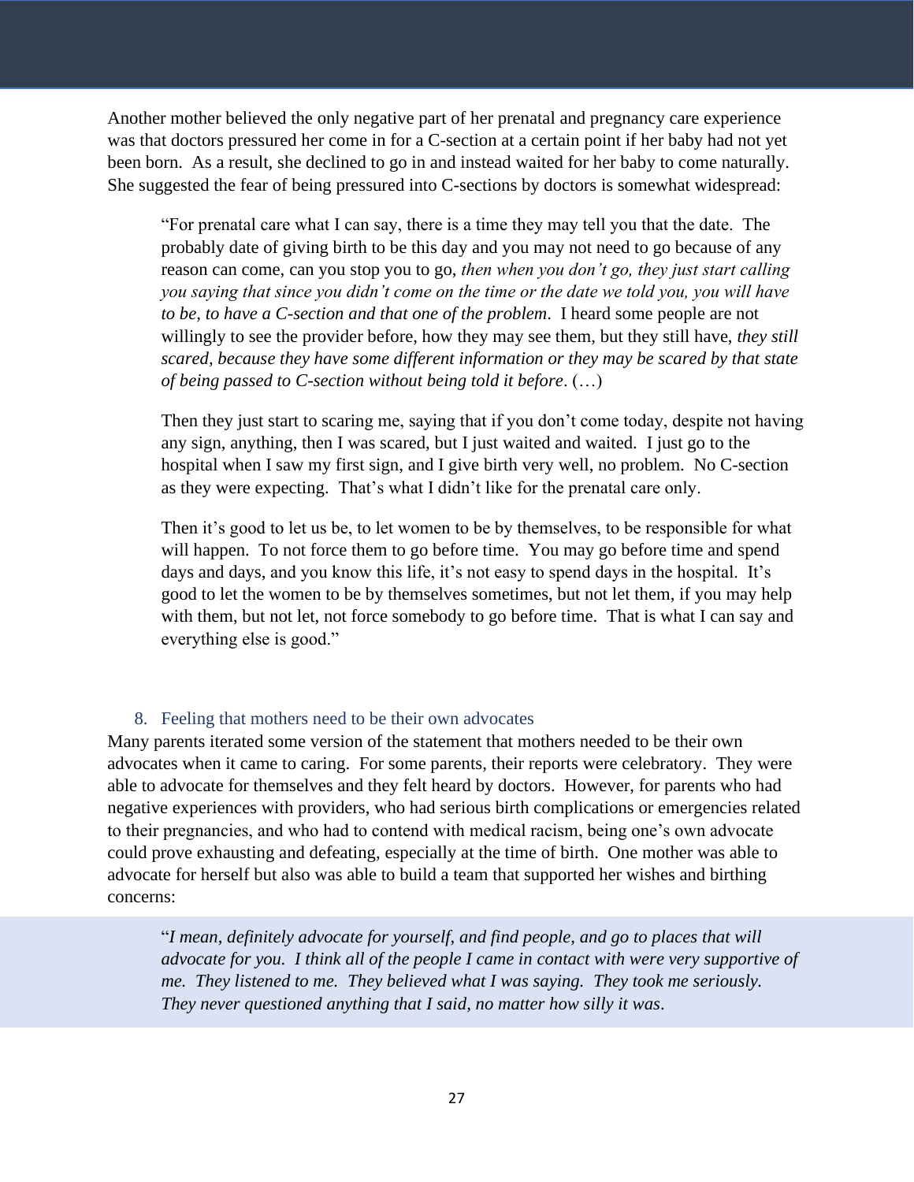Another mother believed the only negative part of her prenatal and pregnancy care experience was that doctors pressured her come in for a C-section at a certain point if her baby had not yet been born. As a result, she declined to go in and instead waited for her baby to come naturally. She suggested the fear of being pressured into C-sections by doctors is somewhat widespread:

> "For prenatal care what I can say, there is a time they may tell you that the date. The probably date of giving birth to be this day and you may not need to go because of any reason can come, can you stop you to go, *then when you don't go, they just start calling you saying that since you didn't come on the time or the date we told you, you will have to be, to have a C-section and that one of the problem*. I heard some people are not willingly to see the provider before, how they may see them, but they still have, *they still scared, because they have some different information or they may be scared by that state of being passed to C-section without being told it before*. (…)
>
> Then they just start to scaring me, saying that if you don't come today, despite not having any sign, anything, then I was scared, but I just waited and waited. I just go to the hospital when I saw my first sign, and I give birth very well, no problem. No C-section as they were expecting. That's what I didn't like for the prenatal care only.
>
> Then it's good to let us be, to let women to be by themselves, to be responsible for what will happen. To not force them to go before time. You may go before time and spend days and days, and you know this life, it's not easy to spend days in the hospital. It's good to let the women to be by themselves sometimes, but not let them, if you may help with them, but not let, not force somebody to go before time. That is what I can say and everything else is good."

### 8. Feeling that mothers need to be their own advocates

Many parents iterated some version of the statement that mothers needed to be their own advocates when it came to caring. For some parents, their reports were celebratory. They were able to advocate for themselves and they felt heard by doctors. However, for parents who had negative experiences with providers, who had serious birth complications or emergencies related to their pregnancies, and who had to contend with medical racism, being one's own advocate could prove exhausting and defeating, especially at the time of birth. One mother was able to advocate for herself but also was able to build a team that supported her wishes and birthing concerns:

> "*I mean, definitely advocate for yourself, and find people, and go to places that will advocate for you. I think all of the people I came in contact with were very supportive of me. They listened to me. They believed what I was saying. They took me seriously. They never questioned anything that I said, no matter how silly it was*.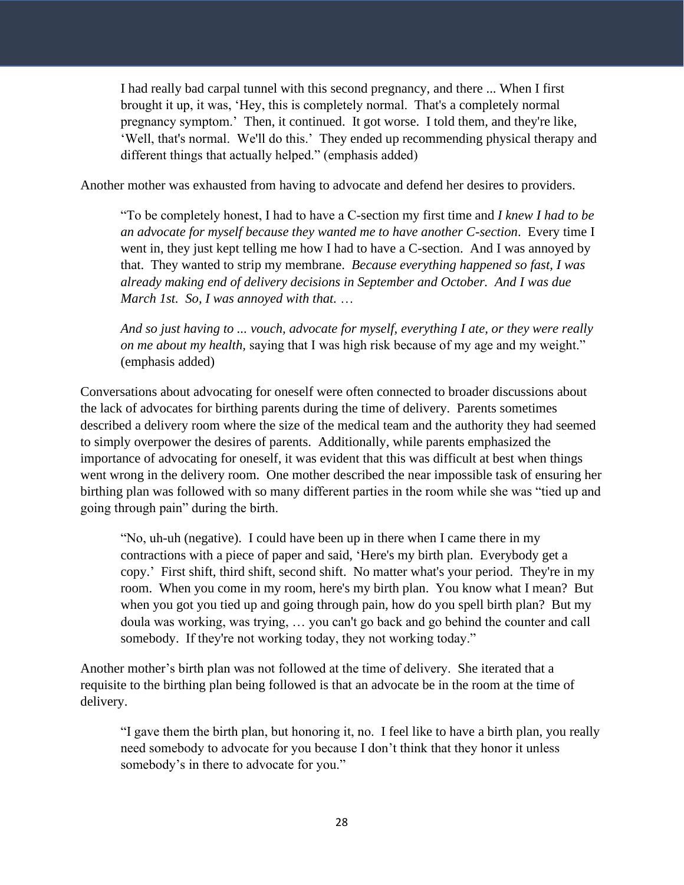> I had really bad carpal tunnel with this second pregnancy, and there ... When I first brought it up, it was, 'Hey, this is completely normal. That's a completely normal pregnancy symptom.' Then, it continued. It got worse. I told them, and they're like, 'Well, that's normal. We'll do this.' They ended up recommending physical therapy and different things that actually helped." (emphasis added)

Another mother was exhausted from having to advocate and defend her desires to providers.

> "To be completely honest, I had to have a C-section my first time and *I knew I had to be an advocate for myself because they wanted me to have another C-section*. Every time I went in, they just kept telling me how I had to have a C-section. And I was annoyed by that. They wanted to strip my membrane. *Because everything happened so fast, I was already making end of delivery decisions in September and October. And I was due March 1st. So, I was annoyed with that.* …
>
> *And so just having to ... vouch, advocate for myself, everything I ate, or they were really on me about my health,* saying that I was high risk because of my age and my weight." (emphasis added)

Conversations about advocating for oneself were often connected to broader discussions about the lack of advocates for birthing parents during the time of delivery. Parents sometimes described a delivery room where the size of the medical team and the authority they had seemed to simply overpower the desires of parents. Additionally, while parents emphasized the importance of advocating for oneself, it was evident that this was difficult at best when things went wrong in the delivery room. One mother described the near impossible task of ensuring her birthing plan was followed with so many different parties in the room while she was "tied up and going through pain" during the birth.

> "No, uh-uh (negative). I could have been up in there when I came there in my contractions with a piece of paper and said, 'Here's my birth plan. Everybody get a copy.' First shift, third shift, second shift. No matter what's your period. They're in my room. When you come in my room, here's my birth plan. You know what I mean? But when you got you tied up and going through pain, how do you spell birth plan? But my doula was working, was trying, … you can't go back and go behind the counter and call somebody. If they're not working today, they not working today."

Another mother's birth plan was not followed at the time of delivery. She iterated that a requisite to the birthing plan being followed is that an advocate be in the room at the time of delivery.

> "I gave them the birth plan, but honoring it, no. I feel like to have a birth plan, you really need somebody to advocate for you because I don't think that they honor it unless somebody's in there to advocate for you."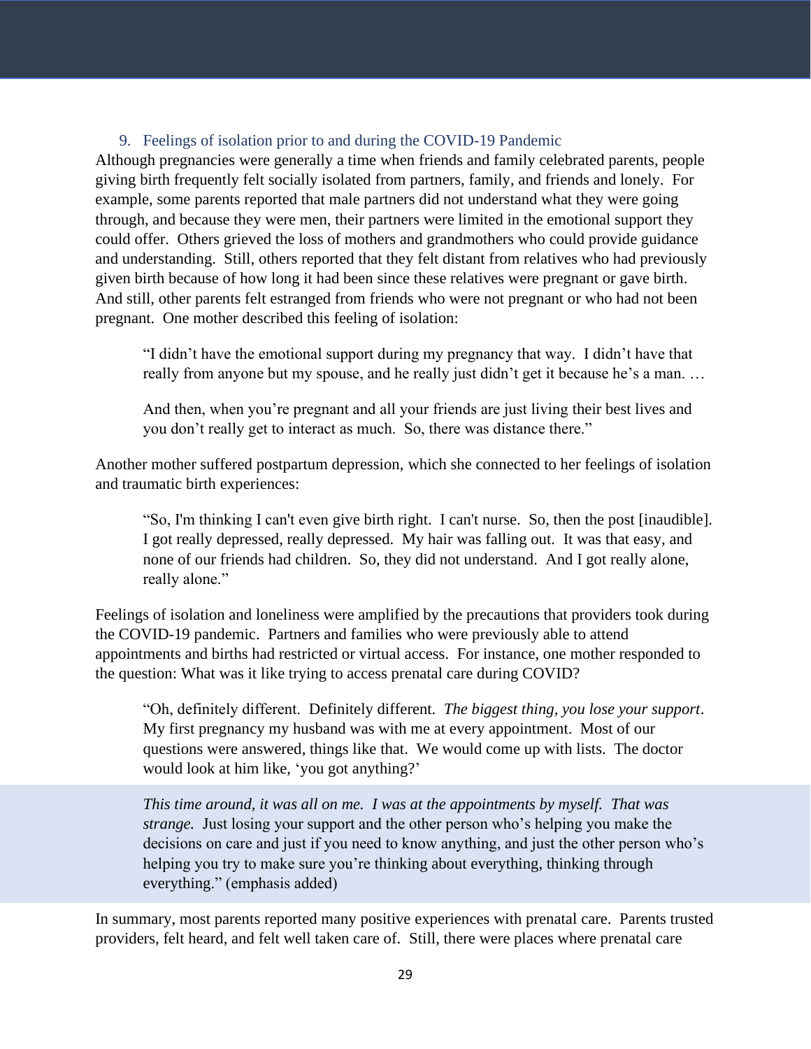### 9. Feelings of isolation prior to and during the COVID-19 Pandemic

Although pregnancies were generally a time when friends and family celebrated parents, people giving birth frequently felt socially isolated from partners, family, and friends and lonely. For example, some parents reported that male partners did not understand what they were going through, and because they were men, their partners were limited in the emotional support they could offer. Others grieved the loss of mothers and grandmothers who could provide guidance and understanding. Still, others reported that they felt distant from relatives who had previously given birth because of how long it had been since these relatives were pregnant or gave birth. And still, other parents felt estranged from friends who were not pregnant or who had not been pregnant. One mother described this feeling of isolation:

> "I didn't have the emotional support during my pregnancy that way. I didn't have that really from anyone but my spouse, and he really just didn't get it because he's a man. …
>
> And then, when you're pregnant and all your friends are just living their best lives and you don't really get to interact as much. So, there was distance there."

Another mother suffered postpartum depression, which she connected to her feelings of isolation and traumatic birth experiences:

> "So, I'm thinking I can't even give birth right. I can't nurse. So, then the post [inaudible]. I got really depressed, really depressed. My hair was falling out. It was that easy, and none of our friends had children. So, they did not understand. And I got really alone, really alone."

Feelings of isolation and loneliness were amplified by the precautions that providers took during the COVID-19 pandemic. Partners and families who were previously able to attend appointments and births had restricted or virtual access. For instance, one mother responded to the question: What was it like trying to access prenatal care during COVID?

> "Oh, definitely different. Definitely different. *The biggest thing, you lose your support*. My first pregnancy my husband was with me at every appointment. Most of our questions were answered, things like that. We would come up with lists. The doctor would look at him like, 'you got anything?'
>
> *This time around, it was all on me. I was at the appointments by myself. That was strange.* Just losing your support and the other person who's helping you make the decisions on care and just if you need to know anything, and just the other person who's helping you try to make sure you're thinking about everything, thinking through everything." (emphasis added)

In summary, most parents reported many positive experiences with prenatal care. Parents trusted providers, felt heard, and felt well taken care of. Still, there were places where prenatal care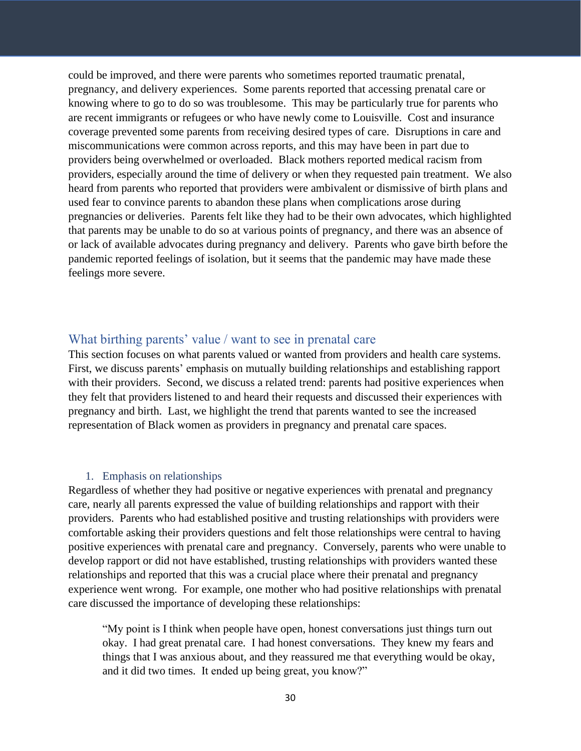could be improved, and there were parents who sometimes reported traumatic prenatal, pregnancy, and delivery experiences. Some parents reported that accessing prenatal care or knowing where to go to do so was troublesome. This may be particularly true for parents who are recent immigrants or refugees or who have newly come to Louisville. Cost and insurance coverage prevented some parents from receiving desired types of care. Disruptions in care and miscommunications were common across reports, and this may have been in part due to providers being overwhelmed or overloaded. Black mothers reported medical racism from providers, especially around the time of delivery or when they requested pain treatment. We also heard from parents who reported that providers were ambivalent or dismissive of birth plans and used fear to convince parents to abandon these plans when complications arose during pregnancies or deliveries. Parents felt like they had to be their own advocates, which highlighted that parents may be unable to do so at various points of pregnancy, and there was an absence of or lack of available advocates during pregnancy and delivery. Parents who gave birth before the pandemic reported feelings of isolation, but it seems that the pandemic may have made these feelings more severe.

## What birthing parents' value / want to see in prenatal care

This section focuses on what parents valued or wanted from providers and health care systems. First, we discuss parents' emphasis on mutually building relationships and establishing rapport with their providers. Second, we discuss a related trend: parents had positive experiences when they felt that providers listened to and heard their requests and discussed their experiences with pregnancy and birth. Last, we highlight the trend that parents wanted to see the increased representation of Black women as providers in pregnancy and prenatal care spaces.

### 1. Emphasis on relationships

Regardless of whether they had positive or negative experiences with prenatal and pregnancy care, nearly all parents expressed the value of building relationships and rapport with their providers. Parents who had established positive and trusting relationships with providers were comfortable asking their providers questions and felt those relationships were central to having positive experiences with prenatal care and pregnancy. Conversely, parents who were unable to develop rapport or did not have established, trusting relationships with providers wanted these relationships and reported that this was a crucial place where their prenatal and pregnancy experience went wrong. For example, one mother who had positive relationships with prenatal care discussed the importance of developing these relationships:

> "My point is I think when people have open, honest conversations just things turn out okay. I had great prenatal care. I had honest conversations. They knew my fears and things that I was anxious about, and they reassured me that everything would be okay, and it did two times. It ended up being great, you know?"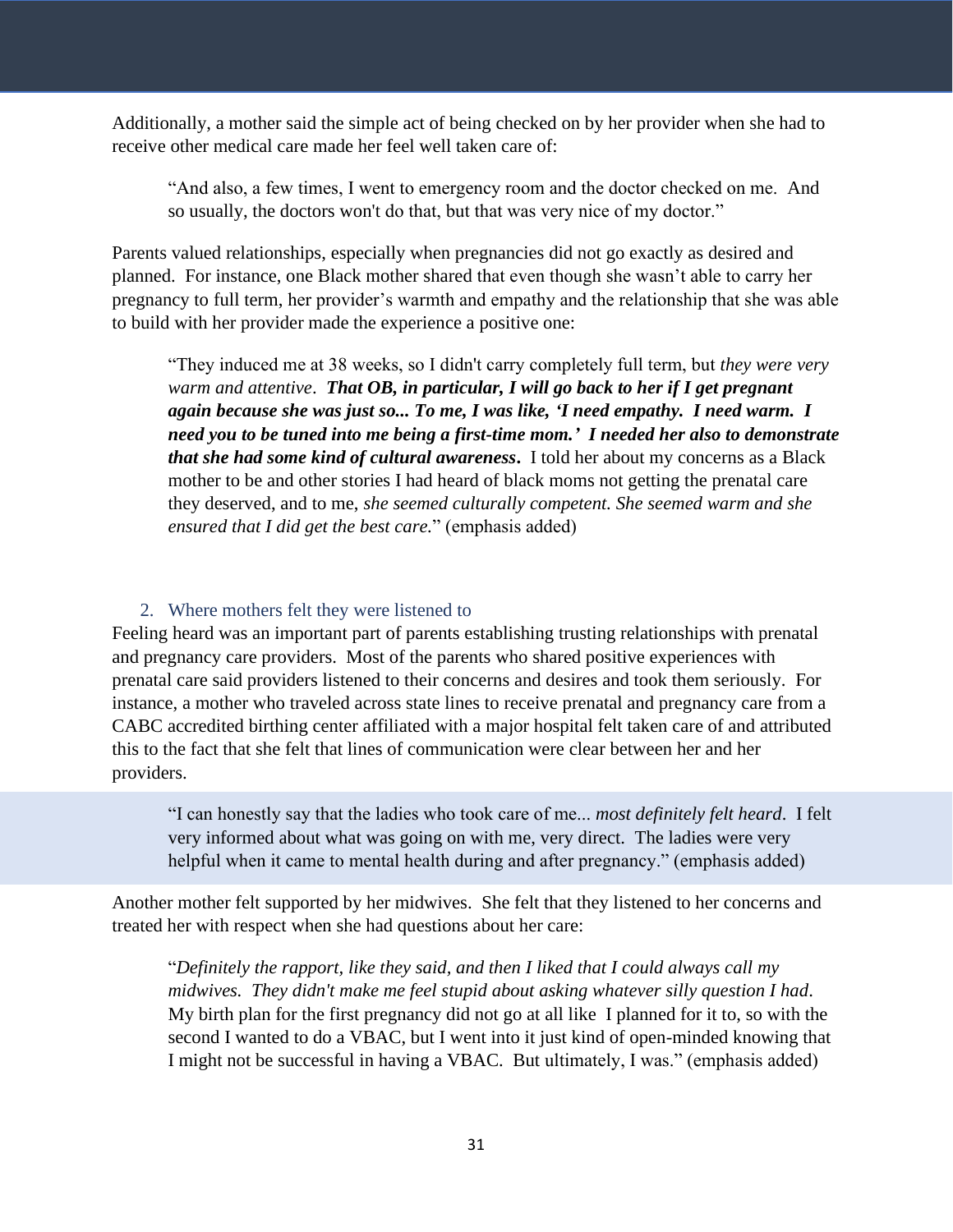Additionally, a mother said the simple act of being checked on by her provider when she had to receive other medical care made her feel well taken care of:

> "And also, a few times, I went to emergency room and the doctor checked on me. And so usually, the doctors won't do that, but that was very nice of my doctor."

Parents valued relationships, especially when pregnancies did not go exactly as desired and planned. For instance, one Black mother shared that even though she wasn't able to carry her pregnancy to full term, her provider's warmth and empathy and the relationship that she was able to build with her provider made the experience a positive one:

> "They induced me at 38 weeks, so I didn't carry completely full term, but *they were very warm and attentive*. ***That OB, in particular, I will go back to her if I get pregnant again because she was just so... To me, I was like, 'I need empathy. I need warm. I need you to be tuned into me being a first-time mom.' I needed her also to demonstrate that she had some kind of cultural awareness*.** I told her about my concerns as a Black mother to be and other stories I had heard of black moms not getting the prenatal care they deserved, and to me, *she seemed culturally competent. She seemed warm and she ensured that I did get the best care.*" (emphasis added)

### 2. Where mothers felt they were listened to

Feeling heard was an important part of parents establishing trusting relationships with prenatal and pregnancy care providers. Most of the parents who shared positive experiences with prenatal care said providers listened to their concerns and desires and took them seriously. For instance, a mother who traveled across state lines to receive prenatal and pregnancy care from a CABC accredited birthing center affiliated with a major hospital felt taken care of and attributed this to the fact that she felt that lines of communication were clear between her and her providers.

> "I can honestly say that the ladies who took care of me... *most definitely felt heard*. I felt very informed about what was going on with me, very direct. The ladies were very helpful when it came to mental health during and after pregnancy." (emphasis added)

Another mother felt supported by her midwives. She felt that they listened to her concerns and treated her with respect when she had questions about her care:

> "*Definitely the rapport, like they said, and then I liked that I could always call my midwives. They didn't make me feel stupid about asking whatever silly question I had*. My birth plan for the first pregnancy did not go at all like I planned for it to, so with the second I wanted to do a VBAC, but I went into it just kind of open-minded knowing that I might not be successful in having a VBAC. But ultimately, I was." (emphasis added)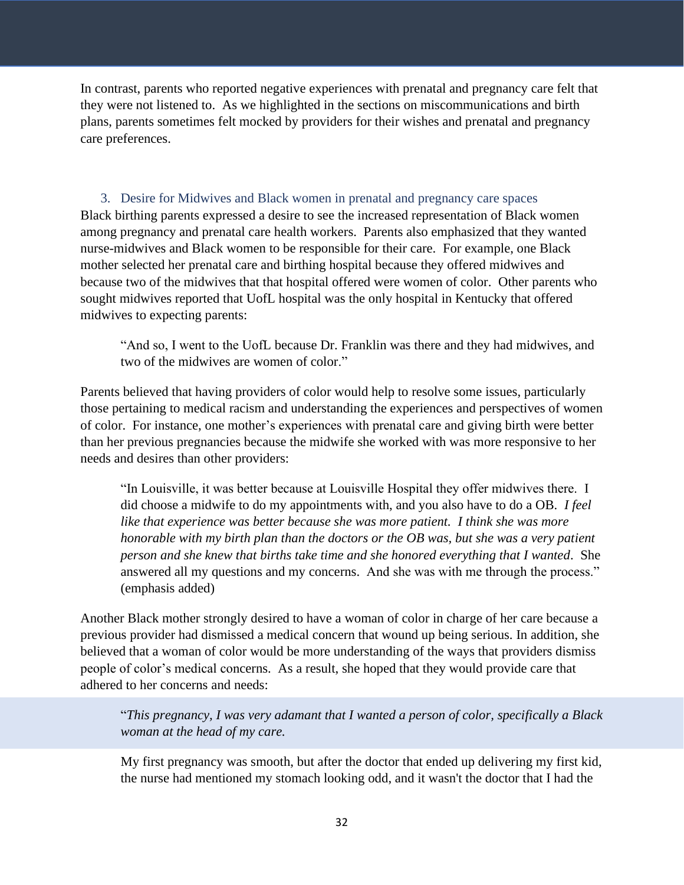In contrast, parents who reported negative experiences with prenatal and pregnancy care felt that they were not listened to. As we highlighted in the sections on miscommunications and birth plans, parents sometimes felt mocked by providers for their wishes and prenatal and pregnancy care preferences.

### 3. Desire for Midwives and Black women in prenatal and pregnancy care spaces

Black birthing parents expressed a desire to see the increased representation of Black women among pregnancy and prenatal care health workers. Parents also emphasized that they wanted nurse-midwives and Black women to be responsible for their care. For example, one Black mother selected her prenatal care and birthing hospital because they offered midwives and because two of the midwives that that hospital offered were women of color. Other parents who sought midwives reported that UofL hospital was the only hospital in Kentucky that offered midwives to expecting parents:

> "And so, I went to the UofL because Dr. Franklin was there and they had midwives, and two of the midwives are women of color."

Parents believed that having providers of color would help to resolve some issues, particularly those pertaining to medical racism and understanding the experiences and perspectives of women of color. For instance, one mother's experiences with prenatal care and giving birth were better than her previous pregnancies because the midwife she worked with was more responsive to her needs and desires than other providers:

> "In Louisville, it was better because at Louisville Hospital they offer midwives there. I did choose a midwife to do my appointments with, and you also have to do a OB. *I feel like that experience was better because she was more patient. I think she was more honorable with my birth plan than the doctors or the OB was, but she was a very patient person and she knew that births take time and she honored everything that I wanted*. She answered all my questions and my concerns. And she was with me through the process." (emphasis added)

Another Black mother strongly desired to have a woman of color in charge of her care because a previous provider had dismissed a medical concern that wound up being serious. In addition, she believed that a woman of color would be more understanding of the ways that providers dismiss people of color's medical concerns. As a result, she hoped that they would provide care that adhered to her concerns and needs:

> "*This pregnancy, I was very adamant that I wanted a person of color, specifically a Black woman at the head of my care.*
>
> My first pregnancy was smooth, but after the doctor that ended up delivering my first kid, the nurse had mentioned my stomach looking odd, and it wasn't the doctor that I had the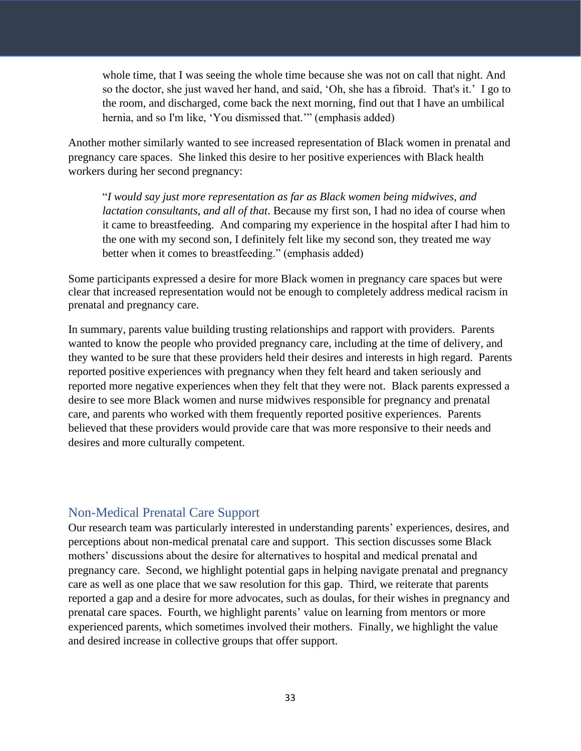> whole time, that I was seeing the whole time because she was not on call that night. And so the doctor, she just waved her hand, and said, 'Oh, she has a fibroid. That's it.' I go to the room, and discharged, come back the next morning, find out that I have an umbilical hernia, and so I'm like, 'You dismissed that.'" (emphasis added)

Another mother similarly wanted to see increased representation of Black women in prenatal and pregnancy care spaces. She linked this desire to her positive experiences with Black health workers during her second pregnancy:

> "*I would say just more representation as far as Black women being midwives, and lactation consultants, and all of that*. Because my first son, I had no idea of course when it came to breastfeeding. And comparing my experience in the hospital after I had him to the one with my second son, I definitely felt like my second son, they treated me way better when it comes to breastfeeding." (emphasis added)

Some participants expressed a desire for more Black women in pregnancy care spaces but were clear that increased representation would not be enough to completely address medical racism in prenatal and pregnancy care.

In summary, parents value building trusting relationships and rapport with providers. Parents wanted to know the people who provided pregnancy care, including at the time of delivery, and they wanted to be sure that these providers held their desires and interests in high regard. Parents reported positive experiences with pregnancy when they felt heard and taken seriously and reported more negative experiences when they felt that they were not. Black parents expressed a desire to see more Black women and nurse midwives responsible for pregnancy and prenatal care, and parents who worked with them frequently reported positive experiences. Parents believed that these providers would provide care that was more responsive to their needs and desires and more culturally competent.

## Non-Medical Prenatal Care Support

Our research team was particularly interested in understanding parents' experiences, desires, and perceptions about non-medical prenatal care and support. This section discusses some Black mothers' discussions about the desire for alternatives to hospital and medical prenatal and pregnancy care. Second, we highlight potential gaps in helping navigate prenatal and pregnancy care as well as one place that we saw resolution for this gap. Third, we reiterate that parents reported a gap and a desire for more advocates, such as doulas, for their wishes in pregnancy and prenatal care spaces. Fourth, we highlight parents' value on learning from mentors or more experienced parents, which sometimes involved their mothers. Finally, we highlight the value and desired increase in collective groups that offer support.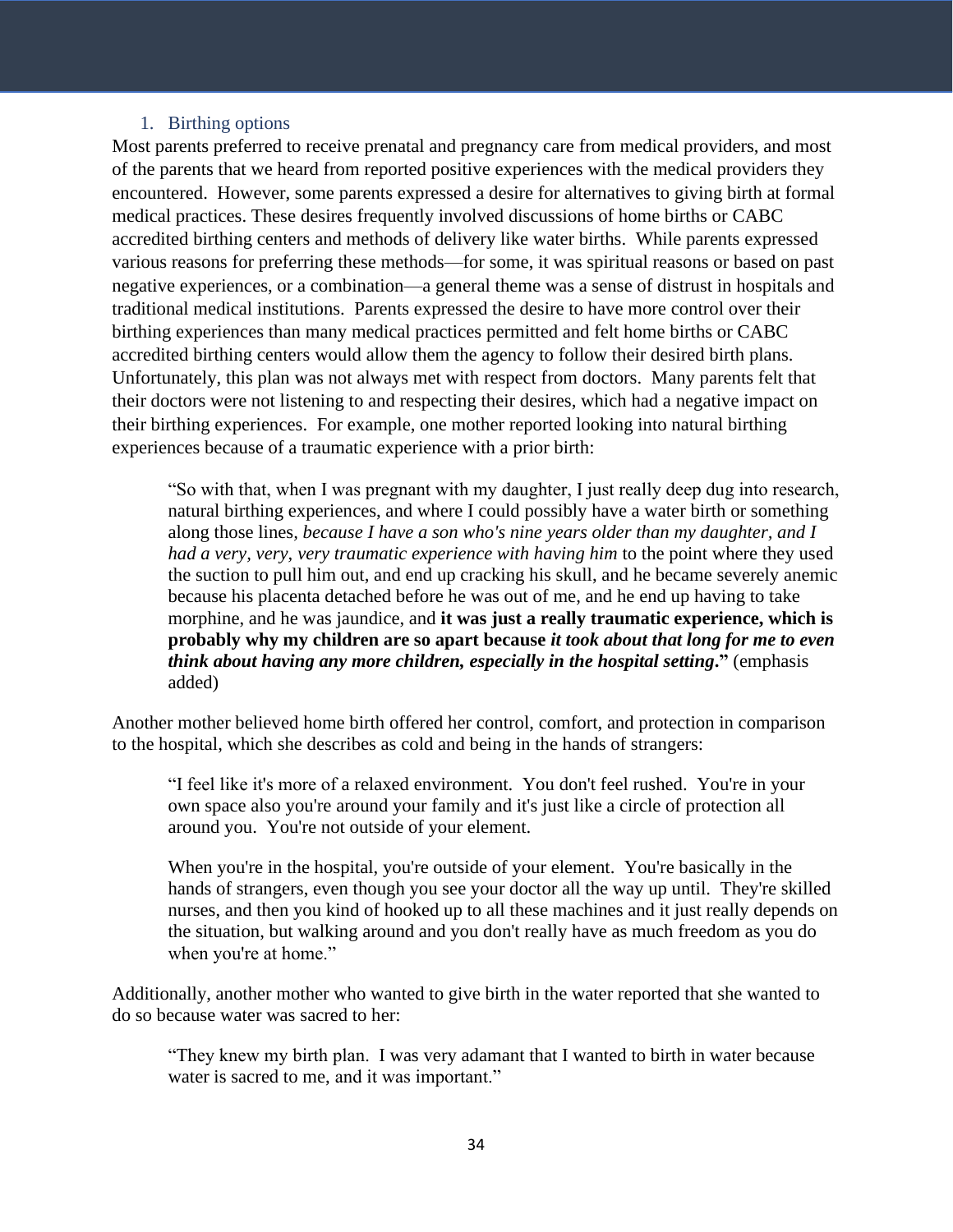### 1. Birthing options

Most parents preferred to receive prenatal and pregnancy care from medical providers, and most of the parents that we heard from reported positive experiences with the medical providers they encountered. However, some parents expressed a desire for alternatives to giving birth at formal medical practices. These desires frequently involved discussions of home births or CABC accredited birthing centers and methods of delivery like water births. While parents expressed various reasons for preferring these methods—for some, it was spiritual reasons or based on past negative experiences, or a combination—a general theme was a sense of distrust in hospitals and traditional medical institutions. Parents expressed the desire to have more control over their birthing experiences than many medical practices permitted and felt home births or CABC accredited birthing centers would allow them the agency to follow their desired birth plans. Unfortunately, this plan was not always met with respect from doctors. Many parents felt that their doctors were not listening to and respecting their desires, which had a negative impact on their birthing experiences. For example, one mother reported looking into natural birthing experiences because of a traumatic experience with a prior birth:

> "So with that, when I was pregnant with my daughter, I just really deep dug into research, natural birthing experiences, and where I could possibly have a water birth or something along those lines, *because I have a son who's nine years older than my daughter, and I had a very, very, very traumatic experience with having him* to the point where they used the suction to pull him out, and end up cracking his skull, and he became severely anemic because his placenta detached before he was out of me, and he end up having to take morphine, and he was jaundice, and **it was just a really traumatic experience, which is probably why my children are so apart because *it took about that long for me to even think about having any more children, especially in the hospital setting*."** (emphasis added)

Another mother believed home birth offered her control, comfort, and protection in comparison to the hospital, which she describes as cold and being in the hands of strangers:

> "I feel like it's more of a relaxed environment. You don't feel rushed. You're in your own space also you're around your family and it's just like a circle of protection all around you. You're not outside of your element.
>
> When you're in the hospital, you're outside of your element. You're basically in the hands of strangers, even though you see your doctor all the way up until. They're skilled nurses, and then you kind of hooked up to all these machines and it just really depends on the situation, but walking around and you don't really have as much freedom as you do when you're at home."

Additionally, another mother who wanted to give birth in the water reported that she wanted to do so because water was sacred to her:

> "They knew my birth plan. I was very adamant that I wanted to birth in water because water is sacred to me, and it was important."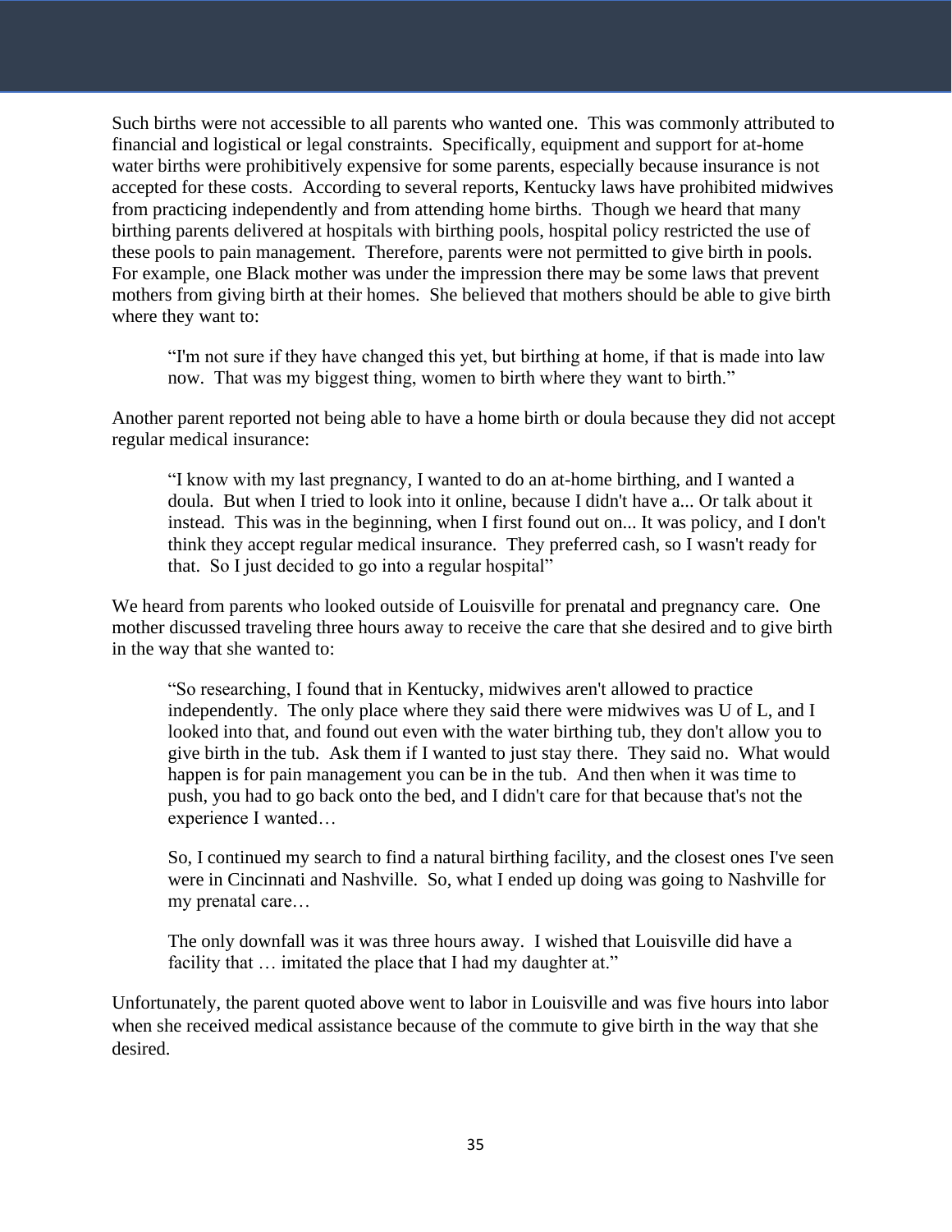Such births were not accessible to all parents who wanted one. This was commonly attributed to financial and logistical or legal constraints. Specifically, equipment and support for at-home water births were prohibitively expensive for some parents, especially because insurance is not accepted for these costs. According to several reports, Kentucky laws have prohibited midwives from practicing independently and from attending home births. Though we heard that many birthing parents delivered at hospitals with birthing pools, hospital policy restricted the use of these pools to pain management. Therefore, parents were not permitted to give birth in pools. For example, one Black mother was under the impression there may be some laws that prevent mothers from giving birth at their homes. She believed that mothers should be able to give birth where they want to:

> "I'm not sure if they have changed this yet, but birthing at home, if that is made into law now. That was my biggest thing, women to birth where they want to birth."

Another parent reported not being able to have a home birth or doula because they did not accept regular medical insurance:

> "I know with my last pregnancy, I wanted to do an at-home birthing, and I wanted a doula. But when I tried to look into it online, because I didn't have a... Or talk about it instead. This was in the beginning, when I first found out on... It was policy, and I don't think they accept regular medical insurance. They preferred cash, so I wasn't ready for that. So I just decided to go into a regular hospital"

We heard from parents who looked outside of Louisville for prenatal and pregnancy care. One mother discussed traveling three hours away to receive the care that she desired and to give birth in the way that she wanted to:

> "So researching, I found that in Kentucky, midwives aren't allowed to practice independently. The only place where they said there were midwives was U of L, and I looked into that, and found out even with the water birthing tub, they don't allow you to give birth in the tub. Ask them if I wanted to just stay there. They said no. What would happen is for pain management you can be in the tub. And then when it was time to push, you had to go back onto the bed, and I didn't care for that because that's not the experience I wanted…
>
> So, I continued my search to find a natural birthing facility, and the closest ones I've seen were in Cincinnati and Nashville. So, what I ended up doing was going to Nashville for my prenatal care…
>
> The only downfall was it was three hours away. I wished that Louisville did have a facility that … imitated the place that I had my daughter at."

Unfortunately, the parent quoted above went to labor in Louisville and was five hours into labor when she received medical assistance because of the commute to give birth in the way that she desired.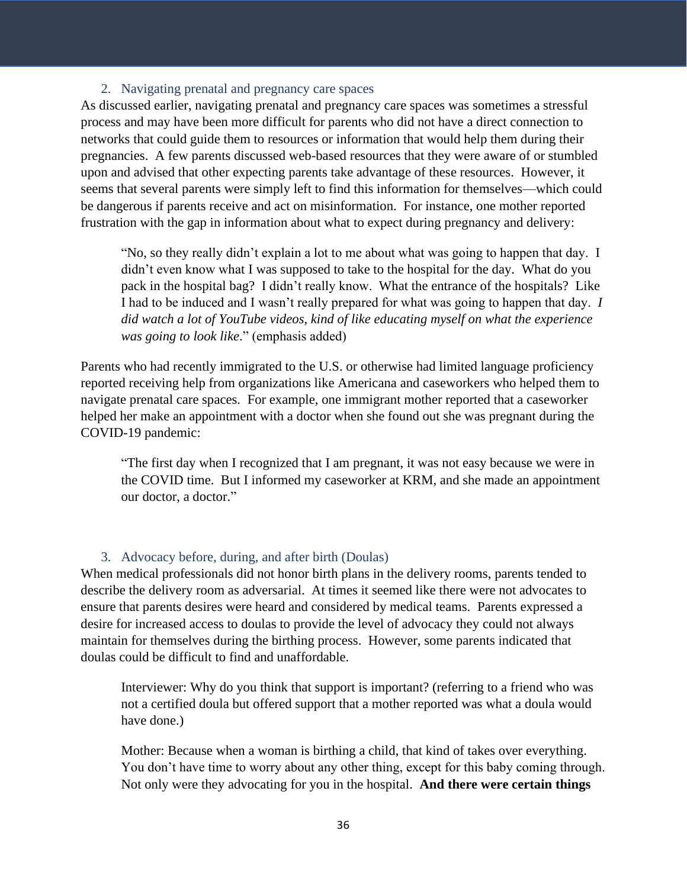### 2. Navigating prenatal and pregnancy care spaces

As discussed earlier, navigating prenatal and pregnancy care spaces was sometimes a stressful process and may have been more difficult for parents who did not have a direct connection to networks that could guide them to resources or information that would help them during their pregnancies. A few parents discussed web-based resources that they were aware of or stumbled upon and advised that other expecting parents take advantage of these resources. However, it seems that several parents were simply left to find this information for themselves—which could be dangerous if parents receive and act on misinformation. For instance, one mother reported frustration with the gap in information about what to expect during pregnancy and delivery:

> "No, so they really didn't explain a lot to me about what was going to happen that day. I didn't even know what I was supposed to take to the hospital for the day. What do you pack in the hospital bag? I didn't really know. What the entrance of the hospitals? Like I had to be induced and I wasn't really prepared for what was going to happen that day. *I did watch a lot of YouTube videos, kind of like educating myself on what the experience was going to look like*." (emphasis added)

Parents who had recently immigrated to the U.S. or otherwise had limited language proficiency reported receiving help from organizations like Americana and caseworkers who helped them to navigate prenatal care spaces. For example, one immigrant mother reported that a caseworker helped her make an appointment with a doctor when she found out she was pregnant during the COVID-19 pandemic:

> "The first day when I recognized that I am pregnant, it was not easy because we were in the COVID time. But I informed my caseworker at KRM, and she made an appointment our doctor, a doctor."

### 3. Advocacy before, during, and after birth (Doulas)

When medical professionals did not honor birth plans in the delivery rooms, parents tended to describe the delivery room as adversarial. At times it seemed like there were not advocates to ensure that parents desires were heard and considered by medical teams. Parents expressed a desire for increased access to doulas to provide the level of advocacy they could not always maintain for themselves during the birthing process. However, some parents indicated that doulas could be difficult to find and unaffordable.

> Interviewer: Why do you think that support is important? (referring to a friend who was not a certified doula but offered support that a mother reported was what a doula would have done.)
>
> Mother: Because when a woman is birthing a child, that kind of takes over everything. You don't have time to worry about any other thing, except for this baby coming through. Not only were they advocating for you in the hospital. **And there were certain things**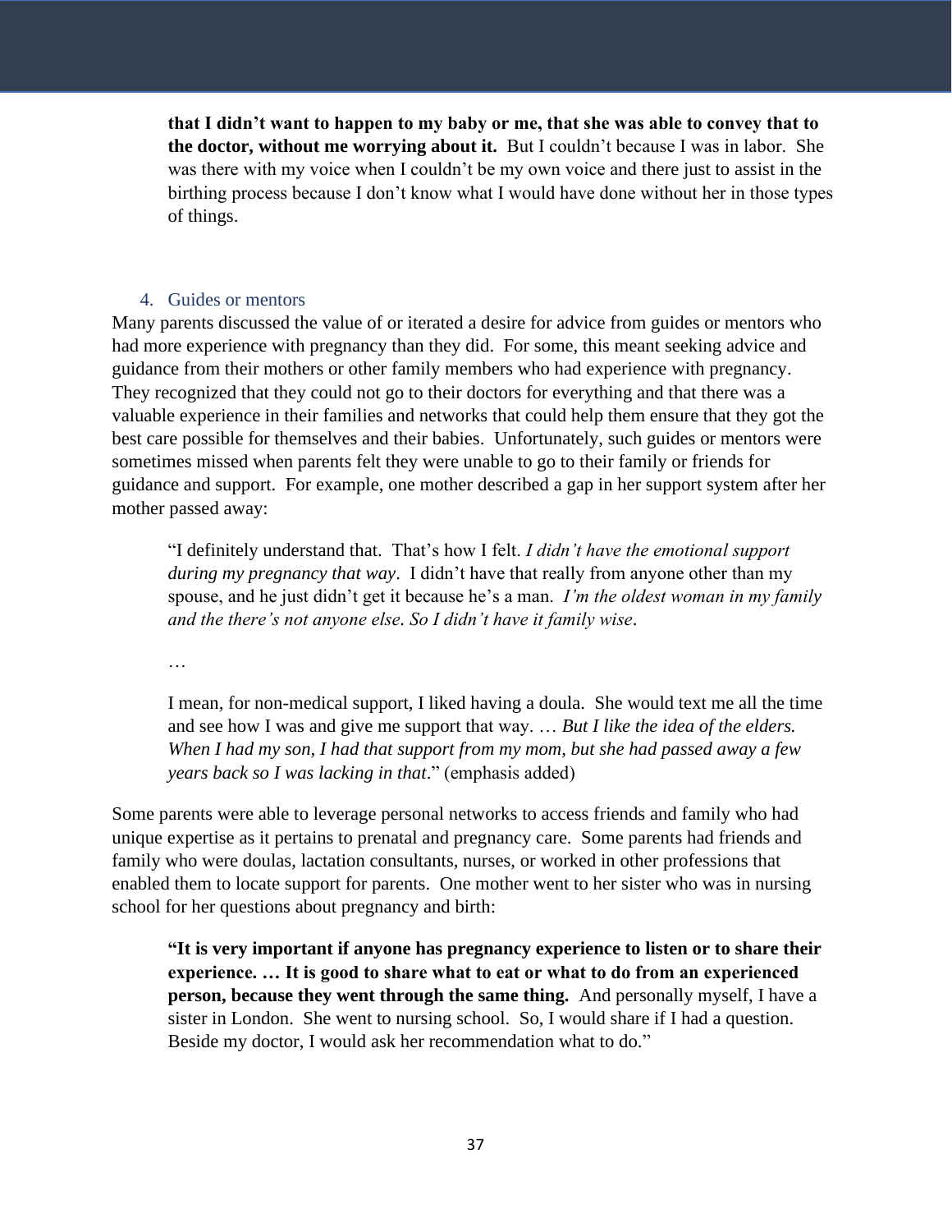> **that I didn't want to happen to my baby or me, that she was able to convey that to the doctor, without me worrying about it.** But I couldn't because I was in labor. She was there with my voice when I couldn't be my own voice and there just to assist in the birthing process because I don't know what I would have done without her in those types of things.

### 4. Guides or mentors

Many parents discussed the value of or iterated a desire for advice from guides or mentors who had more experience with pregnancy than they did. For some, this meant seeking advice and guidance from their mothers or other family members who had experience with pregnancy. They recognized that they could not go to their doctors for everything and that there was a valuable experience in their families and networks that could help them ensure that they got the best care possible for themselves and their babies. Unfortunately, such guides or mentors were sometimes missed when parents felt they were unable to go to their family or friends for guidance and support. For example, one mother described a gap in her support system after her mother passed away:

> "I definitely understand that. That's how I felt. *I didn't have the emotional support during my pregnancy that way*. I didn't have that really from anyone other than my spouse, and he just didn't get it because he's a man. *I'm the oldest woman in my family and the there's not anyone else. So I didn't have it family wise*.
>
> …
>
> I mean, for non-medical support, I liked having a doula. She would text me all the time and see how I was and give me support that way. … *But I like the idea of the elders. When I had my son, I had that support from my mom, but she had passed away a few years back so I was lacking in that*." (emphasis added)

Some parents were able to leverage personal networks to access friends and family who had unique expertise as it pertains to prenatal and pregnancy care. Some parents had friends and family who were doulas, lactation consultants, nurses, or worked in other professions that enabled them to locate support for parents. One mother went to her sister who was in nursing school for her questions about pregnancy and birth:

> **"It is very important if anyone has pregnancy experience to listen or to share their experience. … It is good to share what to eat or what to do from an experienced person, because they went through the same thing.** And personally myself, I have a sister in London. She went to nursing school. So, I would share if I had a question. Beside my doctor, I would ask her recommendation what to do."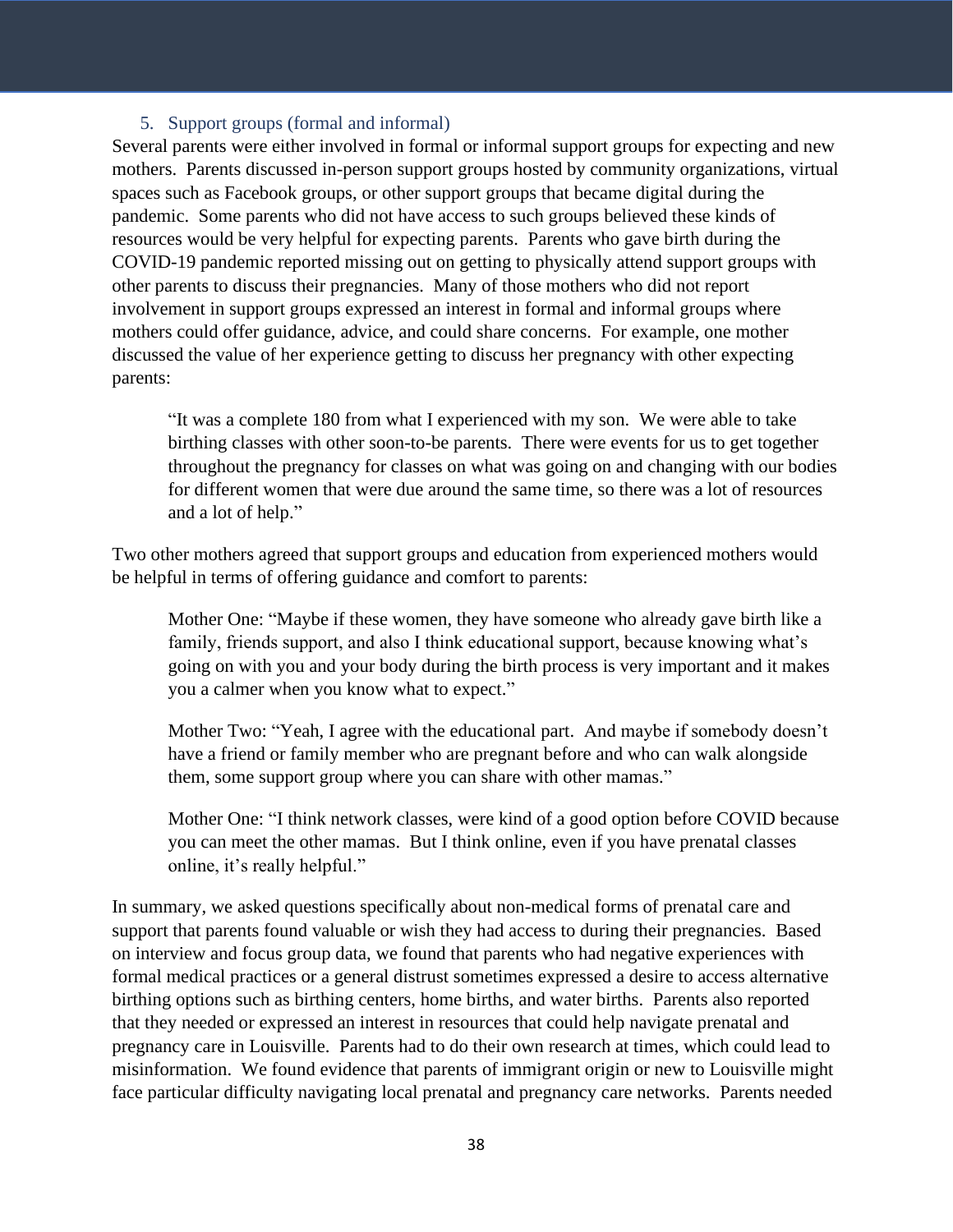### 5. Support groups (formal and informal)

Several parents were either involved in formal or informal support groups for expecting and new mothers. Parents discussed in-person support groups hosted by community organizations, virtual spaces such as Facebook groups, or other support groups that became digital during the pandemic. Some parents who did not have access to such groups believed these kinds of resources would be very helpful for expecting parents. Parents who gave birth during the COVID-19 pandemic reported missing out on getting to physically attend support groups with other parents to discuss their pregnancies. Many of those mothers who did not report involvement in support groups expressed an interest in formal and informal groups where mothers could offer guidance, advice, and could share concerns. For example, one mother discussed the value of her experience getting to discuss her pregnancy with other expecting parents:

> "It was a complete 180 from what I experienced with my son. We were able to take birthing classes with other soon-to-be parents. There were events for us to get together throughout the pregnancy for classes on what was going on and changing with our bodies for different women that were due around the same time, so there was a lot of resources and a lot of help."

Two other mothers agreed that support groups and education from experienced mothers would be helpful in terms of offering guidance and comfort to parents:

> Mother One: "Maybe if these women, they have someone who already gave birth like a family, friends support, and also I think educational support, because knowing what's going on with you and your body during the birth process is very important and it makes you a calmer when you know what to expect."
>
> Mother Two: "Yeah, I agree with the educational part. And maybe if somebody doesn't have a friend or family member who are pregnant before and who can walk alongside them, some support group where you can share with other mamas."
>
> Mother One: "I think network classes, were kind of a good option before COVID because you can meet the other mamas. But I think online, even if you have prenatal classes online, it's really helpful."

In summary, we asked questions specifically about non-medical forms of prenatal care and support that parents found valuable or wish they had access to during their pregnancies. Based on interview and focus group data, we found that parents who had negative experiences with formal medical practices or a general distrust sometimes expressed a desire to access alternative birthing options such as birthing centers, home births, and water births. Parents also reported that they needed or expressed an interest in resources that could help navigate prenatal and pregnancy care in Louisville. Parents had to do their own research at times, which could lead to misinformation. We found evidence that parents of immigrant origin or new to Louisville might face particular difficulty navigating local prenatal and pregnancy care networks. Parents needed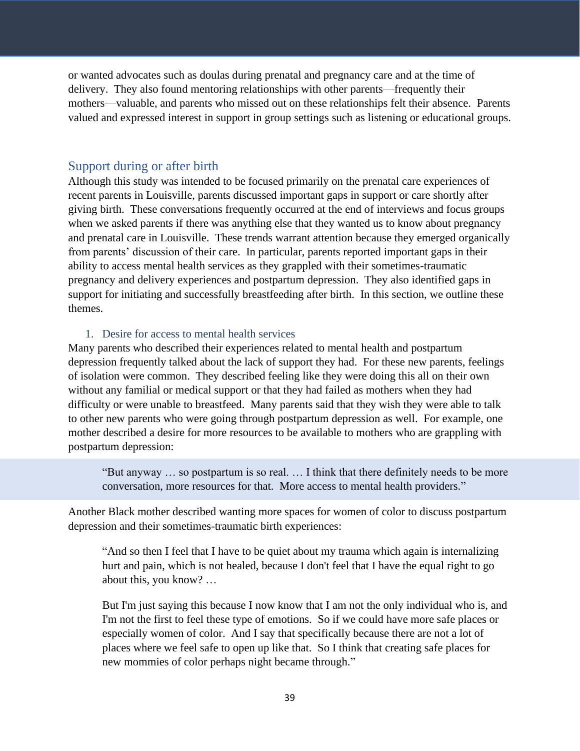or wanted advocates such as doulas during prenatal and pregnancy care and at the time of delivery. They also found mentoring relationships with other parents—frequently their mothers—valuable, and parents who missed out on these relationships felt their absence. Parents valued and expressed interest in support in group settings such as listening or educational groups.

## Support during or after birth

Although this study was intended to be focused primarily on the prenatal care experiences of recent parents in Louisville, parents discussed important gaps in support or care shortly after giving birth. These conversations frequently occurred at the end of interviews and focus groups when we asked parents if there was anything else that they wanted us to know about pregnancy and prenatal care in Louisville. These trends warrant attention because they emerged organically from parents' discussion of their care. In particular, parents reported important gaps in their ability to access mental health services as they grappled with their sometimes-traumatic pregnancy and delivery experiences and postpartum depression. They also identified gaps in support for initiating and successfully breastfeeding after birth. In this section, we outline these themes.

### 1. Desire for access to mental health services

Many parents who described their experiences related to mental health and postpartum depression frequently talked about the lack of support they had. For these new parents, feelings of isolation were common. They described feeling like they were doing this all on their own without any familial or medical support or that they had failed as mothers when they had difficulty or were unable to breastfeed. Many parents said that they wish they were able to talk to other new parents who were going through postpartum depression as well. For example, one mother described a desire for more resources to be available to mothers who are grappling with postpartum depression:

> "But anyway … so postpartum is so real. … I think that there definitely needs to be more conversation, more resources for that. More access to mental health providers."

Another Black mother described wanting more spaces for women of color to discuss postpartum depression and their sometimes-traumatic birth experiences:

> "And so then I feel that I have to be quiet about my trauma which again is internalizing hurt and pain, which is not healed, because I don't feel that I have the equal right to go about this, you know? …
>
> But I'm just saying this because I now know that I am not the only individual who is, and I'm not the first to feel these type of emotions. So if we could have more safe places or especially women of color. And I say that specifically because there are not a lot of places where we feel safe to open up like that. So I think that creating safe places for new mommies of color perhaps night became through."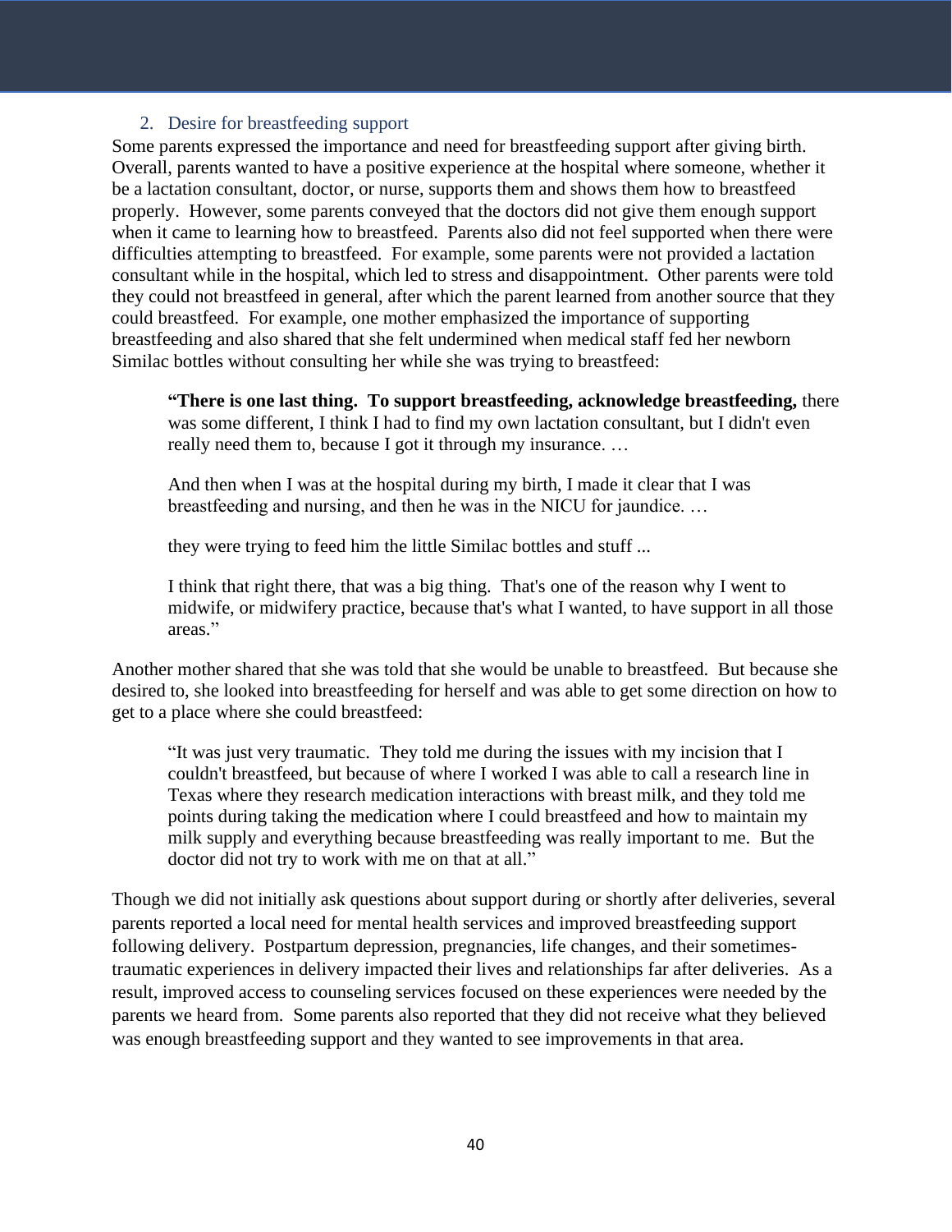### 2. Desire for breastfeeding support

Some parents expressed the importance and need for breastfeeding support after giving birth. Overall, parents wanted to have a positive experience at the hospital where someone, whether it be a lactation consultant, doctor, or nurse, supports them and shows them how to breastfeed properly. However, some parents conveyed that the doctors did not give them enough support when it came to learning how to breastfeed. Parents also did not feel supported when there were difficulties attempting to breastfeed. For example, some parents were not provided a lactation consultant while in the hospital, which led to stress and disappointment. Other parents were told they could not breastfeed in general, after which the parent learned from another source that they could breastfeed. For example, one mother emphasized the importance of supporting breastfeeding and also shared that she felt undermined when medical staff fed her newborn Similac bottles without consulting her while she was trying to breastfeed:

> **"There is one last thing. To support breastfeeding, acknowledge breastfeeding,** there was some different, I think I had to find my own lactation consultant, but I didn't even really need them to, because I got it through my insurance. …
>
> And then when I was at the hospital during my birth, I made it clear that I was breastfeeding and nursing, and then he was in the NICU for jaundice. …
>
> they were trying to feed him the little Similac bottles and stuff ...
>
> I think that right there, that was a big thing. That's one of the reason why I went to midwife, or midwifery practice, because that's what I wanted, to have support in all those areas."

Another mother shared that she was told that she would be unable to breastfeed. But because she desired to, she looked into breastfeeding for herself and was able to get some direction on how to get to a place where she could breastfeed:

> "It was just very traumatic. They told me during the issues with my incision that I couldn't breastfeed, but because of where I worked I was able to call a research line in Texas where they research medication interactions with breast milk, and they told me points during taking the medication where I could breastfeed and how to maintain my milk supply and everything because breastfeeding was really important to me. But the doctor did not try to work with me on that at all."

Though we did not initially ask questions about support during or shortly after deliveries, several parents reported a local need for mental health services and improved breastfeeding support following delivery. Postpartum depression, pregnancies, life changes, and their sometimes-traumatic experiences in delivery impacted their lives and relationships far after deliveries. As a result, improved access to counseling services focused on these experiences were needed by the parents we heard from. Some parents also reported that they did not receive what they believed was enough breastfeeding support and they wanted to see improvements in that area.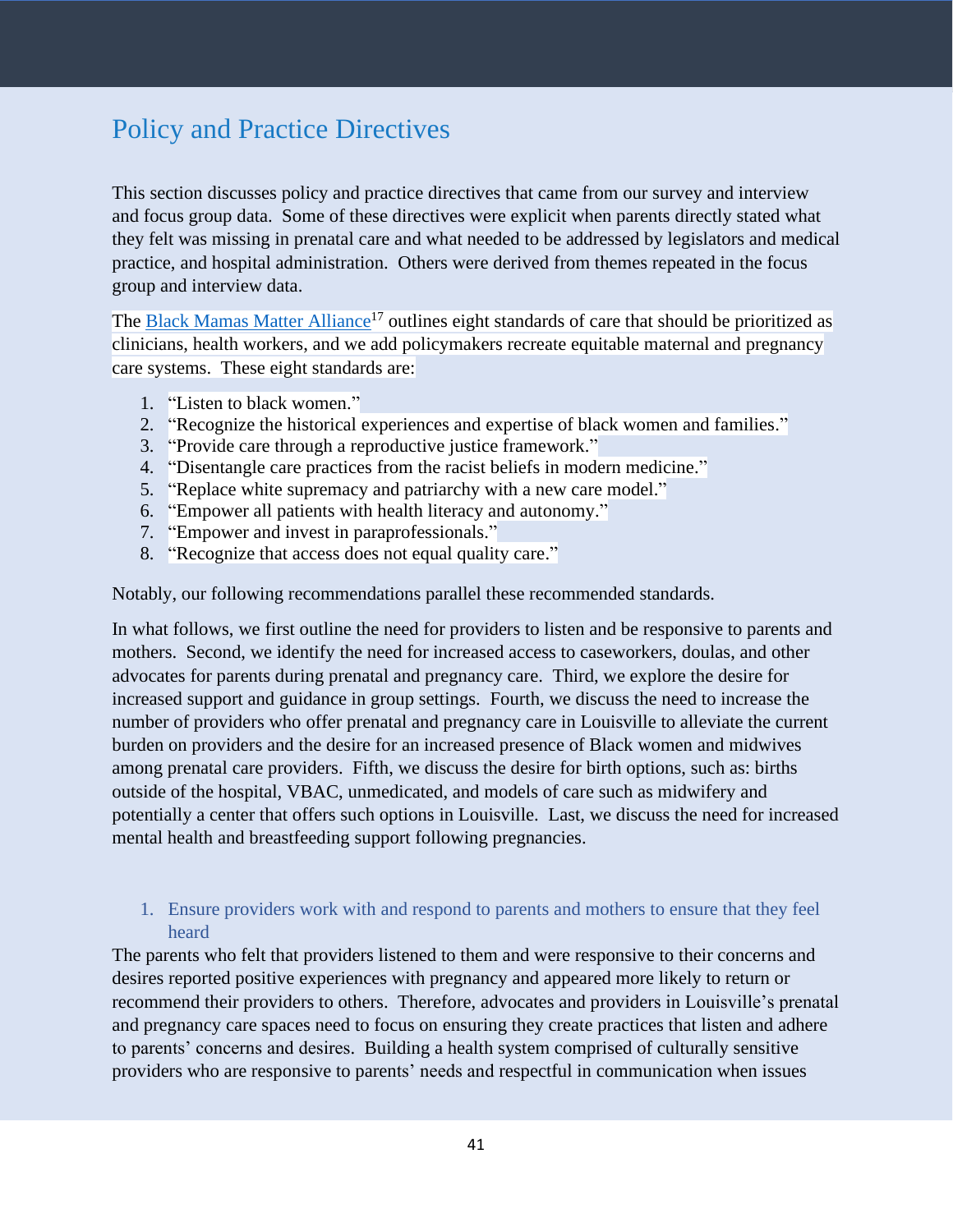# Policy and Practice Directives

This section discusses policy and practice directives that came from our survey and interview and focus group data. Some of these directives were explicit when parents directly stated what they felt was missing in prenatal care and what needed to be addressed by legislators and medical practice, and hospital administration. Others were derived from themes repeated in the focus group and interview data.

The Black Mamas Matter Alliance[17] outlines eight standards of care that should be prioritized as clinicians, health workers, and we add policymakers recreate equitable maternal and pregnancy care systems. These eight standards are:

1. "Listen to black women."
2. "Recognize the historical experiences and expertise of black women and families."
3. "Provide care through a reproductive justice framework."
4. "Disentangle care practices from the racist beliefs in modern medicine."
5. "Replace white supremacy and patriarchy with a new care model."
6. "Empower all patients with health literacy and autonomy."
7. "Empower and invest in paraprofessionals."
8. "Recognize that access does not equal quality care."

Notably, our following recommendations parallel these recommended standards.

In what follows, we first outline the need for providers to listen and be responsive to parents and mothers. Second, we identify the need for increased access to caseworkers, doulas, and other advocates for parents during prenatal and pregnancy care. Third, we explore the desire for increased support and guidance in group settings. Fourth, we discuss the need to increase the number of providers who offer prenatal and pregnancy care in Louisville to alleviate the current burden on providers and the desire for an increased presence of Black women and midwives among prenatal care providers. Fifth, we discuss the desire for birth options, such as: births outside of the hospital, VBAC, unmedicated, and models of care such as midwifery and potentially a center that offers such options in Louisville. Last, we discuss the need for increased mental health and breastfeeding support following pregnancies.

## 1. Ensure providers work with and respond to parents and mothers to ensure that they feel heard

The parents who felt that providers listened to them and were responsive to their concerns and desires reported positive experiences with pregnancy and appeared more likely to return or recommend their providers to others. Therefore, advocates and providers in Louisville's prenatal and pregnancy care spaces need to focus on ensuring they create practices that listen and adhere to parents' concerns and desires. Building a health system comprised of culturally sensitive providers who are responsive to parents' needs and respectful in communication when issues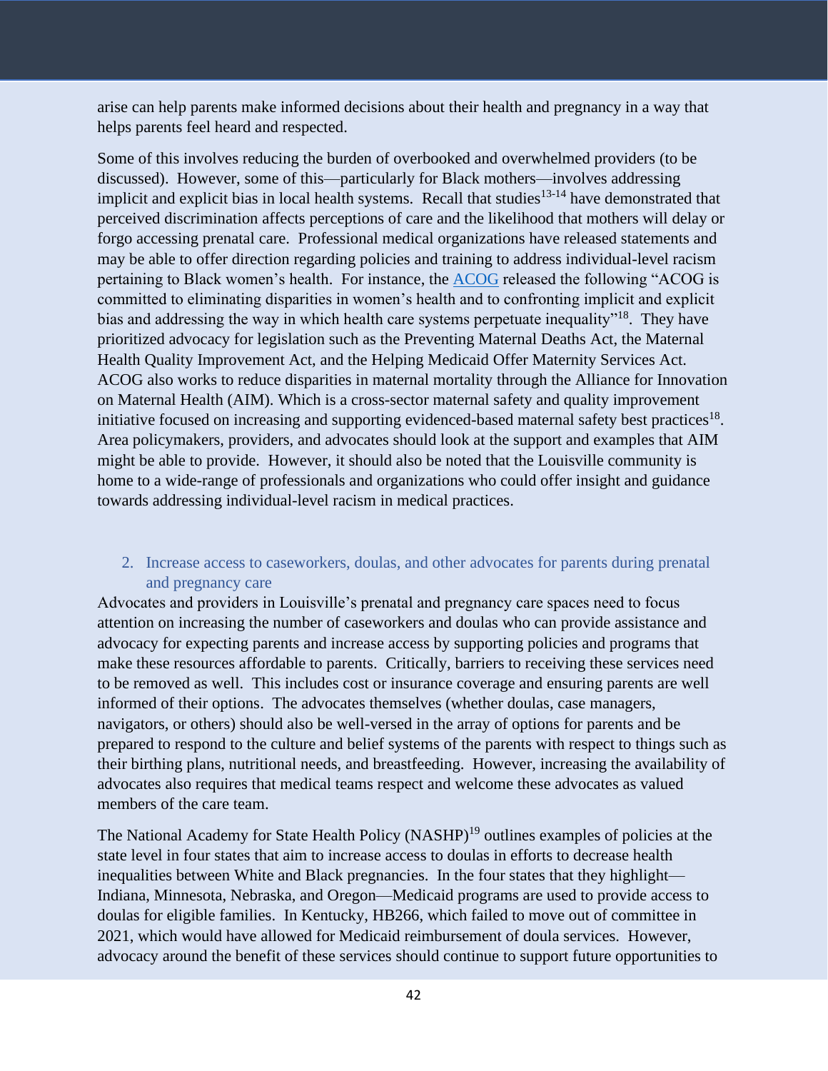arise can help parents make informed decisions about their health and pregnancy in a way that helps parents feel heard and respected.

Some of this involves reducing the burden of overbooked and overwhelmed providers (to be discussed). However, some of this—particularly for Black mothers—involves addressing implicit and explicit bias in local health systems. Recall that studies[13-14] have demonstrated that perceived discrimination affects perceptions of care and the likelihood that mothers will delay or forgo accessing prenatal care. Professional medical organizations have released statements and may be able to offer direction regarding policies and training to address individual-level racism pertaining to Black women's health. For instance, the ACOG released the following "ACOG is committed to eliminating disparities in women's health and to confronting implicit and explicit bias and addressing the way in which health care systems perpetuate inequality"[18]. They have prioritized advocacy for legislation such as the Preventing Maternal Deaths Act, the Maternal Health Quality Improvement Act, and the Helping Medicaid Offer Maternity Services Act. ACOG also works to reduce disparities in maternal mortality through the Alliance for Innovation on Maternal Health (AIM). Which is a cross-sector maternal safety and quality improvement initiative focused on increasing and supporting evidenced-based maternal safety best practices[18]. Area policymakers, providers, and advocates should look at the support and examples that AIM might be able to provide. However, it should also be noted that the Louisville community is home to a wide-range of professionals and organizations who could offer insight and guidance towards addressing individual-level racism in medical practices.

### 2. Increase access to caseworkers, doulas, and other advocates for parents during prenatal and pregnancy care

Advocates and providers in Louisville's prenatal and pregnancy care spaces need to focus attention on increasing the number of caseworkers and doulas who can provide assistance and advocacy for expecting parents and increase access by supporting policies and programs that make these resources affordable to parents. Critically, barriers to receiving these services need to be removed as well. This includes cost or insurance coverage and ensuring parents are well informed of their options. The advocates themselves (whether doulas, case managers, navigators, or others) should also be well-versed in the array of options for parents and be prepared to respond to the culture and belief systems of the parents with respect to things such as their birthing plans, nutritional needs, and breastfeeding. However, increasing the availability of advocates also requires that medical teams respect and welcome these advocates as valued members of the care team.

The National Academy for State Health Policy (NASHP)[19] outlines examples of policies at the state level in four states that aim to increase access to doulas in efforts to decrease health inequalities between White and Black pregnancies. In the four states that they highlight—Indiana, Minnesota, Nebraska, and Oregon—Medicaid programs are used to provide access to doulas for eligible families. In Kentucky, HB266, which failed to move out of committee in 2021, which would have allowed for Medicaid reimbursement of doula services. However, advocacy around the benefit of these services should continue to support future opportunities to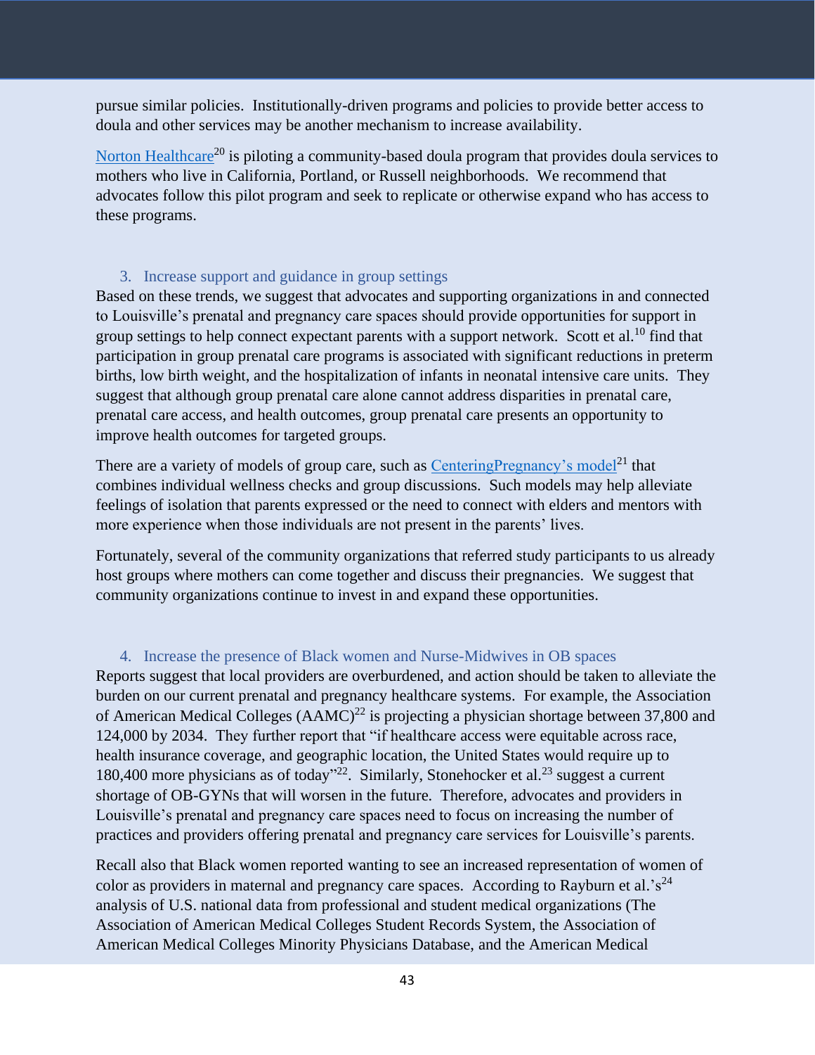pursue similar policies. Institutionally-driven programs and policies to provide better access to doula and other services may be another mechanism to increase availability.

Norton Healthcare[20] is piloting a community-based doula program that provides doula services to mothers who live in California, Portland, or Russell neighborhoods. We recommend that advocates follow this pilot program and seek to replicate or otherwise expand who has access to these programs.

### 3. Increase support and guidance in group settings

Based on these trends, we suggest that advocates and supporting organizations in and connected to Louisville's prenatal and pregnancy care spaces should provide opportunities for support in group settings to help connect expectant parents with a support network. Scott et al.[10] find that participation in group prenatal care programs is associated with significant reductions in preterm births, low birth weight, and the hospitalization of infants in neonatal intensive care units. They suggest that although group prenatal care alone cannot address disparities in prenatal care, prenatal care access, and health outcomes, group prenatal care presents an opportunity to improve health outcomes for targeted groups.

There are a variety of models of group care, such as CenteringPregnancy's model[21] that combines individual wellness checks and group discussions. Such models may help alleviate feelings of isolation that parents expressed or the need to connect with elders and mentors with more experience when those individuals are not present in the parents' lives.

Fortunately, several of the community organizations that referred study participants to us already host groups where mothers can come together and discuss their pregnancies. We suggest that community organizations continue to invest in and expand these opportunities.

### 4. Increase the presence of Black women and Nurse-Midwives in OB spaces

Reports suggest that local providers are overburdened, and action should be taken to alleviate the burden on our current prenatal and pregnancy healthcare systems. For example, the Association of American Medical Colleges (AAMC)[22] is projecting a physician shortage between 37,800 and 124,000 by 2034. They further report that "if healthcare access were equitable across race, health insurance coverage, and geographic location, the United States would require up to 180,400 more physicians as of today"[22]. Similarly, Stonehocker et al.[23] suggest a current shortage of OB-GYNs that will worsen in the future. Therefore, advocates and providers in Louisville's prenatal and pregnancy care spaces need to focus on increasing the number of practices and providers offering prenatal and pregnancy care services for Louisville's parents.

Recall also that Black women reported wanting to see an increased representation of women of color as providers in maternal and pregnancy care spaces. According to Rayburn et al.'s[24] analysis of U.S. national data from professional and student medical organizations (The Association of American Medical Colleges Student Records System, the Association of American Medical Colleges Minority Physicians Database, and the American Medical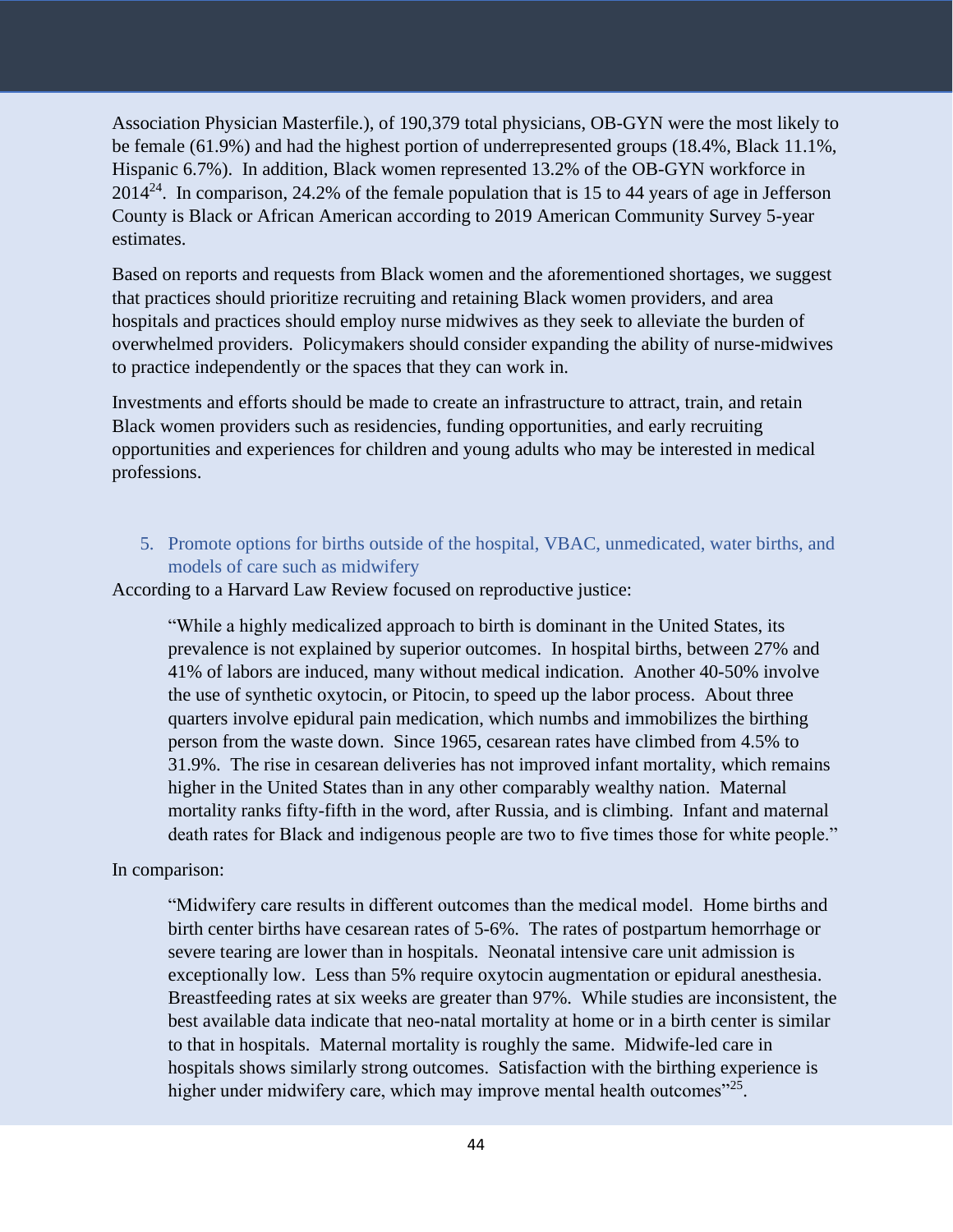Association Physician Masterfile.), of 190,379 total physicians, OB-GYN were the most likely to be female (61.9%) and had the highest portion of underrepresented groups (18.4%, Black 11.1%, Hispanic 6.7%). In addition, Black women represented 13.2% of the OB-GYN workforce in 2014[24]. In comparison, 24.2% of the female population that is 15 to 44 years of age in Jefferson County is Black or African American according to 2019 American Community Survey 5-year estimates.

Based on reports and requests from Black women and the aforementioned shortages, we suggest that practices should prioritize recruiting and retaining Black women providers, and area hospitals and practices should employ nurse midwives as they seek to alleviate the burden of overwhelmed providers. Policymakers should consider expanding the ability of nurse-midwives to practice independently or the spaces that they can work in.

Investments and efforts should be made to create an infrastructure to attract, train, and retain Black women providers such as residencies, funding opportunities, and early recruiting opportunities and experiences for children and young adults who may be interested in medical professions.

### 5. Promote options for births outside of the hospital, VBAC, unmedicated, water births, and models of care such as midwifery

According to a Harvard Law Review focused on reproductive justice:

> "While a highly medicalized approach to birth is dominant in the United States, its prevalence is not explained by superior outcomes. In hospital births, between 27% and 41% of labors are induced, many without medical indication. Another 40-50% involve the use of synthetic oxytocin, or Pitocin, to speed up the labor process. About three quarters involve epidural pain medication, which numbs and immobilizes the birthing person from the waste down. Since 1965, cesarean rates have climbed from 4.5% to 31.9%. The rise in cesarean deliveries has not improved infant mortality, which remains higher in the United States than in any other comparably wealthy nation. Maternal mortality ranks fifty-fifth in the word, after Russia, and is climbing. Infant and maternal death rates for Black and indigenous people are two to five times those for white people."

In comparison:

> "Midwifery care results in different outcomes than the medical model. Home births and birth center births have cesarean rates of 5-6%. The rates of postpartum hemorrhage or severe tearing are lower than in hospitals. Neonatal intensive care unit admission is exceptionally low. Less than 5% require oxytocin augmentation or epidural anesthesia. Breastfeeding rates at six weeks are greater than 97%. While studies are inconsistent, the best available data indicate that neo-natal mortality at home or in a birth center is similar to that in hospitals. Maternal mortality is roughly the same. Midwife-led care in hospitals shows similarly strong outcomes. Satisfaction with the birthing experience is higher under midwifery care, which may improve mental health outcomes"[25].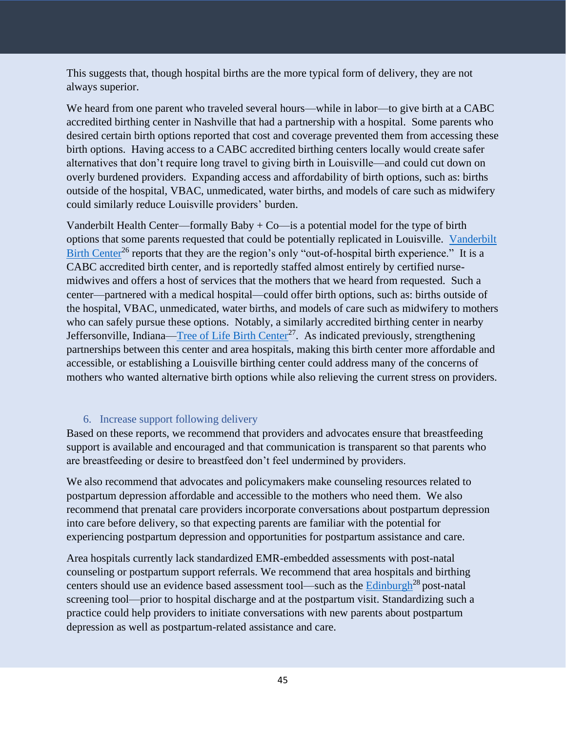This suggests that, though hospital births are the more typical form of delivery, they are not always superior.

We heard from one parent who traveled several hours—while in labor—to give birth at a CABC accredited birthing center in Nashville that had a partnership with a hospital. Some parents who desired certain birth options reported that cost and coverage prevented them from accessing these birth options. Having access to a CABC accredited birthing centers locally would create safer alternatives that don't require long travel to giving birth in Louisville—and could cut down on overly burdened providers. Expanding access and affordability of birth options, such as: births outside of the hospital, VBAC, unmedicated, water births, and models of care such as midwifery could similarly reduce Louisville providers' burden.

Vanderbilt Health Center—formally Baby + Co—is a potential model for the type of birth options that some parents requested that could be potentially replicated in Louisville. Vanderbilt Birth Center[26] reports that they are the region's only "out-of-hospital birth experience." It is a CABC accredited birth center, and is reportedly staffed almost entirely by certified nurse-midwives and offers a host of services that the mothers that we heard from requested. Such a center—partnered with a medical hospital—could offer birth options, such as: births outside of the hospital, VBAC, unmedicated, water births, and models of care such as midwifery to mothers who can safely pursue these options. Notably, a similarly accredited birthing center in nearby Jeffersonville, Indiana—Tree of Life Birth Center[27]. As indicated previously, strengthening partnerships between this center and area hospitals, making this birth center more affordable and accessible, or establishing a Louisville birthing center could address many of the concerns of mothers who wanted alternative birth options while also relieving the current stress on providers.

### 6. Increase support following delivery

Based on these reports, we recommend that providers and advocates ensure that breastfeeding support is available and encouraged and that communication is transparent so that parents who are breastfeeding or desire to breastfeed don't feel undermined by providers.

We also recommend that advocates and policymakers make counseling resources related to postpartum depression affordable and accessible to the mothers who need them. We also recommend that prenatal care providers incorporate conversations about postpartum depression into care before delivery, so that expecting parents are familiar with the potential for experiencing postpartum depression and opportunities for postpartum assistance and care.

Area hospitals currently lack standardized EMR-embedded assessments with post-natal counseling or postpartum support referrals. We recommend that area hospitals and birthing centers should use an evidence based assessment tool—such as the Edinburgh[28] post-natal screening tool—prior to hospital discharge and at the postpartum visit. Standardizing such a practice could help providers to initiate conversations with new parents about postpartum depression as well as postpartum-related assistance and care.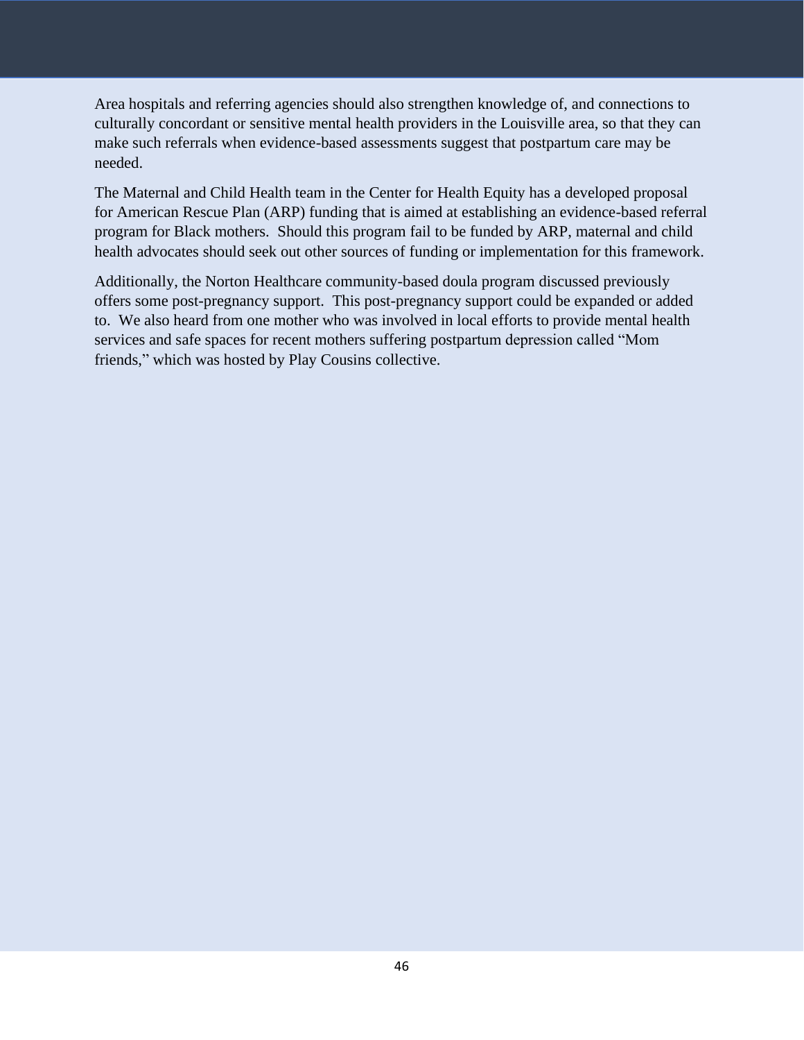Area hospitals and referring agencies should also strengthen knowledge of, and connections to culturally concordant or sensitive mental health providers in the Louisville area, so that they can make such referrals when evidence-based assessments suggest that postpartum care may be needed.

The Maternal and Child Health team in the Center for Health Equity has a developed proposal for American Rescue Plan (ARP) funding that is aimed at establishing an evidence-based referral program for Black mothers. Should this program fail to be funded by ARP, maternal and child health advocates should seek out other sources of funding or implementation for this framework.

Additionally, the Norton Healthcare community-based doula program discussed previously offers some post-pregnancy support. This post-pregnancy support could be expanded or added to. We also heard from one mother who was involved in local efforts to provide mental health services and safe spaces for recent mothers suffering postpartum depression called "Mom friends," which was hosted by Play Cousins collective.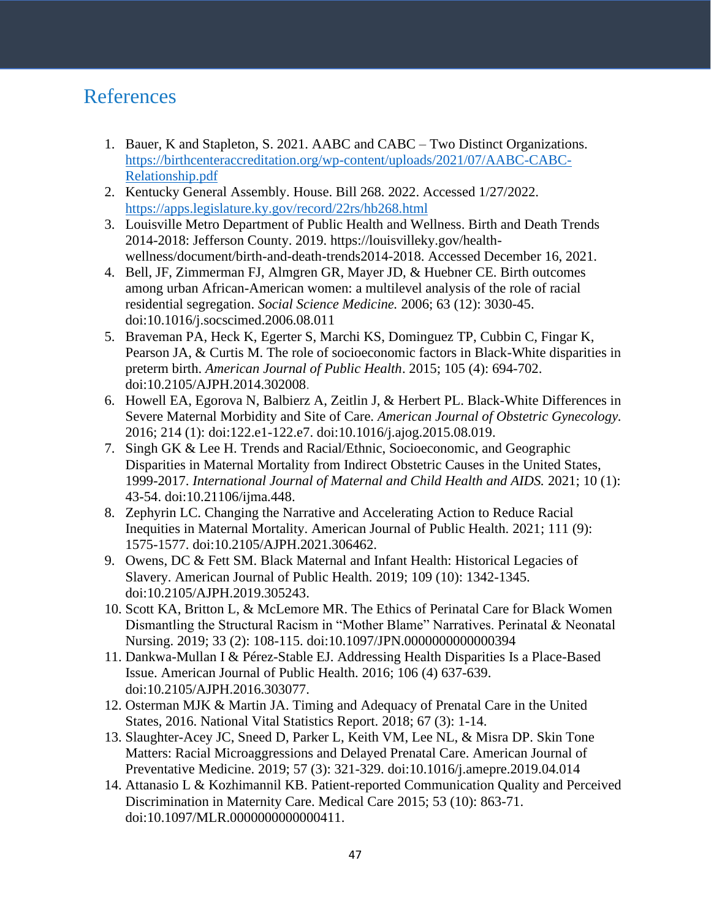# References

1. Bauer, K and Stapleton, S. 2021. AABC and CABC – Two Distinct Organizations. https://birthcenteraccreditation.org/wp-content/uploads/2021/07/AABC-CABC-Relationship.pdf
2. Kentucky General Assembly. House. Bill 268. 2022. Accessed 1/27/2022. https://apps.legislature.ky.gov/record/22rs/hb268.html
3. Louisville Metro Department of Public Health and Wellness. Birth and Death Trends 2014-2018: Jefferson County. 2019. https://louisvilleky.gov/health-wellness/document/birth-and-death-trends2014-2018. Accessed December 16, 2021.
4. Bell, JF, Zimmerman FJ, Almgren GR, Mayer JD, & Huebner CE. Birth outcomes among urban African-American women: a multilevel analysis of the role of racial residential segregation. *Social Science Medicine.* 2006; 63 (12): 3030-45. doi:10.1016/j.socscimed.2006.08.011
5. Braveman PA, Heck K, Egerter S, Marchi KS, Dominguez TP, Cubbin C, Fingar K, Pearson JA, & Curtis M. The role of socioeconomic factors in Black-White disparities in preterm birth. *American Journal of Public Health*. 2015; 105 (4): 694-702. doi:10.2105/AJPH.2014.302008.
6. Howell EA, Egorova N, Balbierz A, Zeitlin J, & Herbert PL. Black-White Differences in Severe Maternal Morbidity and Site of Care. *American Journal of Obstetric Gynecology.* 2016; 214 (1): doi:122.e1-122.e7. doi:10.1016/j.ajog.2015.08.019.
7. Singh GK & Lee H. Trends and Racial/Ethnic, Socioeconomic, and Geographic Disparities in Maternal Mortality from Indirect Obstetric Causes in the United States, 1999-2017. *International Journal of Maternal and Child Health and AIDS.* 2021; 10 (1): 43-54. doi:10.21106/ijma.448.
8. Zephyrin LC. Changing the Narrative and Accelerating Action to Reduce Racial Inequities in Maternal Mortality. American Journal of Public Health. 2021; 111 (9): 1575-1577. doi:10.2105/AJPH.2021.306462.
9. Owens, DC & Fett SM. Black Maternal and Infant Health: Historical Legacies of Slavery. American Journal of Public Health. 2019; 109 (10): 1342-1345. doi:10.2105/AJPH.2019.305243.
10. Scott KA, Britton L, & McLemore MR. The Ethics of Perinatal Care for Black Women Dismantling the Structural Racism in "Mother Blame" Narratives. Perinatal & Neonatal Nursing. 2019; 33 (2): 108-115. doi:10.1097/JPN.0000000000000394
11. Dankwa-Mullan I & Pérez-Stable EJ. Addressing Health Disparities Is a Place-Based Issue. American Journal of Public Health. 2016; 106 (4) 637-639. doi:10.2105/AJPH.2016.303077.
12. Osterman MJK & Martin JA. Timing and Adequacy of Prenatal Care in the United States, 2016. National Vital Statistics Report. 2018; 67 (3): 1-14.
13. Slaughter-Acey JC, Sneed D, Parker L, Keith VM, Lee NL, & Misra DP. Skin Tone Matters: Racial Microaggressions and Delayed Prenatal Care. American Journal of Preventative Medicine. 2019; 57 (3): 321-329. doi:10.1016/j.amepre.2019.04.014
14. Attanasio L & Kozhimannil KB. Patient-reported Communication Quality and Perceived Discrimination in Maternity Care. Medical Care 2015; 53 (10): 863-71. doi:10.1097/MLR.0000000000000411.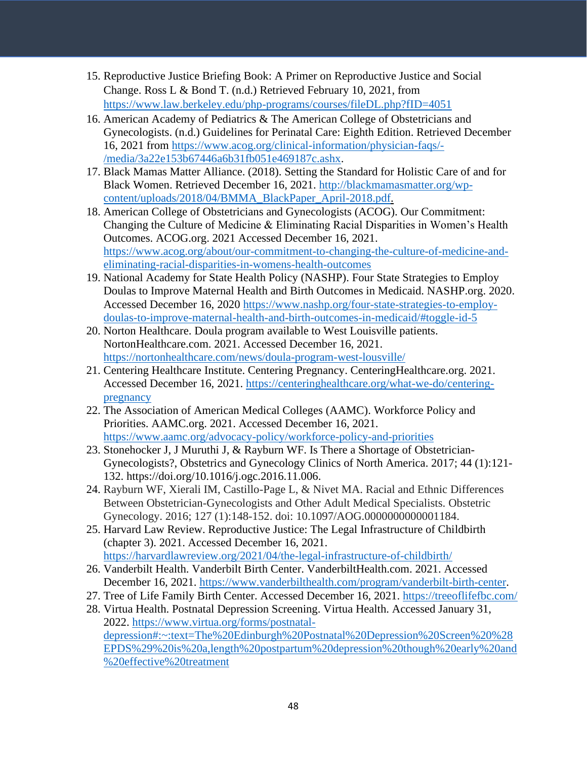15. Reproductive Justice Briefing Book: A Primer on Reproductive Justice and Social Change. Ross L & Bond T. (n.d.) Retrieved February 10, 2021, from https://www.law.berkeley.edu/php-programs/courses/fileDL.php?fID=4051
16. American Academy of Pediatrics & The American College of Obstetricians and Gynecologists. (n.d.) Guidelines for Perinatal Care: Eighth Edition. Retrieved December 16, 2021 from https://www.acog.org/clinical-information/physician-faqs/-/media/3a22e153b67446a6b31fb051e469187c.ashx.
17. Black Mamas Matter Alliance. (2018). Setting the Standard for Holistic Care of and for Black Women. Retrieved December 16, 2021. http://blackmamasmatter.org/wp-content/uploads/2018/04/BMMA_BlackPaper_April-2018.pdf.
18. American College of Obstetricians and Gynecologists (ACOG). Our Commitment: Changing the Culture of Medicine & Eliminating Racial Disparities in Women's Health Outcomes. ACOG.org. 2021 Accessed December 16, 2021. https://www.acog.org/about/our-commitment-to-changing-the-culture-of-medicine-and-eliminating-racial-disparities-in-womens-health-outcomes
19. National Academy for State Health Policy (NASHP). Four State Strategies to Employ Doulas to Improve Maternal Health and Birth Outcomes in Medicaid. NASHP.org. 2020. Accessed December 16, 2020 https://www.nashp.org/four-state-strategies-to-employ-doulas-to-improve-maternal-health-and-birth-outcomes-in-medicaid/#toggle-id-5
20. Norton Healthcare. Doula program available to West Louisville patients. NortonHealthcare.com. 2021. Accessed December 16, 2021. https://nortonhealthcare.com/news/doula-program-west-lousville/
21. Centering Healthcare Institute. Centering Pregnancy. CenteringHealthcare.org. 2021. Accessed December 16, 2021. https://centeringhealthcare.org/what-we-do/centering-pregnancy
22. The Association of American Medical Colleges (AAMC). Workforce Policy and Priorities. AAMC.org. 2021. Accessed December 16, 2021. https://www.aamc.org/advocacy-policy/workforce-policy-and-priorities
23. Stonehocker J, J Muruthi J, & Rayburn WF. Is There a Shortage of Obstetrician-Gynecologists?, Obstetrics and Gynecology Clinics of North America. 2017; 44 (1):121-132. https://doi.org/10.1016/j.ogc.2016.11.006.
24. Rayburn WF, Xierali IM, Castillo-Page L, & Nivet MA. Racial and Ethnic Differences Between Obstetrician-Gynecologists and Other Adult Medical Specialists. Obstetric Gynecology. 2016; 127 (1):148-152. doi: 10.1097/AOG.0000000000001184.
25. Harvard Law Review. Reproductive Justice: The Legal Infrastructure of Childbirth (chapter 3). 2021. Accessed December 16, 2021. https://harvardlawreview.org/2021/04/the-legal-infrastructure-of-childbirth/
26. Vanderbilt Health. Vanderbilt Birth Center. VanderbiltHealth.com. 2021. Accessed December 16, 2021. https://www.vanderbilthealth.com/program/vanderbilt-birth-center.
27. Tree of Life Family Birth Center. Accessed December 16, 2021. https://treeoflifefbc.com/
28. Virtua Health. Postnatal Depression Screening. Virtua Health. Accessed January 31, 2022. https://www.virtua.org/forms/postnatal-depression#:~:text=The%20Edinburgh%20Postnatal%20Depression%20Screen%20%28EPDS%29%20is%20a,length%20postpartum%20depression%20though%20early%20and%20effective%20treatment